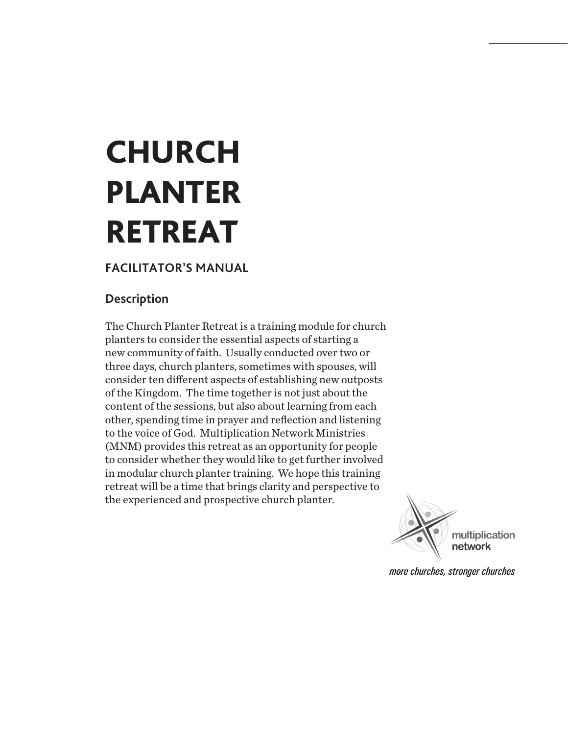# CHURCH PLANTER RETREAT

## FACILITATOR'S MANUAL

### Description

The Church Planter Retreat is a training module for church planters to consider the essential aspects of starting a new community of faith. Usually conducted over two or three days, church planters, sometimes with spouses, will consider ten different aspects of establishing new outposts of the Kingdom. The time together is not just about the content of the sessions, but also about learning from each other, spending time in prayer and reflection and listening to the voice of God. Multiplication Network Ministries (MNM) provides this retreat as an opportunity for people to consider whether they would like to get further involved in modular church planter training. We hope this training retreat will be a time that brings clarity and perspective to the experienced and prospective church planter.

multiplication network

*more churches, stronger churches*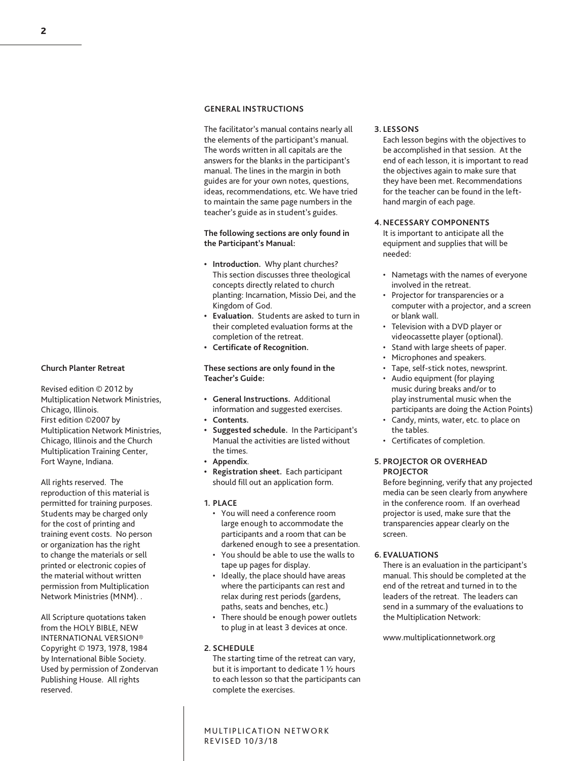**Church Planter Retreat**

Revised edition © 2012 by Multiplication Network Ministries, Chicago, Illinois.
First edition ©2007 by Multiplication Network Ministries, Chicago, Illinois and the Church Multiplication Training Center, Fort Wayne, Indiana.

All rights reserved. The reproduction of this material is permitted for training purposes. Students may be charged only for the cost of printing and training event costs. No person or organization has the right to change the materials or sell printed or electronic copies of the material without written permission from Multiplication Network Ministries (MNM). .

All Scripture quotations taken from the HOLY BIBLE, NEW INTERNATIONAL VERSION® Copyright © 1973, 1978, 1984 by International Bible Society. Used by permission of Zondervan Publishing House. All rights reserved.

## GENERAL INSTRUCTIONS

The facilitator's manual contains nearly all the elements of the participant's manual. The words written in all capitals are the answers for the blanks in the participant's manual. The lines in the margin in both guides are for your own notes, questions, ideas, recommendations, etc. We have tried to maintain the same page numbers in the teacher's guide as in student's guides.

**The following sections are only found in the Participant's Manual:**

- **Introduction.** Why plant churches? This section discusses three theological concepts directly related to church planting: Incarnation, Missio Dei, and the Kingdom of God.
- **Evaluation.** Students are asked to turn in their completed evaluation forms at the completion of the retreat.
- **Certificate of Recognition.**

**These sections are only found in the Teacher's Guide:**

- **General Instructions.** Additional information and suggested exercises.
- **Contents.**
- **Suggested schedule.** In the Participant's Manual the activities are listed without the times.
- **Appendix**.
- **Registration sheet.** Each participant should fill out an application form.

### 1. PLACE

- You will need a conference room large enough to accommodate the participants and a room that can be darkened enough to see a presentation.
- You should be able to use the walls to tape up pages for display.
- Ideally, the place should have areas where the participants can rest and relax during rest periods (gardens, paths, seats and benches, etc.)
- There should be enough power outlets to plug in at least 3 devices at once.

### 2. SCHEDULE

The starting time of the retreat can vary, but it is important to dedicate 1 ½ hours to each lesson so that the participants can complete the exercises.

### 3. LESSONS

Each lesson begins with the objectives to be accomplished in that session. At the end of each lesson, it is important to read the objectives again to make sure that they have been met. Recommendations for the teacher can be found in the left-hand margin of each page.

### 4. NECESSARY COMPONENTS

It is important to anticipate all the equipment and supplies that will be needed:

- Nametags with the names of everyone involved in the retreat.
- Projector for transparencies or a computer with a projector, and a screen or blank wall.
- Television with a DVD player or videocassette player (optional).
- Stand with large sheets of paper.
- Microphones and speakers.
- Tape, self-stick notes, newsprint.
- Audio equipment (for playing music during breaks and/or to play instrumental music when the participants are doing the Action Points)
- Candy, mints, water, etc. to place on the tables.
- Certificates of completion.

### 5. PROJECTOR OR OVERHEAD PROJECTOR

Before beginning, verify that any projected media can be seen clearly from anywhere in the conference room. If an overhead projector is used, make sure that the transparencies appear clearly on the screen.

### 6. EVALUATIONS

There is an evaluation in the participant's manual. This should be completed at the end of the retreat and turned in to the leaders of the retreat. The leaders can send in a summary of the evaluations to the Multiplication Network:

www.multiplicationnetwork.org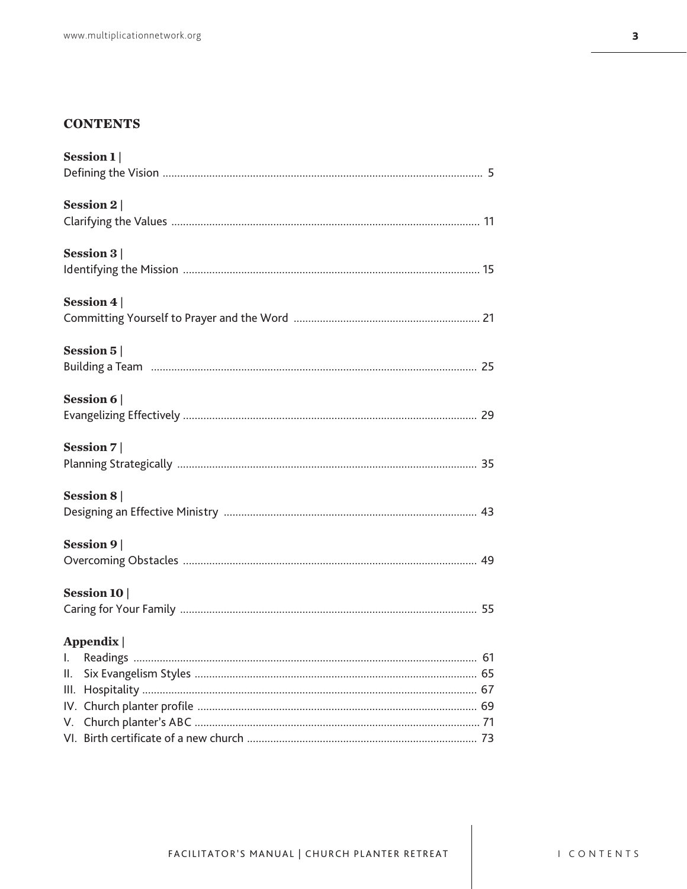## CONTENTS

**Session 1 |**
Defining the Vision ........ 5

**Session 2 |**
Clarifying the Values ........ 11

**Session 3 |**
Identifying the Mission ........ 15

**Session 4 |**
Committing Yourself to Prayer and the Word ........ 21

**Session 5 |**
Building a Team ........ 25

**Session 6 |**
Evangelizing Effectively ........ 29

**Session 7 |**
Planning Strategically ........ 35

**Session 8 |**
Designing an Effective Ministry ........ 43

**Session 9 |**
Overcoming Obstacles ........ 49

**Session 10 |**
Caring for Your Family ........ 55

**Appendix |**
I. Readings ........ 61
II. Six Evangelism Styles ........ 65
III. Hospitality ........ 67
IV. Church planter profile ........ 69
V. Church planter's ABC ........ 71
VI. Birth certificate of a new church ........ 73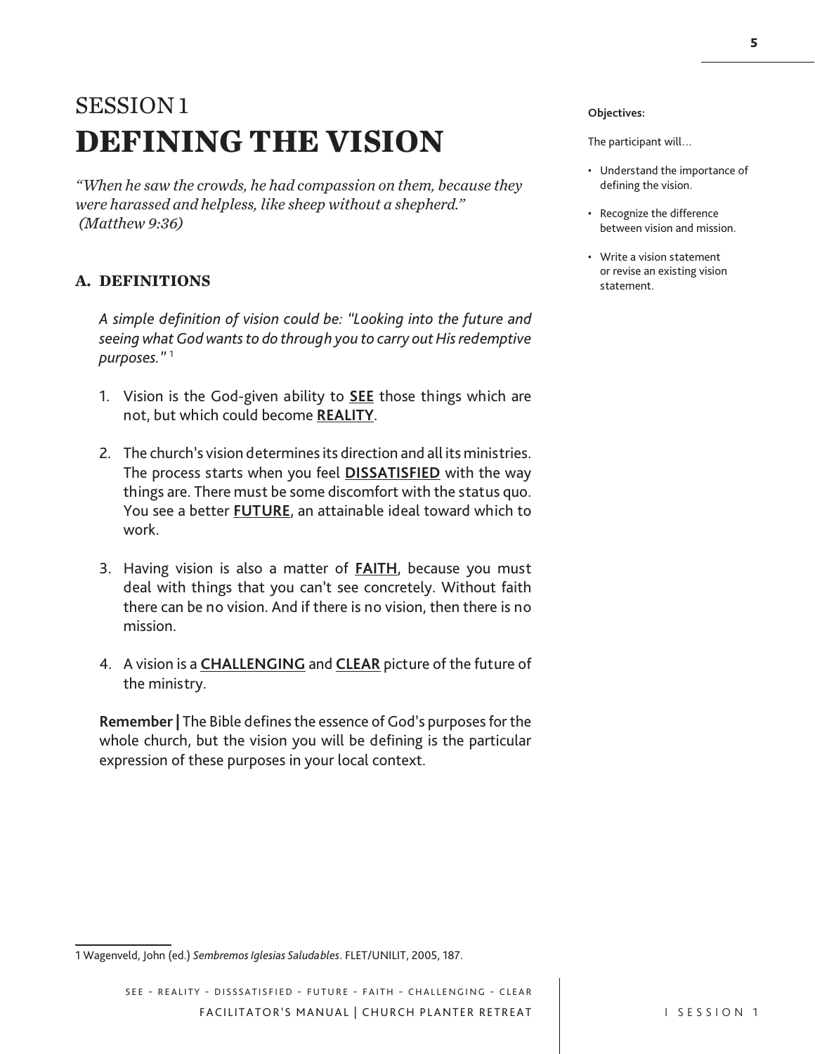# SESSION 1
# DEFINING THE VISION

*"When he saw the crowds, he had compassion on them, because they were harassed and helpless, like sheep without a shepherd." (Matthew 9:36)*

**Objectives:**

The participant will…

- Understand the importance of defining the vision.
- Recognize the difference between vision and mission.
- Write a vision statement or revise an existing vision statement.

## A. DEFINITIONS

*A simple definition of vision could be: "Looking into the future and seeing what God wants to do through you to carry out His redemptive purposes."* [1]

1. Vision is the God-given ability to **SEE** those things which are not, but which could become **REALITY**.

2. The church's vision determines its direction and all its ministries. The process starts when you feel **DISSATISFIED** with the way things are. There must be some discomfort with the status quo. You see a better **FUTURE**, an attainable ideal toward which to work.

3. Having vision is also a matter of **FAITH**, because you must deal with things that you can't see concretely. Without faith there can be no vision. And if there is no vision, then there is no mission.

4. A vision is a **CHALLENGING** and **CLEAR** picture of the future of the ministry.

**Remember |** The Bible defines the essence of God's purposes for the whole church, but the vision you will be defining is the particular expression of these purposes in your local context.

1 Wagenveld, John (ed.) *Sembremos Iglesias Saludables*. FLET/UNILIT, 2005, 187.

SEE - REALITY - DISSSATISFIED - FUTURE - FAITH - CHALLENGING - CLEAR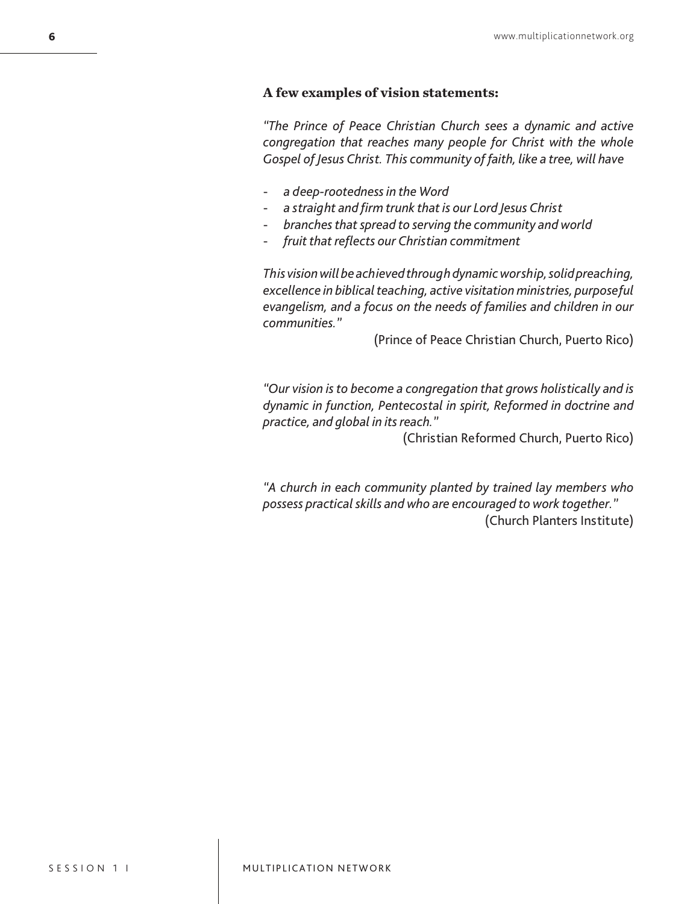**A few examples of vision statements:**

*"The Prince of Peace Christian Church sees a dynamic and active congregation that reaches many people for Christ with the whole Gospel of Jesus Christ. This community of faith, like a tree, will have*

- *a deep-rootedness in the Word*
- *a straight and firm trunk that is our Lord Jesus Christ*
- *branches that spread to serving the community and world*
- *fruit that reflects our Christian commitment*

*This vision will be achieved through dynamic worship, solid preaching, excellence in biblical teaching, active visitation ministries, purposeful evangelism, and a focus on the needs of families and children in our communities."*

(Prince of Peace Christian Church, Puerto Rico)

*"Our vision is to become a congregation that grows holistically and is dynamic in function, Pentecostal in spirit, Reformed in doctrine and practice, and global in its reach."*

(Christian Reformed Church, Puerto Rico)

*"A church in each community planted by trained lay members who possess practical skills and who are encouraged to work together."*

(Church Planters Institute)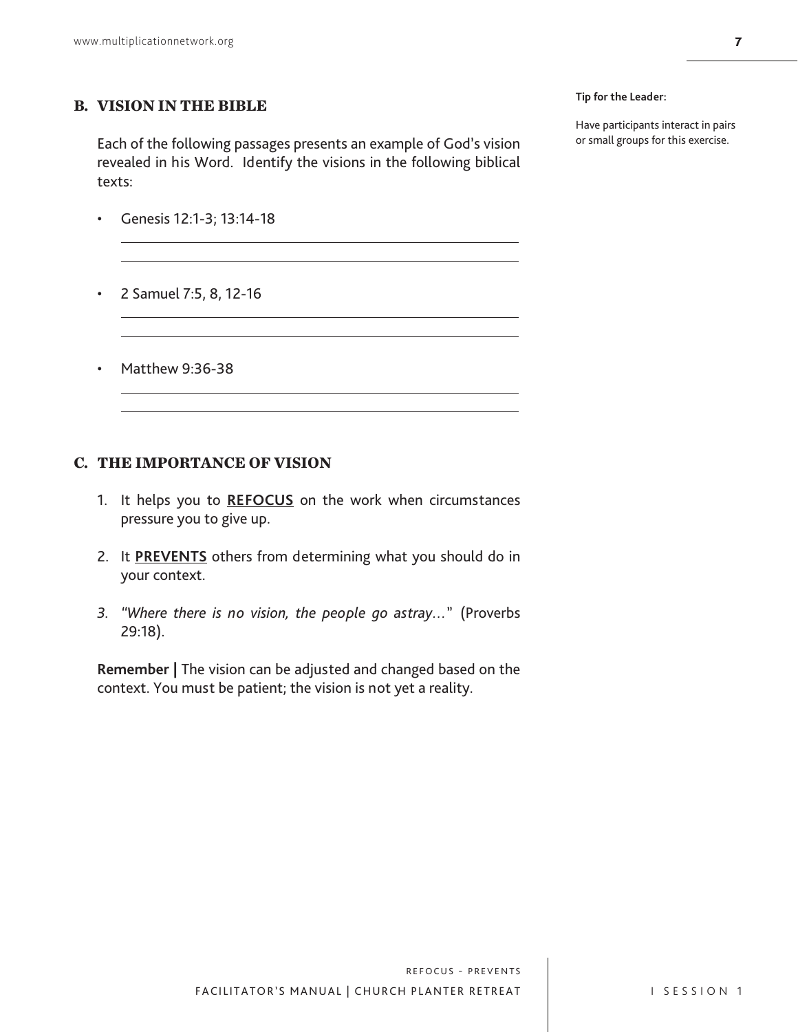## B. VISION IN THE BIBLE

Each of the following passages presents an example of God's vision revealed in his Word. Identify the visions in the following biblical texts:

- Genesis 12:1-3; 13:14-18

  ______________________________________________

  ______________________________________________

- 2 Samuel 7:5, 8, 12-16

  ______________________________________________

  ______________________________________________

- Matthew 9:36-38

  ______________________________________________

  ______________________________________________

**Tip for the Leader:**

Have participants interact in pairs or small groups for this exercise.

## C. THE IMPORTANCE OF VISION

1. It helps you to **<u>REFOCUS</u>** on the work when circumstances pressure you to give up.
2. It **<u>PREVENTS</u>** others from determining what you should do in your context.
3. *"Where there is no vision, the people go astray…"* (Proverbs 29:18).

**Remember |** The vision can be adjusted and changed based on the context. You must be patient; the vision is not yet a reality.

REFOCUS - PREVENTS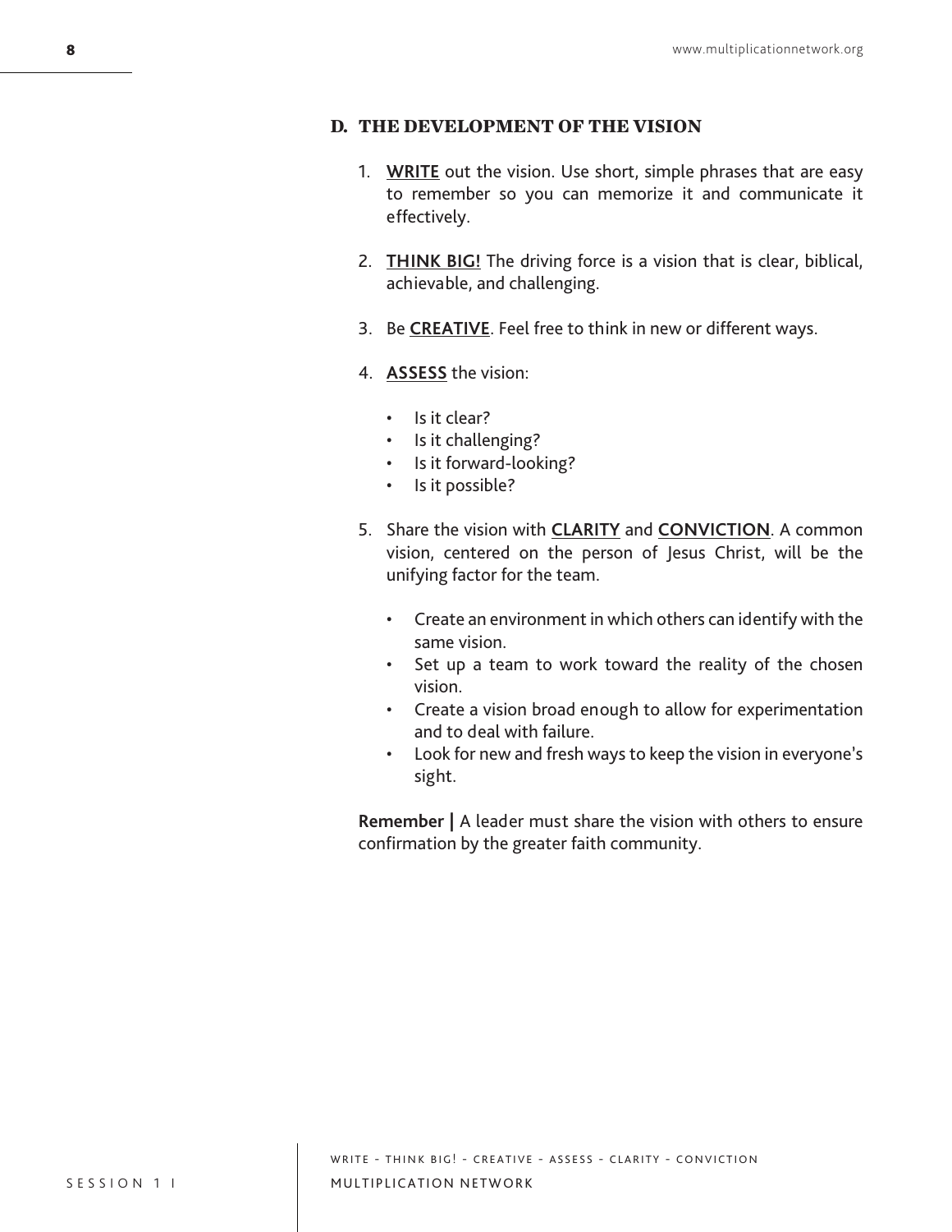## D. THE DEVELOPMENT OF THE VISION

1. **WRITE** out the vision. Use short, simple phrases that are easy to remember so you can memorize it and communicate it effectively.

2. **THINK BIG!** The driving force is a vision that is clear, biblical, achievable, and challenging.

3. Be **CREATIVE**. Feel free to think in new or different ways.

4. **ASSESS** the vision:

   - Is it clear?
   - Is it challenging?
   - Is it forward-looking?
   - Is it possible?

5. Share the vision with **CLARITY** and **CONVICTION**. A common vision, centered on the person of Jesus Christ, will be the unifying factor for the team.

   - Create an environment in which others can identify with the same vision.
   - Set up a team to work toward the reality of the chosen vision.
   - Create a vision broad enough to allow for experimentation and to deal with failure.
   - Look for new and fresh ways to keep the vision in everyone's sight.

**Remember |** A leader must share the vision with others to ensure confirmation by the greater faith community.

WRITE - THINK BIG! - CREATIVE - ASSESS - CLARITY - CONVICTION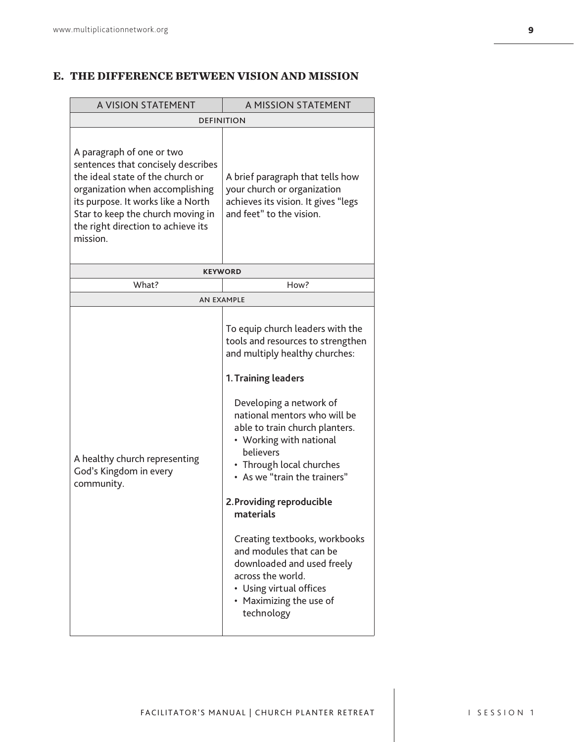## E. THE DIFFERENCE BETWEEN VISION AND MISSION

| A VISION STATEMENT | A MISSION STATEMENT |
|---|---|
| **DEFINITION** | |
| A paragraph of one or two sentences that concisely describes the ideal state of the church or organization when accomplishing its purpose. It works like a North Star to keep the church moving in the right direction to achieve its mission. | A brief paragraph that tells how your church or organization achieves its vision. It gives "legs and feet" to the vision. |
| **KEYWORD** | |
| What? | How? |
| **AN EXAMPLE** | |
| A healthy church representing God's Kingdom in every community. | To equip church leaders with the tools and resources to strengthen and multiply healthy churches:<br><br>**1. Training leaders**<br><br>Developing a network of national mentors who will be able to train church planters.<br>• Working with national believers<br>• Through local churches<br>• As we "train the trainers"<br><br>**2. Providing reproducible materials**<br><br>Creating textbooks, workbooks and modules that can be downloaded and used freely across the world.<br>• Using virtual offices<br>• Maximizing the use of technology |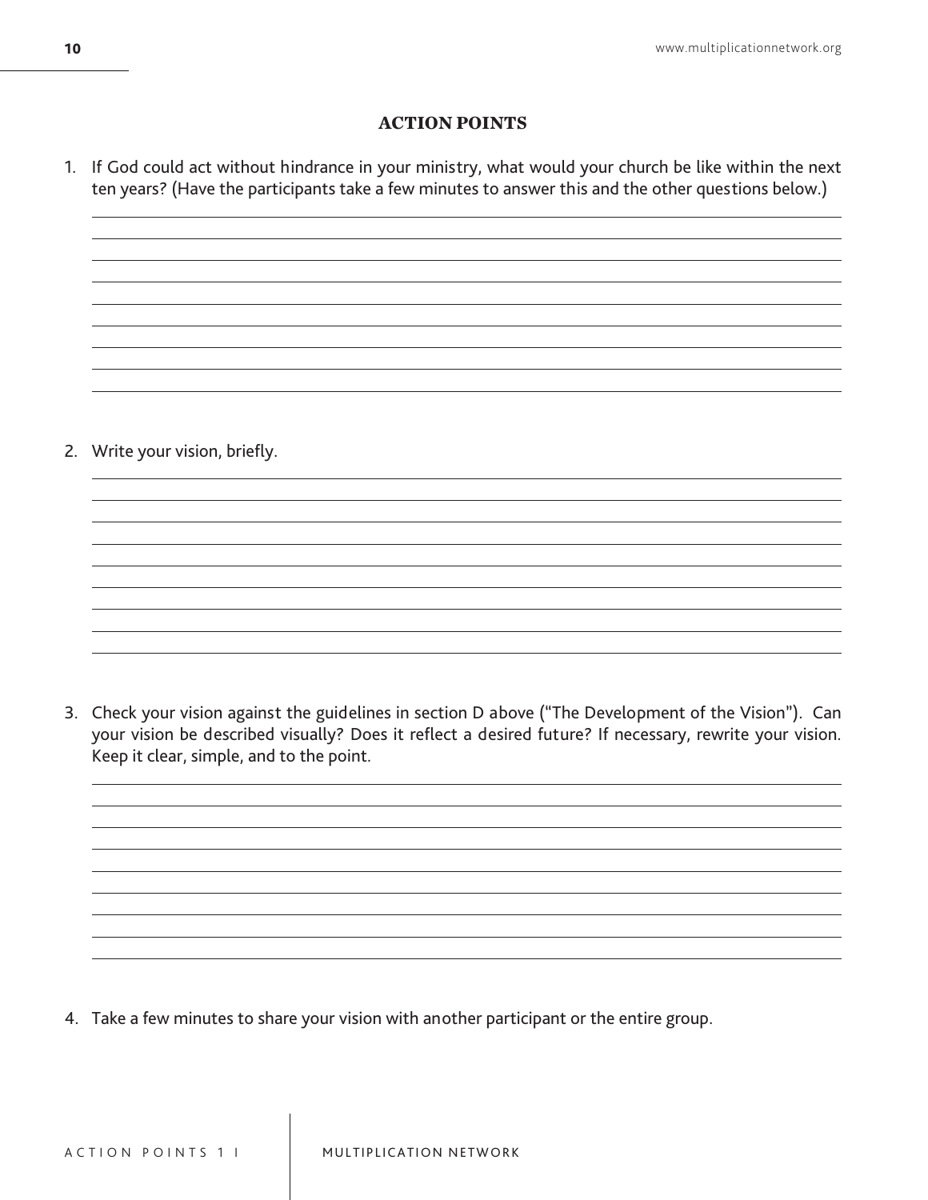## ACTION POINTS

1. If God could act without hindrance in your ministry, what would your church be like within the next ten years? (Have the participants take a few minutes to answer this and the other questions below.)

2. Write your vision, briefly.

3. Check your vision against the guidelines in section D above ("The Development of the Vision"). Can your vision be described visually? Does it reflect a desired future? If necessary, rewrite your vision. Keep it clear, simple, and to the point.

4. Take a few minutes to share your vision with another participant or the entire group.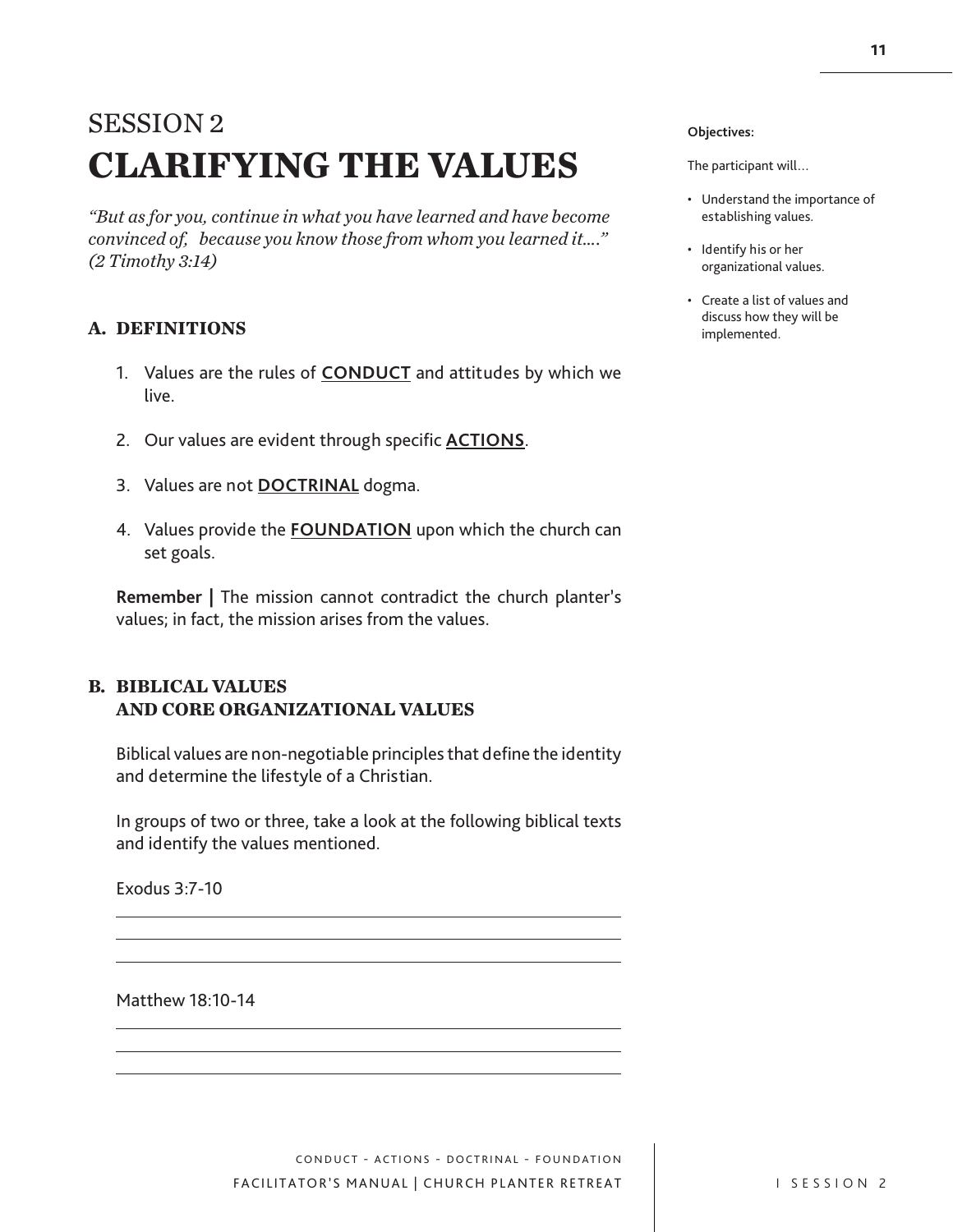# SESSION 2
# CLARIFYING THE VALUES

*"But as for you, continue in what you have learned and have become convinced of, because you know those from whom you learned it…." (2 Timothy 3:14)*

**Objectives:**

The participant will…

- Understand the importance of establishing values.
- Identify his or her organizational values.
- Create a list of values and discuss how they will be implemented.

## A. DEFINITIONS

1. Values are the rules of **CONDUCT** and attitudes by which we live.
2. Our values are evident through specific **ACTIONS**.
3. Values are not **DOCTRINAL** dogma.
4. Values provide the **FOUNDATION** upon which the church can set goals.

**Remember |** The mission cannot contradict the church planter's values; in fact, the mission arises from the values.

## B. BIBLICAL VALUES AND CORE ORGANIZATIONAL VALUES

Biblical values are non-negotiable principles that define the identity and determine the lifestyle of a Christian.

In groups of two or three, take a look at the following biblical texts and identify the values mentioned.

Exodus 3:7-10

___

___

___

Matthew 18:10-14

___

___

___

CONDUCT - ACTIONS - DOCTRINAL - FOUNDATION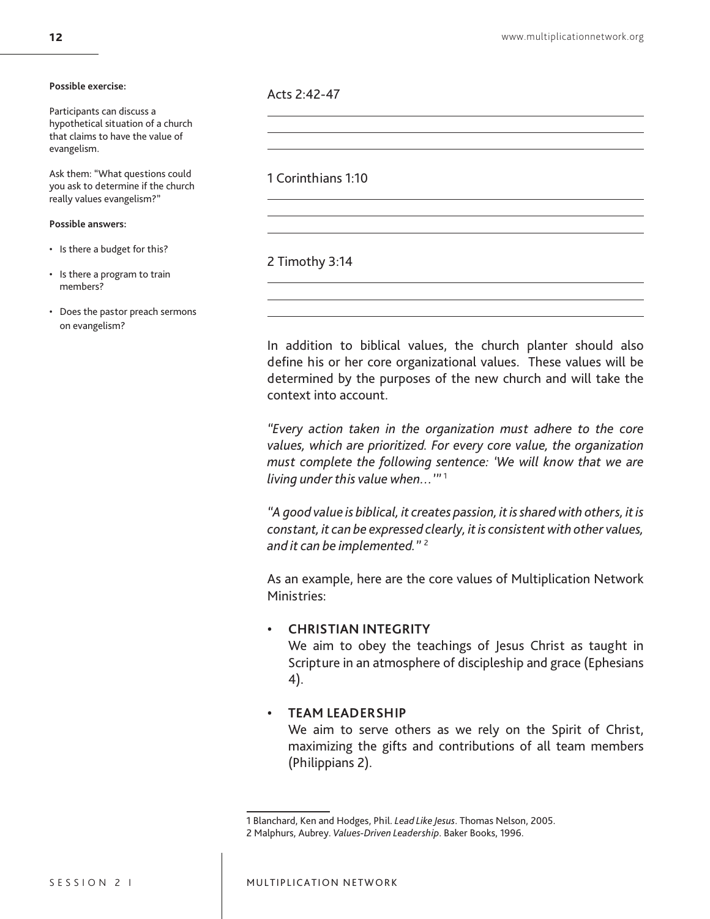**Possible exercise:**

Participants can discuss a hypothetical situation of a church that claims to have the value of evangelism.

Ask them: "What questions could you ask to determine if the church really values evangelism?"

**Possible answers:**

- Is there a budget for this?
- Is there a program to train members?
- Does the pastor preach sermons on evangelism?

Acts 2:42-47

______________________________________________

______________________________________________

______________________________________________

1 Corinthians 1:10

______________________________________________

______________________________________________

______________________________________________

2 Timothy 3:14

______________________________________________

______________________________________________

______________________________________________

In addition to biblical values, the church planter should also define his or her core organizational values. These values will be determined by the purposes of the new church and will take the context into account.

*"Every action taken in the organization must adhere to the core values, which are prioritized. For every core value, the organization must complete the following sentence: 'We will know that we are living under this value when…'"* [1]

*"A good value is biblical, it creates passion, it is shared with others, it is constant, it can be expressed clearly, it is consistent with other values, and it can be implemented."* [2]

As an example, here are the core values of Multiplication Network Ministries:

- **CHRISTIAN INTEGRITY**
  We aim to obey the teachings of Jesus Christ as taught in Scripture in an atmosphere of discipleship and grace (Ephesians 4).
- **TEAM LEADERSHIP**
  We aim to serve others as we rely on the Spirit of Christ, maximizing the gifts and contributions of all team members (Philippians 2).

---

1 Blanchard, Ken and Hodges, Phil. *Lead Like Jesus*. Thomas Nelson, 2005.
2 Malphurs, Aubrey. *Values-Driven Leadership*. Baker Books, 1996.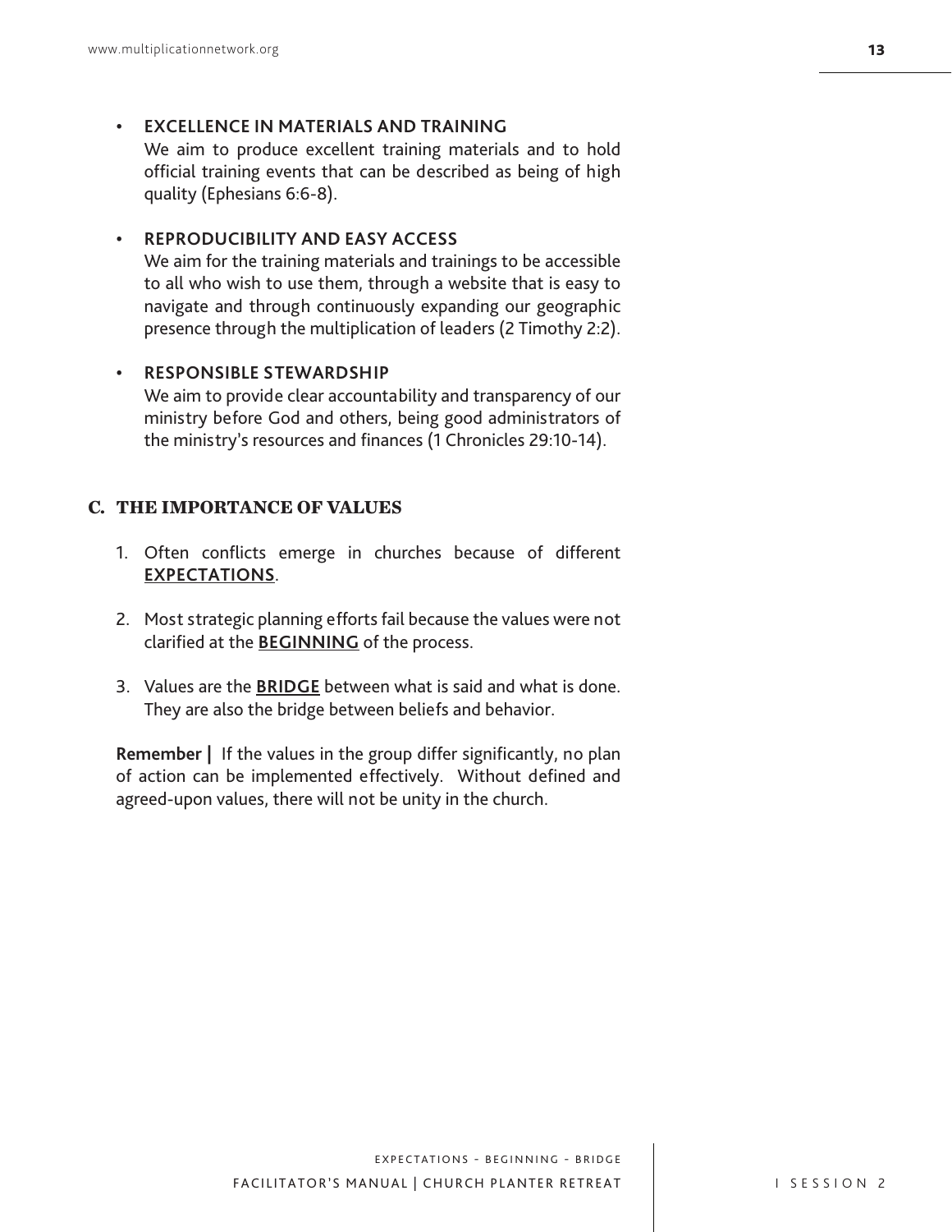- **EXCELLENCE IN MATERIALS AND TRAINING**
  We aim to produce excellent training materials and to hold official training events that can be described as being of high quality (Ephesians 6:6-8).

- **REPRODUCIBILITY AND EASY ACCESS**
  We aim for the training materials and trainings to be accessible to all who wish to use them, through a website that is easy to navigate and through continuously expanding our geographic presence through the multiplication of leaders (2 Timothy 2:2).

- **RESPONSIBLE STEWARDSHIP**
  We aim to provide clear accountability and transparency of our ministry before God and others, being good administrators of the ministry's resources and finances (1 Chronicles 29:10-14).

## C. THE IMPORTANCE OF VALUES

1. Often conflicts emerge in churches because of different **EXPECTATIONS**.

2. Most strategic planning efforts fail because the values were not clarified at the **BEGINNING** of the process.

3. Values are the **BRIDGE** between what is said and what is done. They are also the bridge between beliefs and behavior.

**Remember |** If the values in the group differ significantly, no plan of action can be implemented effectively. Without defined and agreed-upon values, there will not be unity in the church.

EXPECTATIONS - BEGINNING - BRIDGE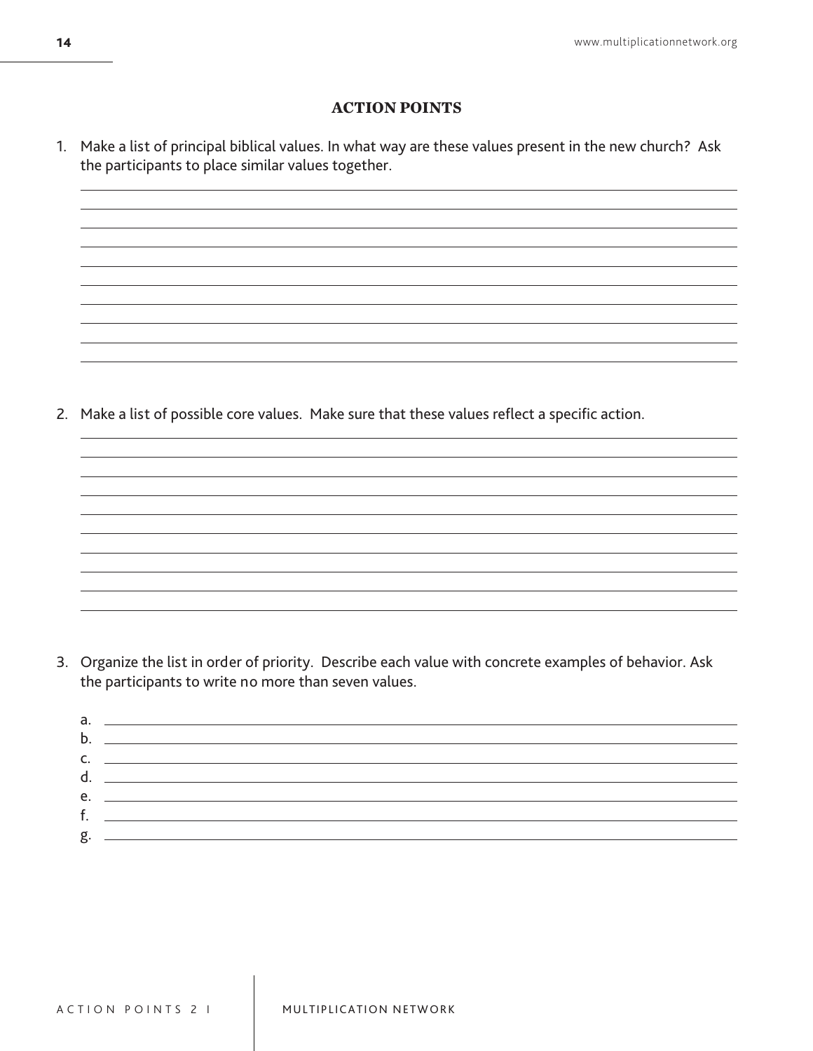## ACTION POINTS

1. Make a list of principal biblical values. In what way are these values present in the new church? Ask the participants to place similar values together.

2. Make a list of possible core values. Make sure that these values reflect a specific action.

3. Organize the list in order of priority. Describe each value with concrete examples of behavior. Ask the participants to write no more than seven values.

   a.
   b.
   c.
   d.
   e.
   f.
   g.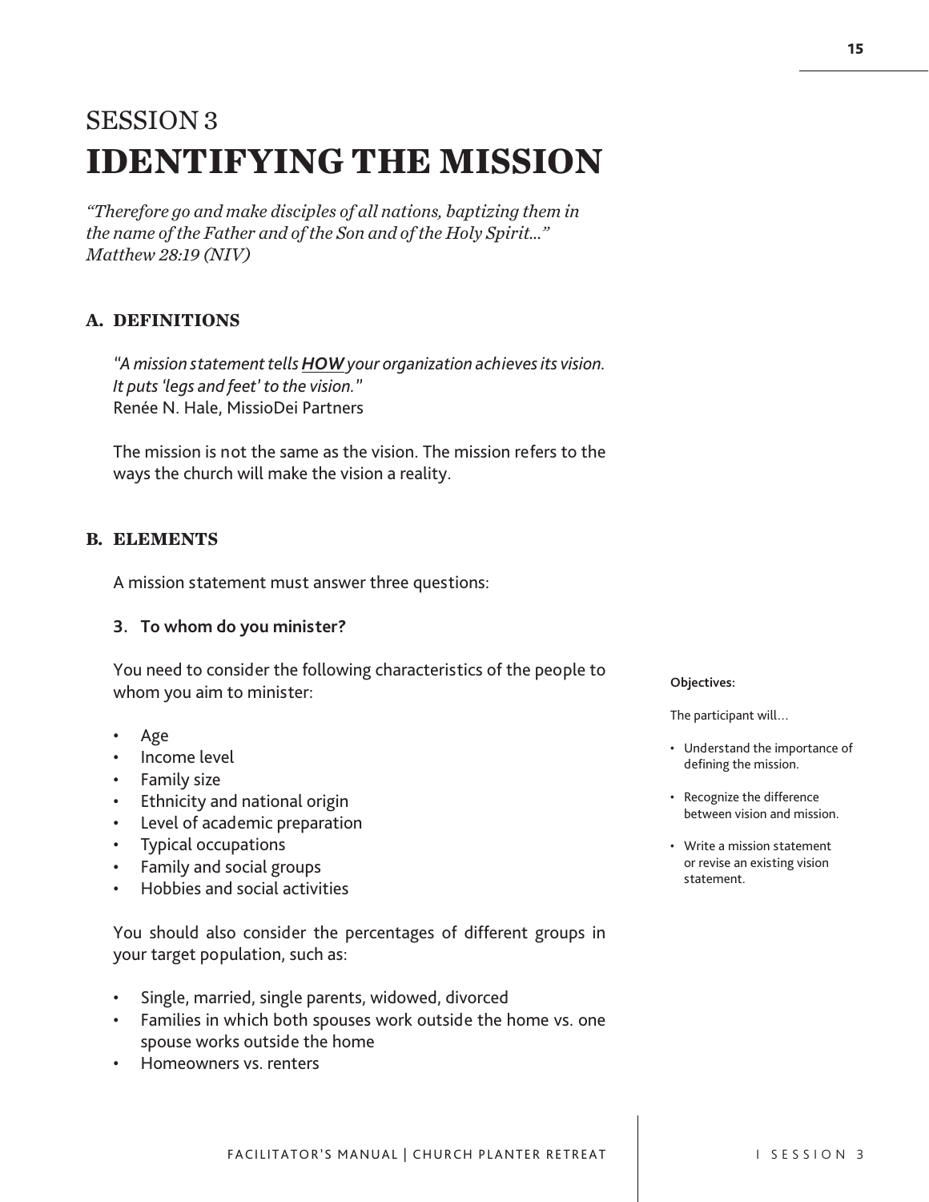# SESSION 3
# IDENTIFYING THE MISSION

*"Therefore go and make disciples of all nations, baptizing them in the name of the Father and of the Son and of the Holy Spirit..."*
*Matthew 28:19 (NIV)*

## A. DEFINITIONS

*"A mission statement tells **HOW** your organization achieves its vision. It puts 'legs and feet' to the vision."*
Renée N. Hale, MissioDei Partners

The mission is not the same as the vision. The mission refers to the ways the church will make the vision a reality.

## B. ELEMENTS

A mission statement must answer three questions:

**3. To whom do you minister?**

You need to consider the following characteristics of the people to whom you aim to minister:

- Age
- Income level
- Family size
- Ethnicity and national origin
- Level of academic preparation
- Typical occupations
- Family and social groups
- Hobbies and social activities

You should also consider the percentages of different groups in your target population, such as:

- Single, married, single parents, widowed, divorced
- Families in which both spouses work outside the home vs. one spouse works outside the home
- Homeowners vs. renters

**Objectives:**

The participant will...

- Understand the importance of defining the mission.
- Recognize the difference between vision and mission.
- Write a mission statement or revise an existing vision statement.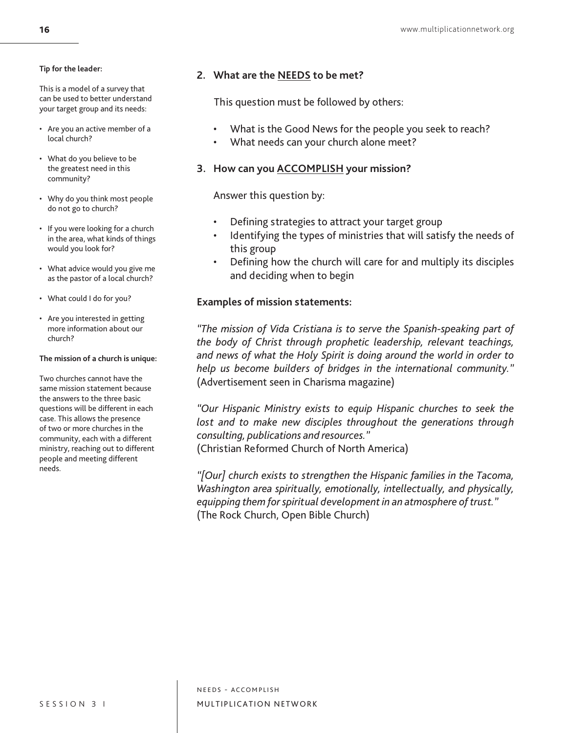**Tip for the leader:**

This is a model of a survey that can be used to better understand your target group and its needs:

- Are you an active member of a local church?
- What do you believe to be the greatest need in this community?
- Why do you think most people do not go to church?
- If you were looking for a church in the area, what kinds of things would you look for?
- What advice would you give me as the pastor of a local church?
- What could I do for you?
- Are you interested in getting more information about our church?

**The mission of a church is unique:**

Two churches cannot have the same mission statement because the answers to the three basic questions will be different in each case. This allows the presence of two or more churches in the community, each with a different ministry, reaching out to different people and meeting different needs.

**2. What are the NEEDS to be met?**

This question must be followed by others:

- What is the Good News for the people you seek to reach?
- What needs can your church alone meet?

**3. How can you ACCOMPLISH your mission?**

Answer this question by:

- Defining strategies to attract your target group
- Identifying the types of ministries that will satisfy the needs of this group
- Defining how the church will care for and multiply its disciples and deciding when to begin

**Examples of mission statements:**

*"The mission of Vida Cristiana is to serve the Spanish-speaking part of the body of Christ through prophetic leadership, relevant teachings, and news of what the Holy Spirit is doing around the world in order to help us become builders of bridges in the international community."*
(Advertisement seen in Charisma magazine)

*"Our Hispanic Ministry exists to equip Hispanic churches to seek the lost and to make new disciples throughout the generations through consulting, publications and resources."*
(Christian Reformed Church of North America)

*"[Our] church exists to strengthen the Hispanic families in the Tacoma, Washington area spiritually, emotionally, intellectually, and physically, equipping them for spiritual development in an atmosphere of trust."*
(The Rock Church, Open Bible Church)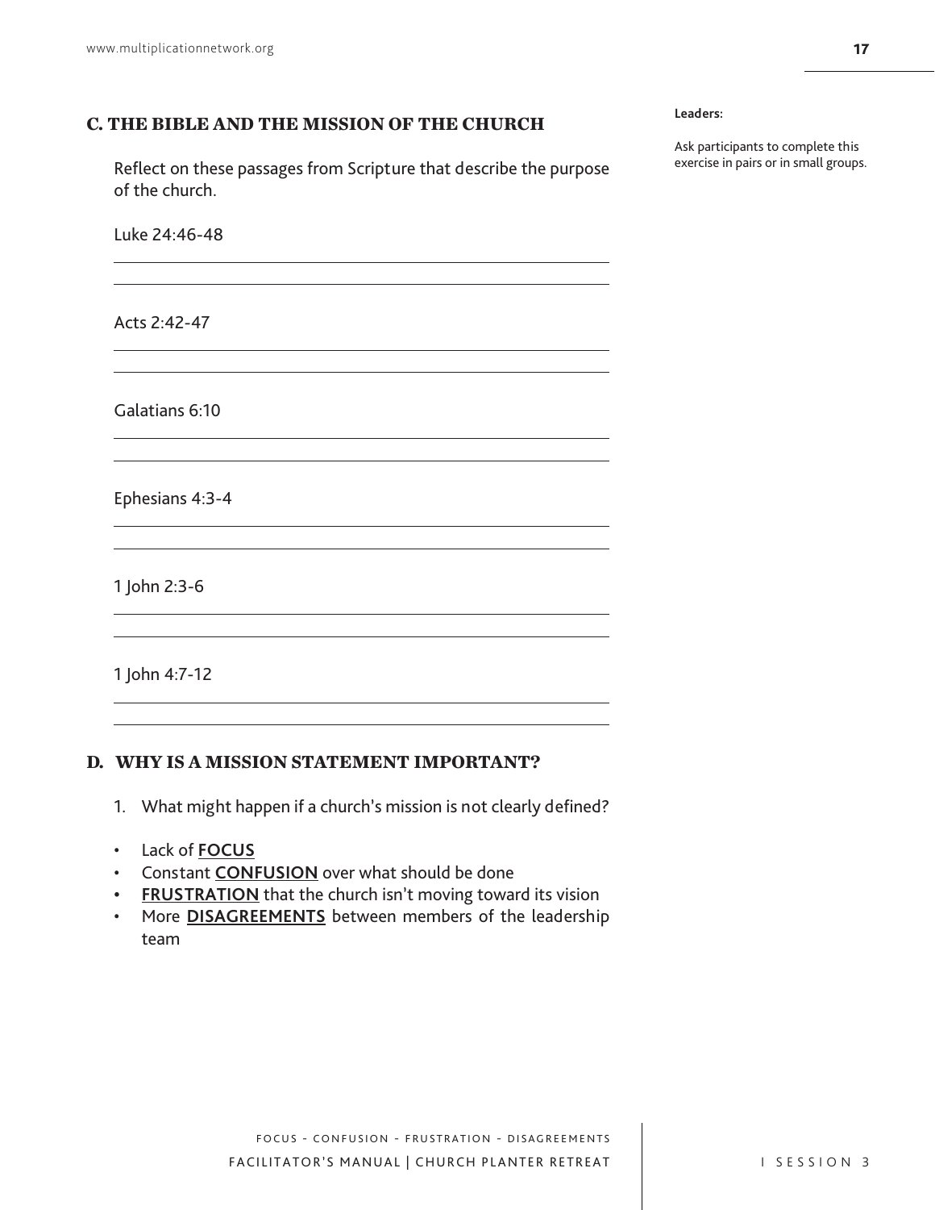## C. THE BIBLE AND THE MISSION OF THE CHURCH

**Leaders:**

Ask participants to complete this exercise in pairs or in small groups.

Reflect on these passages from Scripture that describe the purpose of the church.

Luke 24:46-48

Acts 2:42-47

Galatians 6:10

Ephesians 4:3-4

1 John 2:3-6

1 John 4:7-12

## D. WHY IS A MISSION STATEMENT IMPORTANT?

1. What might happen if a church's mission is not clearly defined?

- Lack of **FOCUS**
- Constant **CONFUSION** over what should be done
- **FRUSTRATION** that the church isn't moving toward its vision
- More **DISAGREEMENTS** between members of the leadership team

FOCUS - CONFUSION - FRUSTRATION - DISAGREEMENTS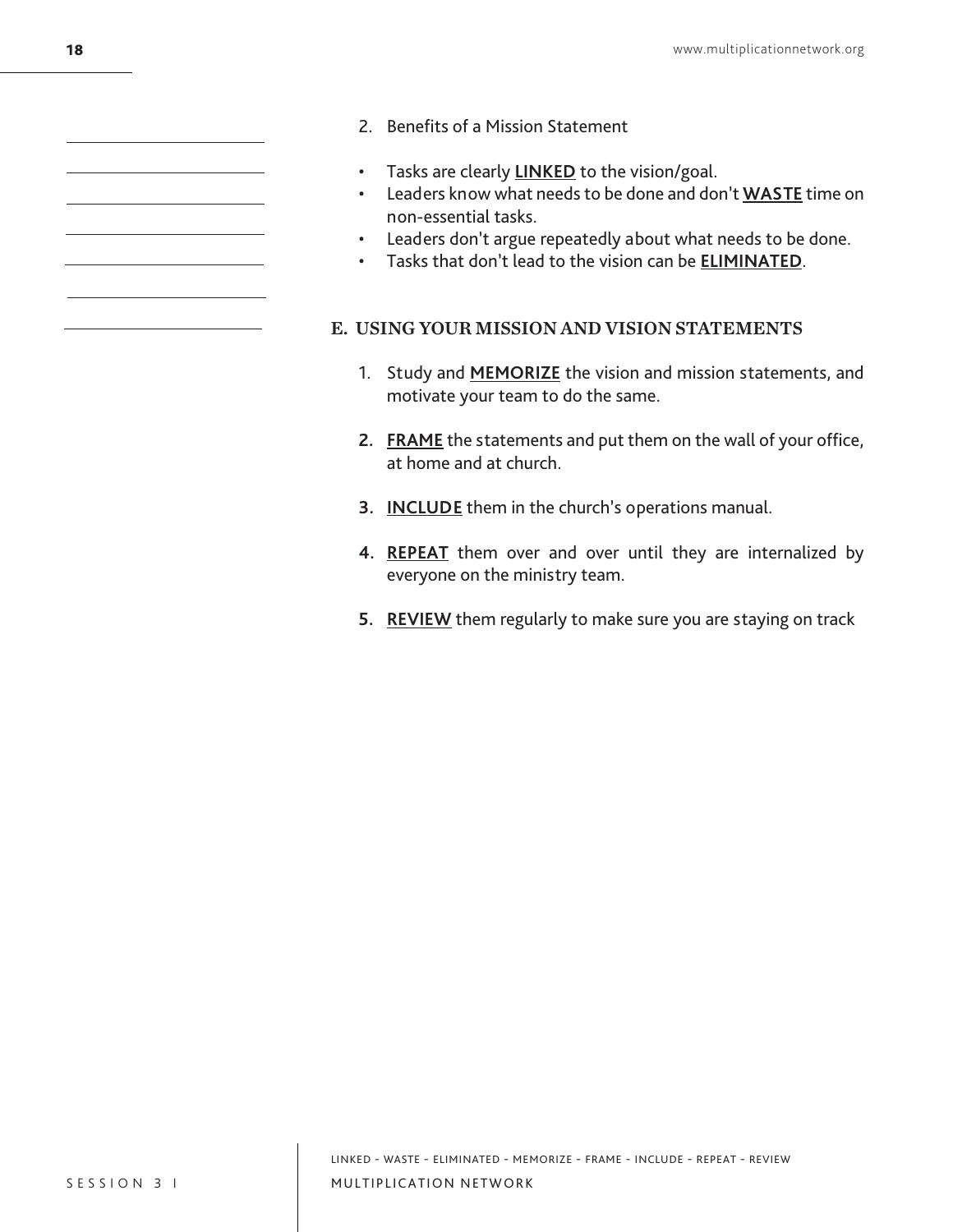2. Benefits of a Mission Statement

- Tasks are clearly **LINKED** to the vision/goal.
- Leaders know what needs to be done and don't **WASTE** time on non-essential tasks.
- Leaders don't argue repeatedly about what needs to be done.
- Tasks that don't lead to the vision can be **ELIMINATED**.

## E. USING YOUR MISSION AND VISION STATEMENTS

1. Study and **MEMORIZE** the vision and mission statements, and motivate your team to do the same.

2. **FRAME** the statements and put them on the wall of your office, at home and at church.

3. **INCLUDE** them in the church's operations manual.

4. **REPEAT** them over and over until they are internalized by everyone on the ministry team.

5. **REVIEW** them regularly to make sure you are staying on track

LINKED - WASTE - ELIMINATED - MEMORIZE - FRAME - INCLUDE - REPEAT - REVIEW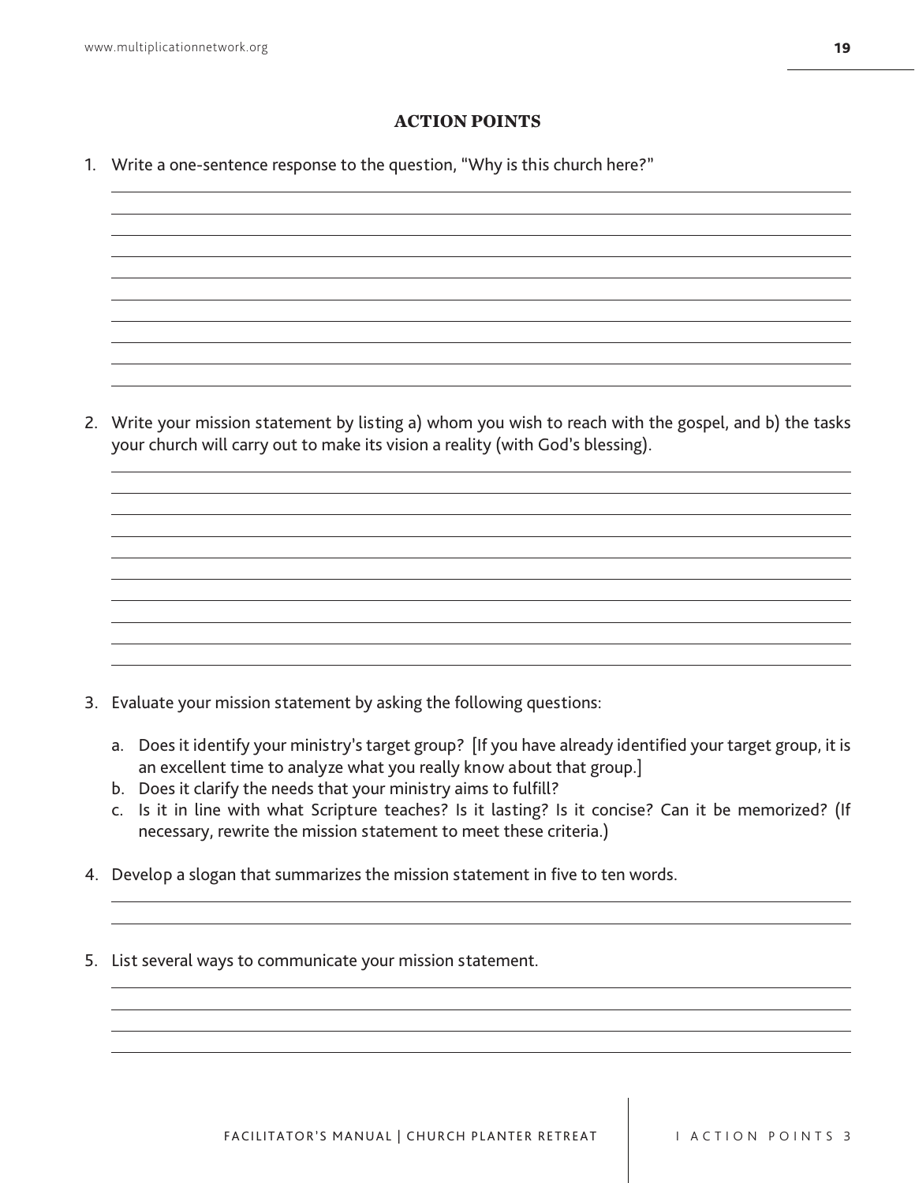## ACTION POINTS

1. Write a one-sentence response to the question, "Why is this church here?"

2. Write your mission statement by listing a) whom you wish to reach with the gospel, and b) the tasks your church will carry out to make its vision a reality (with God's blessing).

3. Evaluate your mission statement by asking the following questions:

   a. Does it identify your ministry's target group? [If you have already identified your target group, it is an excellent time to analyze what you really know about that group.]
   b. Does it clarify the needs that your ministry aims to fulfill?
   c. Is it in line with what Scripture teaches? Is it lasting? Is it concise? Can it be memorized? (If necessary, rewrite the mission statement to meet these criteria.)

4. Develop a slogan that summarizes the mission statement in five to ten words.

5. List several ways to communicate your mission statement.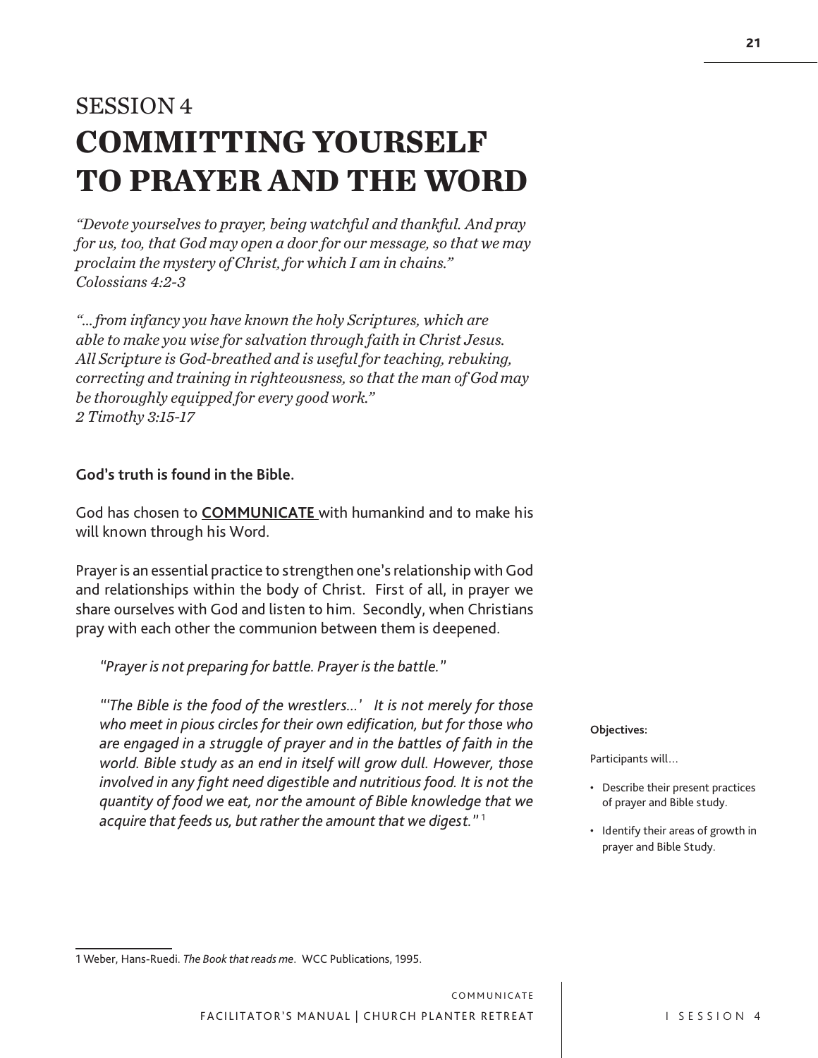# SESSION 4
# COMMITTING YOURSELF TO PRAYER AND THE WORD

*"Devote yourselves to prayer, being watchful and thankful. And pray for us, too, that God may open a door for our message, so that we may proclaim the mystery of Christ, for which I am in chains."*
*Colossians 4:2-3*

*"...from infancy you have known the holy Scriptures, which are able to make you wise for salvation through faith in Christ Jesus. All Scripture is God-breathed and is useful for teaching, rebuking, correcting and training in righteousness, so that the man of God may be thoroughly equipped for every good work."*
*2 Timothy 3:15-17*

**God's truth is found in the Bible.**

God has chosen to **COMMUNICATE** with humankind and to make his will known through his Word.

Prayer is an essential practice to strengthen one's relationship with God and relationships within the body of Christ. First of all, in prayer we share ourselves with God and listen to him. Secondly, when Christians pray with each other the communion between them is deepened.

> *"Prayer is not preparing for battle. Prayer is the battle."*
>
> *"'The Bible is the food of the wrestlers...' It is not merely for those who meet in pious circles for their own edification, but for those who are engaged in a struggle of prayer and in the battles of faith in the world. Bible study as an end in itself will grow dull. However, those involved in any fight need digestible and nutritious food. It is not the quantity of food we eat, nor the amount of Bible knowledge that we acquire that feeds us, but rather the amount that we digest."* [1]

**Objectives:**

Participants will…

- Describe their present practices of prayer and Bible study.
- Identify their areas of growth in prayer and Bible Study.

---

1 Weber, Hans-Ruedi. *The Book that reads me*. WCC Publications, 1995.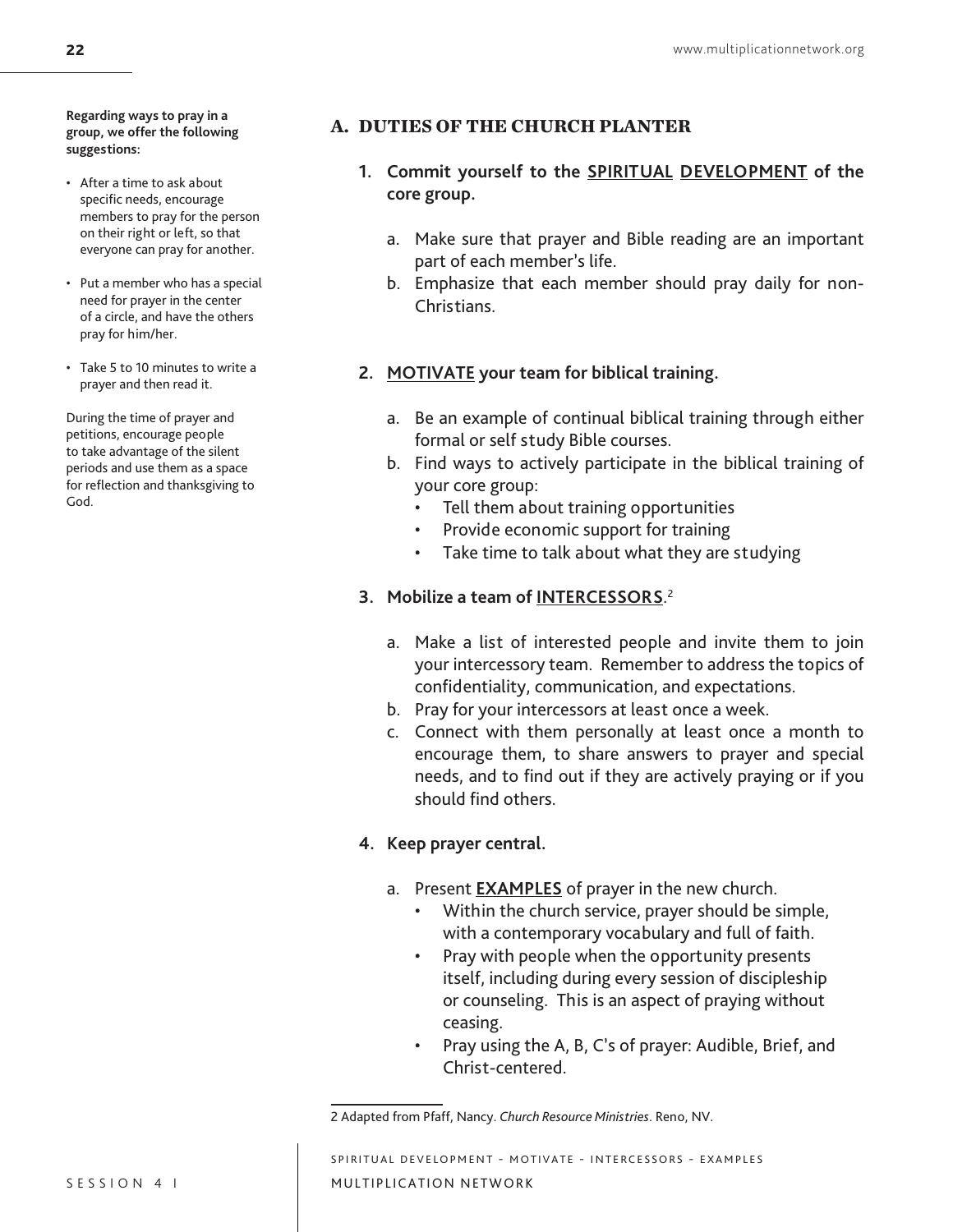**Regarding ways to pray in a group, we offer the following suggestions:**

- After a time to ask about specific needs, encourage members to pray for the person on their right or left, so that everyone can pray for another.
- Put a member who has a special need for prayer in the center of a circle, and have the others pray for him/her.
- Take 5 to 10 minutes to write a prayer and then read it.

During the time of prayer and petitions, encourage people to take advantage of the silent periods and use them as a space for reflection and thanksgiving to God.

## A. DUTIES OF THE CHURCH PLANTER

**1. Commit yourself to the <u>SPIRITUAL</u> <u>DEVELOPMENT</u> of the core group.**

a. Make sure that prayer and Bible reading are an important part of each member's life.
b. Emphasize that each member should pray daily for non-Christians.

**2. <u>MOTIVATE</u> your team for biblical training.**

a. Be an example of continual biblical training through either formal or self study Bible courses.
b. Find ways to actively participate in the biblical training of your core group:
   - Tell them about training opportunities
   - Provide economic support for training
   - Take time to talk about what they are studying

**3. Mobilize a team of <u>INTERCESSORS</u>.**[2]

a. Make a list of interested people and invite them to join your intercessory team. Remember to address the topics of confidentiality, communication, and expectations.
b. Pray for your intercessors at least once a week.
c. Connect with them personally at least once a month to encourage them, to share answers to prayer and special needs, and to find out if they are actively praying or if you should find others.

**4. Keep prayer central.**

a. Present **<u>EXAMPLES</u>** of prayer in the new church.
   - Within the church service, prayer should be simple, with a contemporary vocabulary and full of faith.
   - Pray with people when the opportunity presents itself, including during every session of discipleship or counseling. This is an aspect of praying without ceasing.
   - Pray using the A, B, C's of prayer: Audible, Brief, and Christ-centered.

---

2 Adapted from Pfaff, Nancy. *Church Resource Ministries*. Reno, NV.

SPIRITUAL DEVELOPMENT - MOTIVATE - INTERCESSORS - EXAMPLES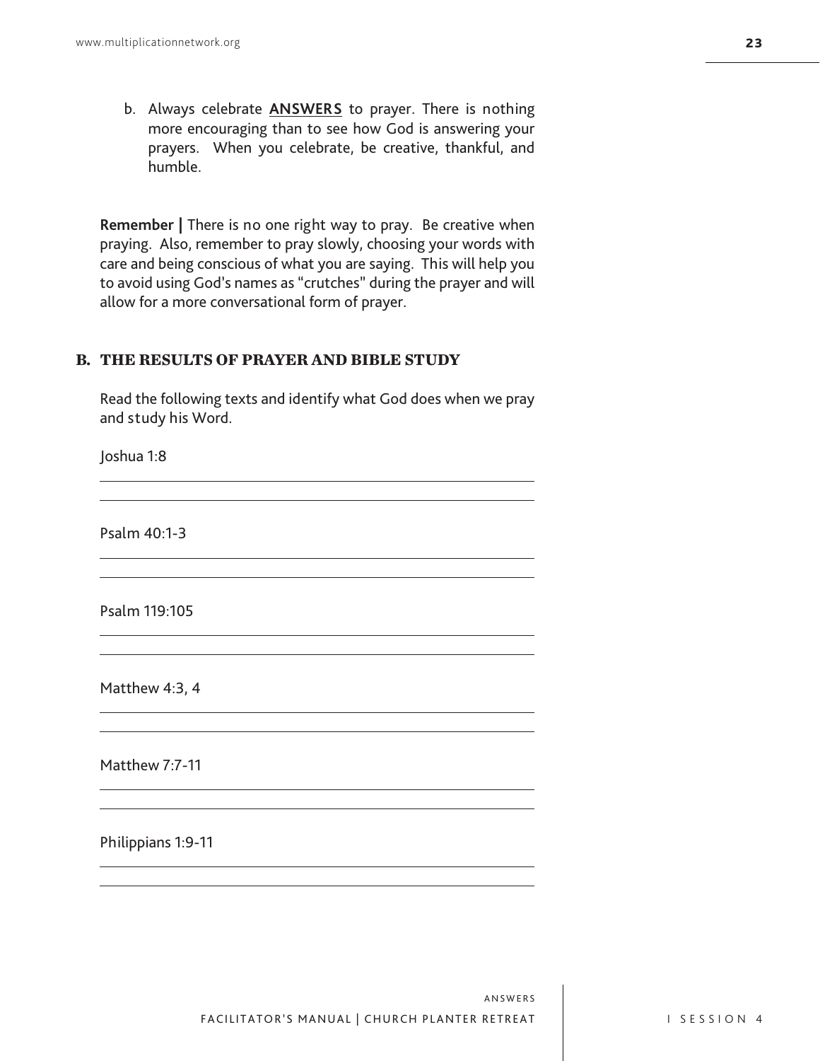b. Always celebrate **ANSWERS** to prayer. There is nothing more encouraging than to see how God is answering your prayers. When you celebrate, be creative, thankful, and humble.

**Remember |** There is no one right way to pray. Be creative when praying. Also, remember to pray slowly, choosing your words with care and being conscious of what you are saying. This will help you to avoid using God's names as "crutches" during the prayer and will allow for a more conversational form of prayer.

## B. THE RESULTS OF PRAYER AND BIBLE STUDY

Read the following texts and identify what God does when we pray and study his Word.

Joshua 1:8

___

___

Psalm 40:1-3

___

___

Psalm 119:105

___

___

Matthew 4:3, 4

___

___

Matthew 7:7-11

___

___

Philippians 1:9-11

___

___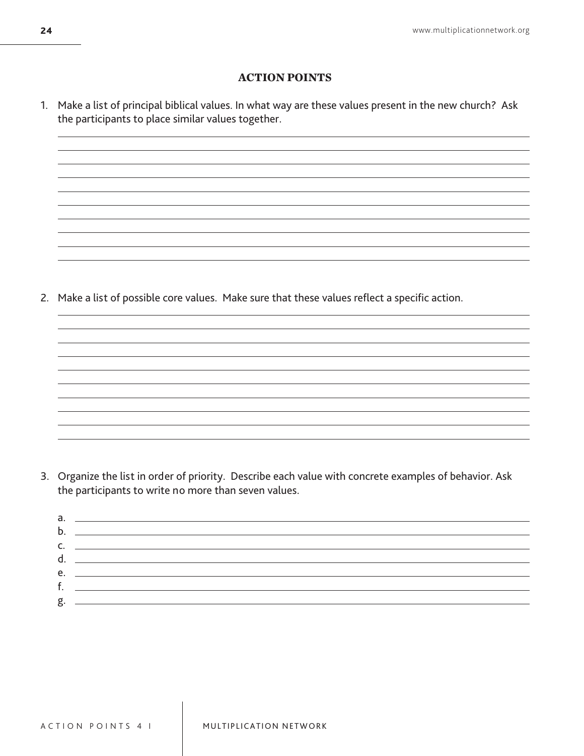## ACTION POINTS

1. Make a list of principal biblical values. In what way are these values present in the new church? Ask the participants to place similar values together.

2. Make a list of possible core values. Make sure that these values reflect a specific action.

3. Organize the list in order of priority. Describe each value with concrete examples of behavior. Ask the participants to write no more than seven values.

   a.
   b.
   c.
   d.
   e.
   f.
   g.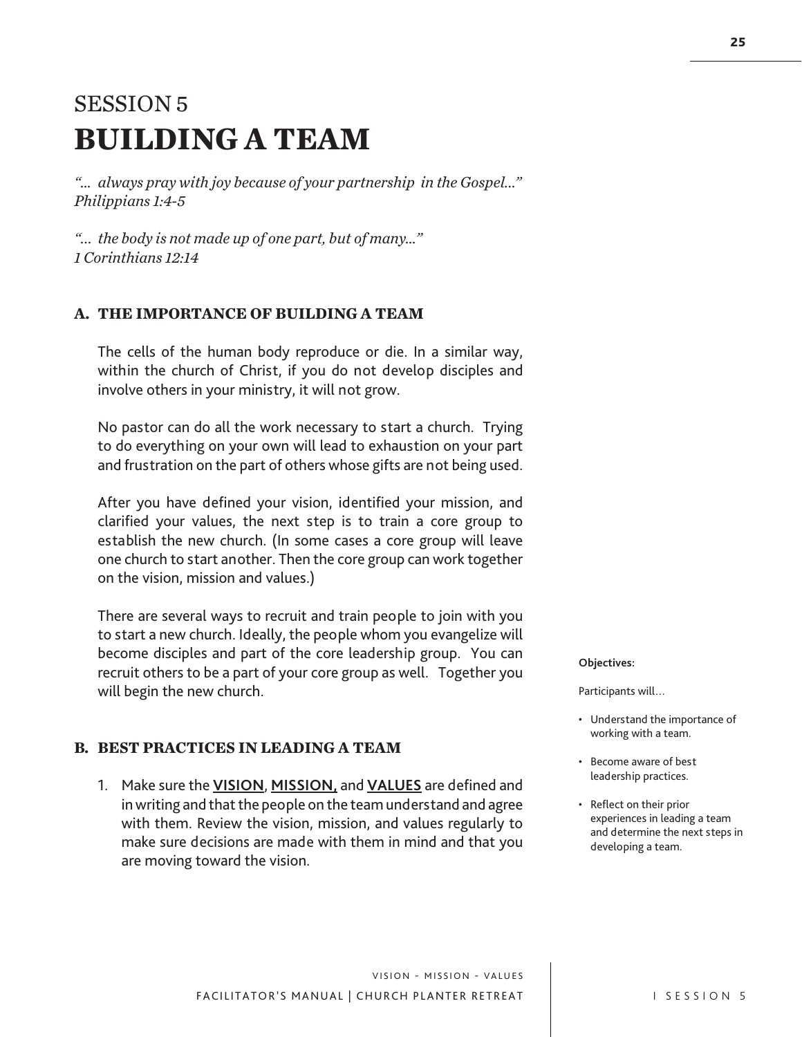# SESSION 5
# BUILDING A TEAM

*"... always pray with joy because of your partnership in the Gospel..."*
*Philippians 1:4-5*

*"... the body is not made up of one part, but of many..."*
*1 Corinthians 12:14*

## A. THE IMPORTANCE OF BUILDING A TEAM

The cells of the human body reproduce or die. In a similar way, within the church of Christ, if you do not develop disciples and involve others in your ministry, it will not grow.

No pastor can do all the work necessary to start a church. Trying to do everything on your own will lead to exhaustion on your part and frustration on the part of others whose gifts are not being used.

After you have defined your vision, identified your mission, and clarified your values, the next step is to train a core group to establish the new church. (In some cases a core group will leave one church to start another. Then the core group can work together on the vision, mission and values.)

There are several ways to recruit and train people to join with you to start a new church. Ideally, the people whom you evangelize will become disciples and part of the core leadership group. You can recruit others to be a part of your core group as well. Together you will begin the new church.

**Objectives:**

Participants will…

- Understand the importance of working with a team.
- Become aware of best leadership practices.
- Reflect on their prior experiences in leading a team and determine the next steps in developing a team.

## B. BEST PRACTICES IN LEADING A TEAM

1. Make sure the **VISION**, **MISSION,** and **VALUES** are defined and in writing and that the people on the team understand and agree with them. Review the vision, mission, and values regularly to make sure decisions are made with them in mind and that you are moving toward the vision.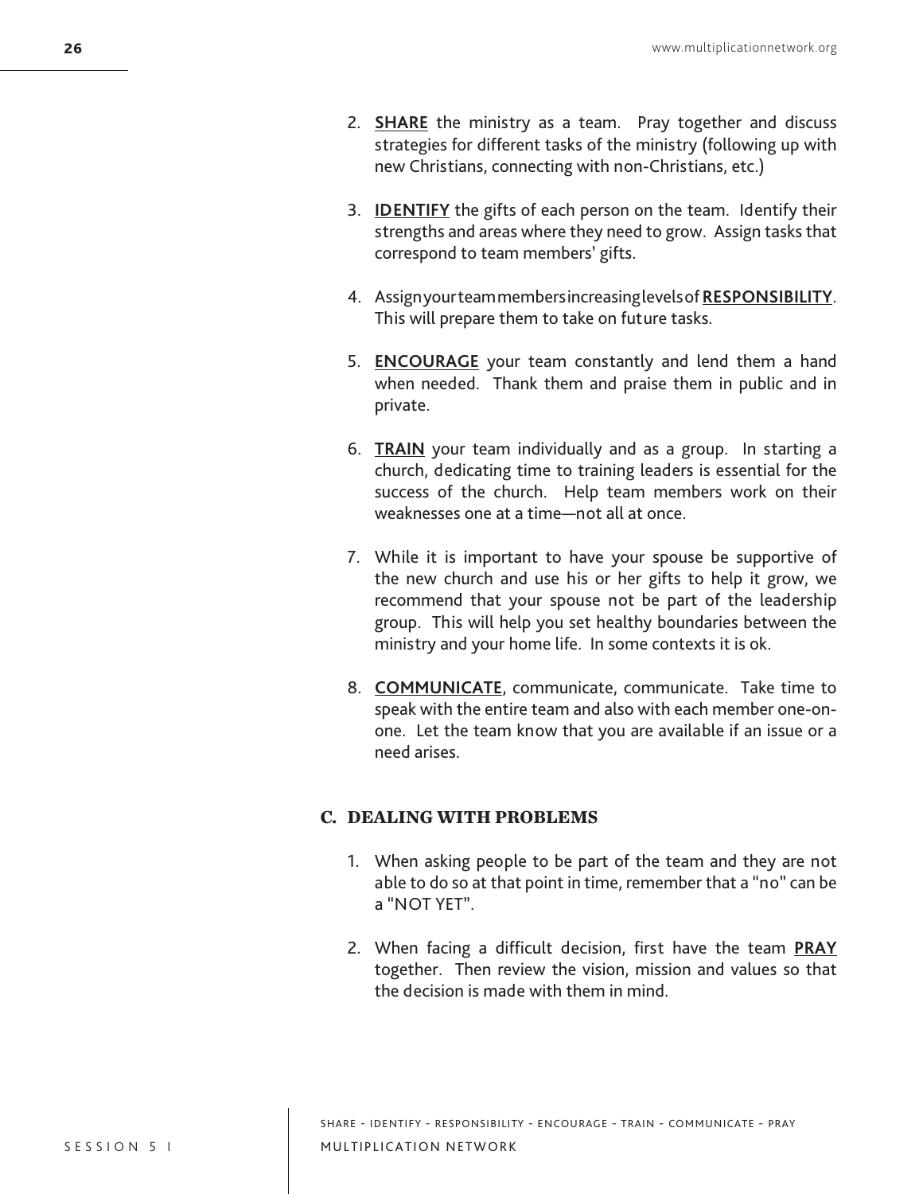2. **SHARE** the ministry as a team. Pray together and discuss strategies for different tasks of the ministry (following up with new Christians, connecting with non-Christians, etc.)

3. **IDENTIFY** the gifts of each person on the team. Identify their strengths and areas where they need to grow. Assign tasks that correspond to team members' gifts.

4. Assign your team members increasing levels of **RESPONSIBILITY**. This will prepare them to take on future tasks.

5. **ENCOURAGE** your team constantly and lend them a hand when needed. Thank them and praise them in public and in private.

6. **TRAIN** your team individually and as a group. In starting a church, dedicating time to training leaders is essential for the success of the church. Help team members work on their weaknesses one at a time—not all at once.

7. While it is important to have your spouse be supportive of the new church and use his or her gifts to help it grow, we recommend that your spouse not be part of the leadership group. This will help you set healthy boundaries between the ministry and your home life. In some contexts it is ok.

8. **COMMUNICATE**, communicate, communicate. Take time to speak with the entire team and also with each member one-on-one. Let the team know that you are available if an issue or a need arises.

### C. DEALING WITH PROBLEMS

1. When asking people to be part of the team and they are not able to do so at that point in time, remember that a "no" can be a "NOT YET".

2. When facing a difficult decision, first have the team **PRAY** together. Then review the vision, mission and values so that the decision is made with them in mind.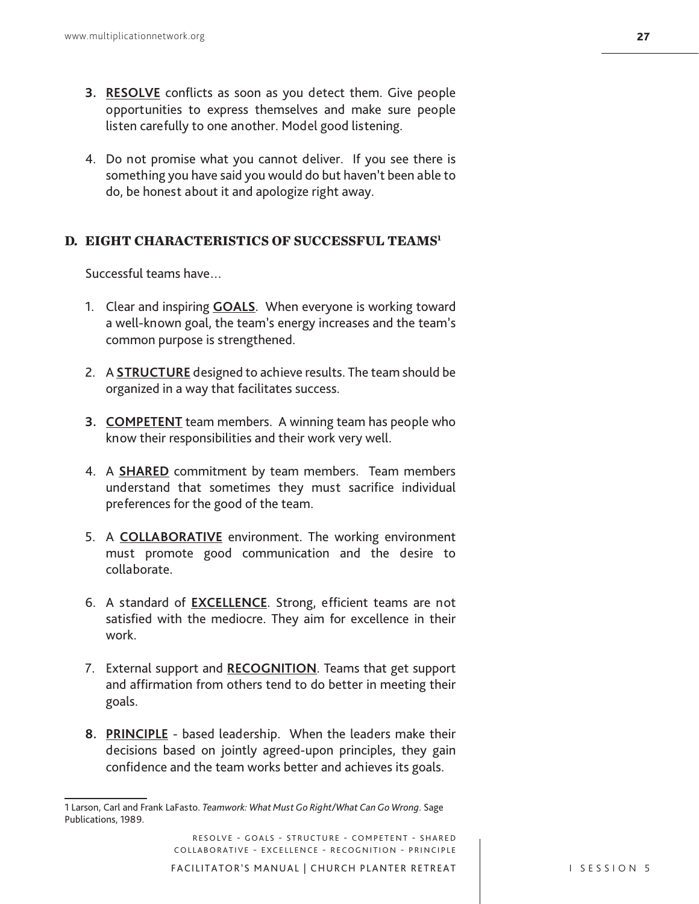3. **<u>RESOLVE</u>** conflicts as soon as you detect them. Give people opportunities to express themselves and make sure people listen carefully to one another. Model good listening.

4. Do not promise what you cannot deliver. If you see there is something you have said you would do but haven't been able to do, be honest about it and apologize right away.

### D. EIGHT CHARACTERISTICS OF SUCCESSFUL TEAMS[1]

Successful teams have…

1. Clear and inspiring **<u>GOALS</u>**. When everyone is working toward a well-known goal, the team's energy increases and the team's common purpose is strengthened.

2. A **<u>STRUCTURE</u>** designed to achieve results. The team should be organized in a way that facilitates success.

3. **<u>COMPETENT</u>** team members. A winning team has people who know their responsibilities and their work very well.

4. A **<u>SHARED</u>** commitment by team members. Team members understand that sometimes they must sacrifice individual preferences for the good of the team.

5. A **<u>COLLABORATIVE</u>** environment. The working environment must promote good communication and the desire to collaborate.

6. A standard of **<u>EXCELLENCE</u>**. Strong, efficient teams are not satisfied with the mediocre. They aim for excellence in their work.

7. External support and **<u>RECOGNITION</u>**. Teams that get support and affirmation from others tend to do better in meeting their goals.

8. **<u>PRINCIPLE</u>** - based leadership. When the leaders make their decisions based on jointly agreed-upon principles, they gain confidence and the team works better and achieves its goals.

---

1 Larson, Carl and Frank LaFasto. *Teamwork: What Must Go Right/What Can Go Wrong*. Sage Publications, 1989.

RESOLVE - GOALS - STRUCTURE - COMPETENT - SHARED
COLLABORATIVE - EXCELLENCE - RECOGNITION - PRINCIPLE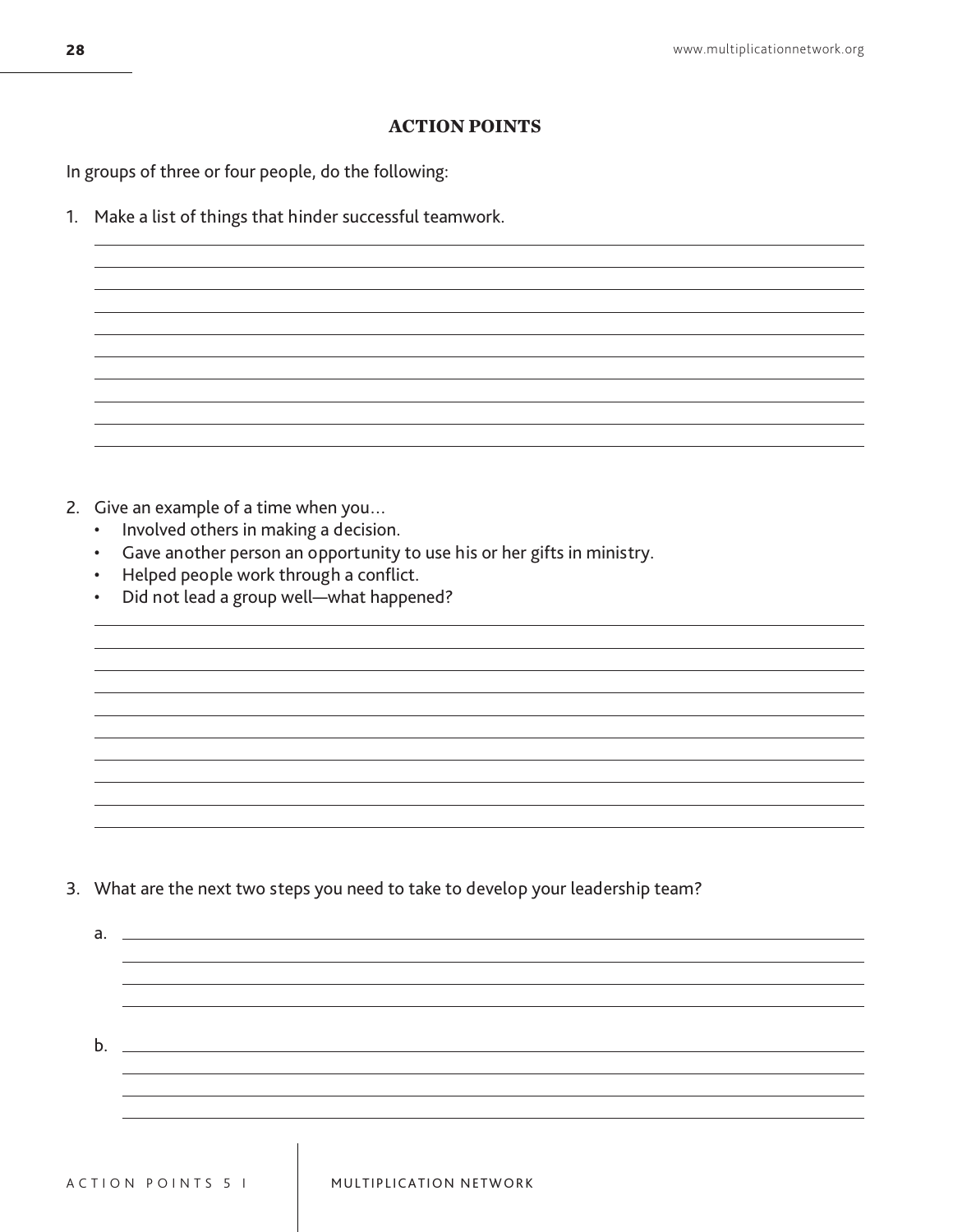## ACTION POINTS

In groups of three or four people, do the following:

1. Make a list of things that hinder successful teamwork.

2. Give an example of a time when you…
   - Involved others in making a decision.
   - Gave another person an opportunity to use his or her gifts in ministry.
   - Helped people work through a conflict.
   - Did not lead a group well—what happened?

3. What are the next two steps you need to take to develop your leadership team?

   a.

   b.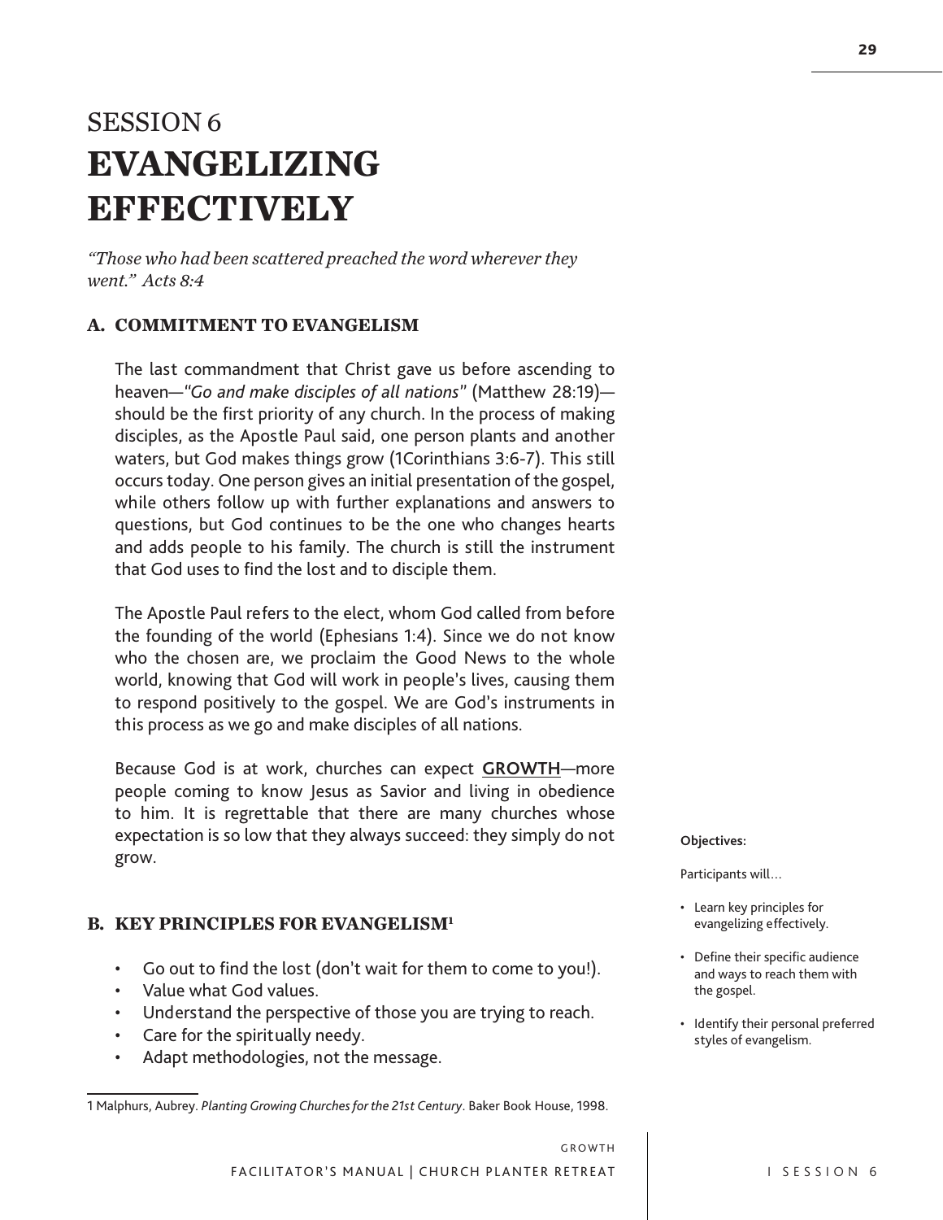SESSION 6

# EVANGELIZING EFFECTIVELY

*"Those who had been scattered preached the word wherever they went." Acts 8:4*

## A. COMMITMENT TO EVANGELISM

The last commandment that Christ gave us before ascending to heaven—*"Go and make disciples of all nations"* (Matthew 28:19)—should be the first priority of any church. In the process of making disciples, as the Apostle Paul said, one person plants and another waters, but God makes things grow (1Corinthians 3:6-7). This still occurs today. One person gives an initial presentation of the gospel, while others follow up with further explanations and answers to questions, but God continues to be the one who changes hearts and adds people to his family. The church is still the instrument that God uses to find the lost and to disciple them.

The Apostle Paul refers to the elect, whom God called from before the founding of the world (Ephesians 1:4). Since we do not know who the chosen are, we proclaim the Good News to the whole world, knowing that God will work in people's lives, causing them to respond positively to the gospel. We are God's instruments in this process as we go and make disciples of all nations.

Because God is at work, churches can expect **GROWTH**—more people coming to know Jesus as Savior and living in obedience to him. It is regrettable that there are many churches whose expectation is so low that they always succeed: they simply do not grow.

**Objectives:**

Participants will…

- Learn key principles for evangelizing effectively.
- Define their specific audience and ways to reach them with the gospel.
- Identify their personal preferred styles of evangelism.

## B. KEY PRINCIPLES FOR EVANGELISM[1]

- Go out to find the lost (don't wait for them to come to you!).
- Value what God values.
- Understand the perspective of those you are trying to reach.
- Care for the spiritually needy.
- Adapt methodologies, not the message.

1 Malphurs, Aubrey. *Planting Growing Churches for the 21st Century*. Baker Book House, 1998.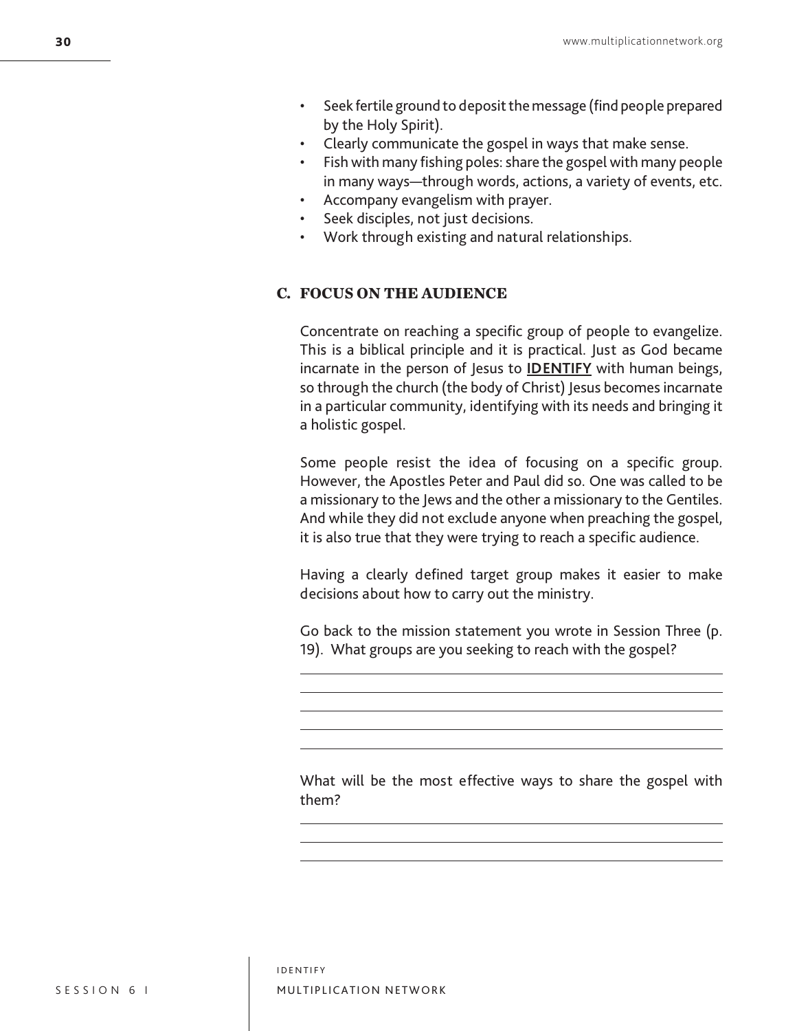- Seek fertile ground to deposit the message (find people prepared by the Holy Spirit).
- Clearly communicate the gospel in ways that make sense.
- Fish with many fishing poles: share the gospel with many people in many ways—through words, actions, a variety of events, etc.
- Accompany evangelism with prayer.
- Seek disciples, not just decisions.
- Work through existing and natural relationships.

### C. FOCUS ON THE AUDIENCE

Concentrate on reaching a specific group of people to evangelize. This is a biblical principle and it is practical. Just as God became incarnate in the person of Jesus to **IDENTIFY** with human beings, so through the church (the body of Christ) Jesus becomes incarnate in a particular community, identifying with its needs and bringing it a holistic gospel.

Some people resist the idea of focusing on a specific group. However, the Apostles Peter and Paul did so. One was called to be a missionary to the Jews and the other a missionary to the Gentiles. And while they did not exclude anyone when preaching the gospel, it is also true that they were trying to reach a specific audience.

Having a clearly defined target group makes it easier to make decisions about how to carry out the ministry.

Go back to the mission statement you wrote in Session Three (p. 19). What groups are you seeking to reach with the gospel?

_______________________________________________

_______________________________________________

_______________________________________________

_______________________________________________

_______________________________________________

What will be the most effective ways to share the gospel with them?

_______________________________________________

_______________________________________________

_______________________________________________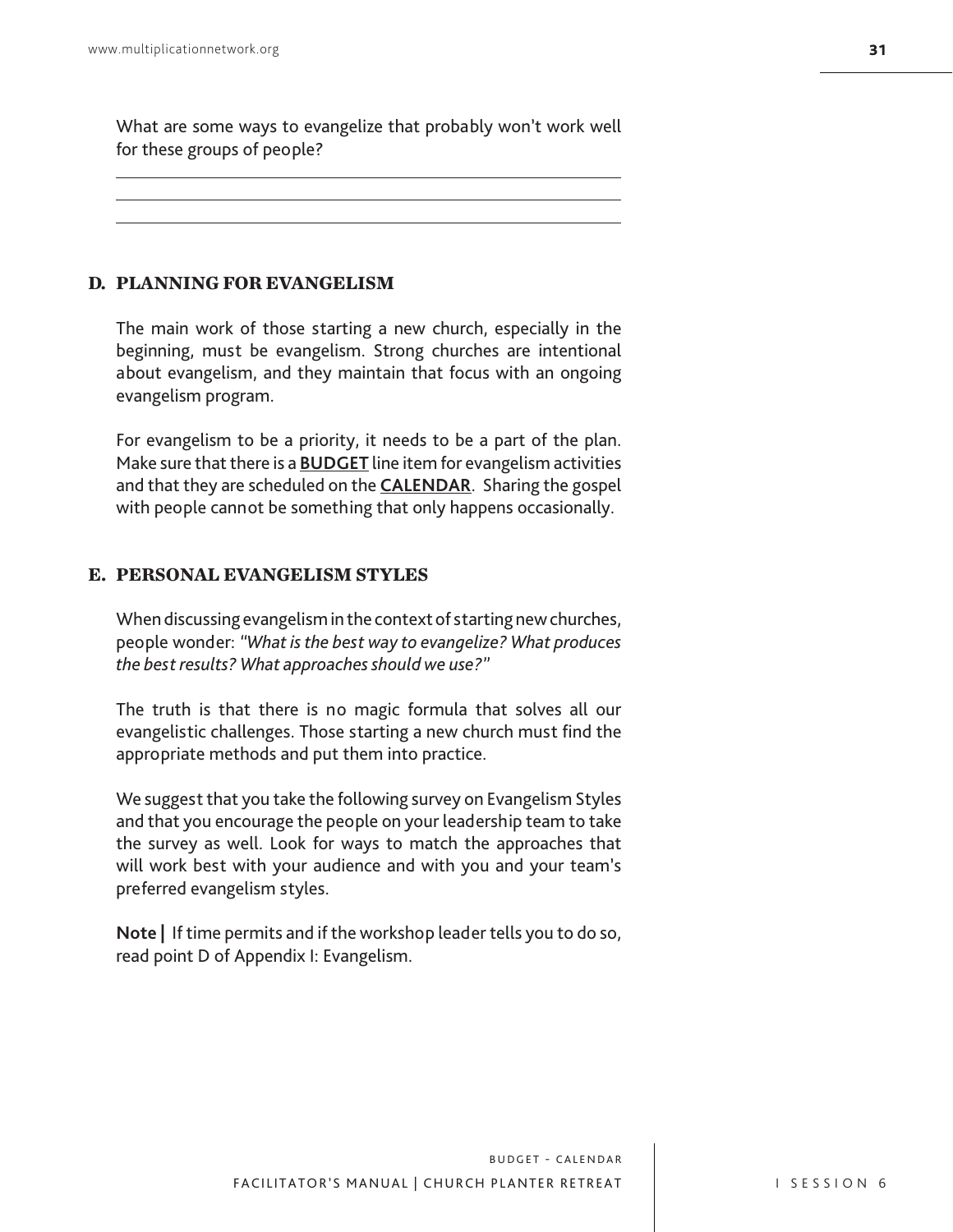What are some ways to evangelize that probably won't work well for these groups of people?

\_\_\_\_\_\_\_\_\_\_\_\_\_\_\_\_\_\_\_\_\_\_\_\_\_\_\_\_\_\_\_\_\_\_\_\_\_\_\_\_\_\_\_\_\_\_\_\_\_\_\_\_\_\_\_\_\_\_\_\_

\_\_\_\_\_\_\_\_\_\_\_\_\_\_\_\_\_\_\_\_\_\_\_\_\_\_\_\_\_\_\_\_\_\_\_\_\_\_\_\_\_\_\_\_\_\_\_\_\_\_\_\_\_\_\_\_\_\_\_\_

\_\_\_\_\_\_\_\_\_\_\_\_\_\_\_\_\_\_\_\_\_\_\_\_\_\_\_\_\_\_\_\_\_\_\_\_\_\_\_\_\_\_\_\_\_\_\_\_\_\_\_\_\_\_\_\_\_\_\_\_

### D. PLANNING FOR EVANGELISM

The main work of those starting a new church, especially in the beginning, must be evangelism. Strong churches are intentional about evangelism, and they maintain that focus with an ongoing evangelism program.

For evangelism to be a priority, it needs to be a part of the plan. Make sure that there is a **BUDGET** line item for evangelism activities and that they are scheduled on the **CALENDAR**. Sharing the gospel with people cannot be something that only happens occasionally.

### E. PERSONAL EVANGELISM STYLES

When discussing evangelism in the context of starting new churches, people wonder: *"What is the best way to evangelize? What produces the best results? What approaches should we use?"*

The truth is that there is no magic formula that solves all our evangelistic challenges. Those starting a new church must find the appropriate methods and put them into practice.

We suggest that you take the following survey on Evangelism Styles and that you encourage the people on your leadership team to take the survey as well. Look for ways to match the approaches that will work best with your audience and with you and your team's preferred evangelism styles.

**Note |** If time permits and if the workshop leader tells you to do so, read point D of Appendix I: Evangelism.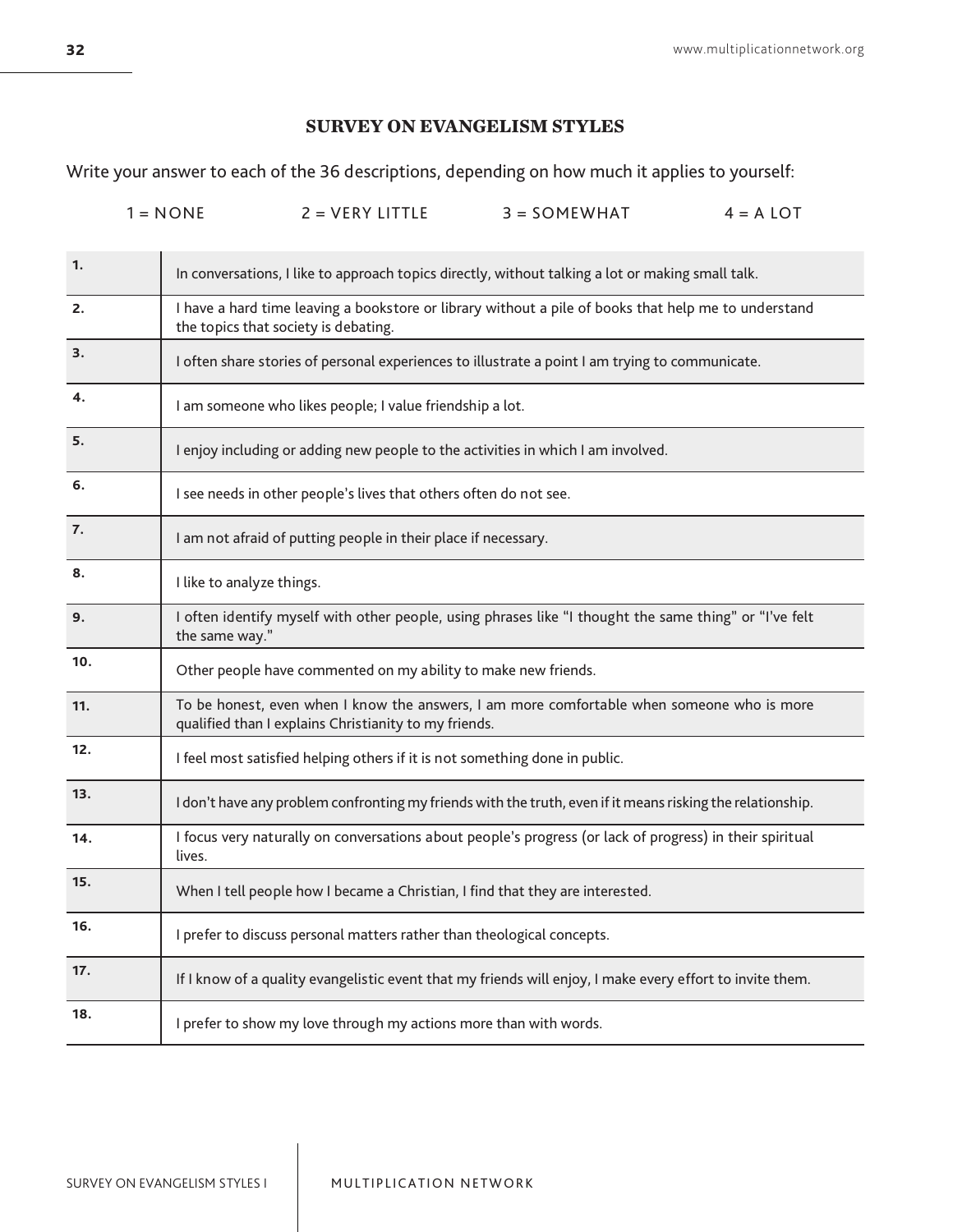## SURVEY ON EVANGELISM STYLES

Write your answer to each of the 36 descriptions, depending on how much it applies to yourself:

1 = NONE 2 = VERY LITTLE 3 = SOMEWHAT 4 = A LOT

| | |
|---|---|
| **1.** | In conversations, I like to approach topics directly, without talking a lot or making small talk. |
| **2.** | I have a hard time leaving a bookstore or library without a pile of books that help me to understand the topics that society is debating. |
| **3.** | I often share stories of personal experiences to illustrate a point I am trying to communicate. |
| **4.** | I am someone who likes people; I value friendship a lot. |
| **5.** | I enjoy including or adding new people to the activities in which I am involved. |
| **6.** | I see needs in other people's lives that others often do not see. |
| **7.** | I am not afraid of putting people in their place if necessary. |
| **8.** | I like to analyze things. |
| **9.** | I often identify myself with other people, using phrases like "I thought the same thing" or "I've felt the same way." |
| **10.** | Other people have commented on my ability to make new friends. |
| **11.** | To be honest, even when I know the answers, I am more comfortable when someone who is more qualified than I explains Christianity to my friends. |
| **12.** | I feel most satisfied helping others if it is not something done in public. |
| **13.** | I don't have any problem confronting my friends with the truth, even if it means risking the relationship. |
| **14.** | I focus very naturally on conversations about people's progress (or lack of progress) in their spiritual lives. |
| **15.** | When I tell people how I became a Christian, I find that they are interested. |
| **16.** | I prefer to discuss personal matters rather than theological concepts. |
| **17.** | If I know of a quality evangelistic event that my friends will enjoy, I make every effort to invite them. |
| **18.** | I prefer to show my love through my actions more than with words. |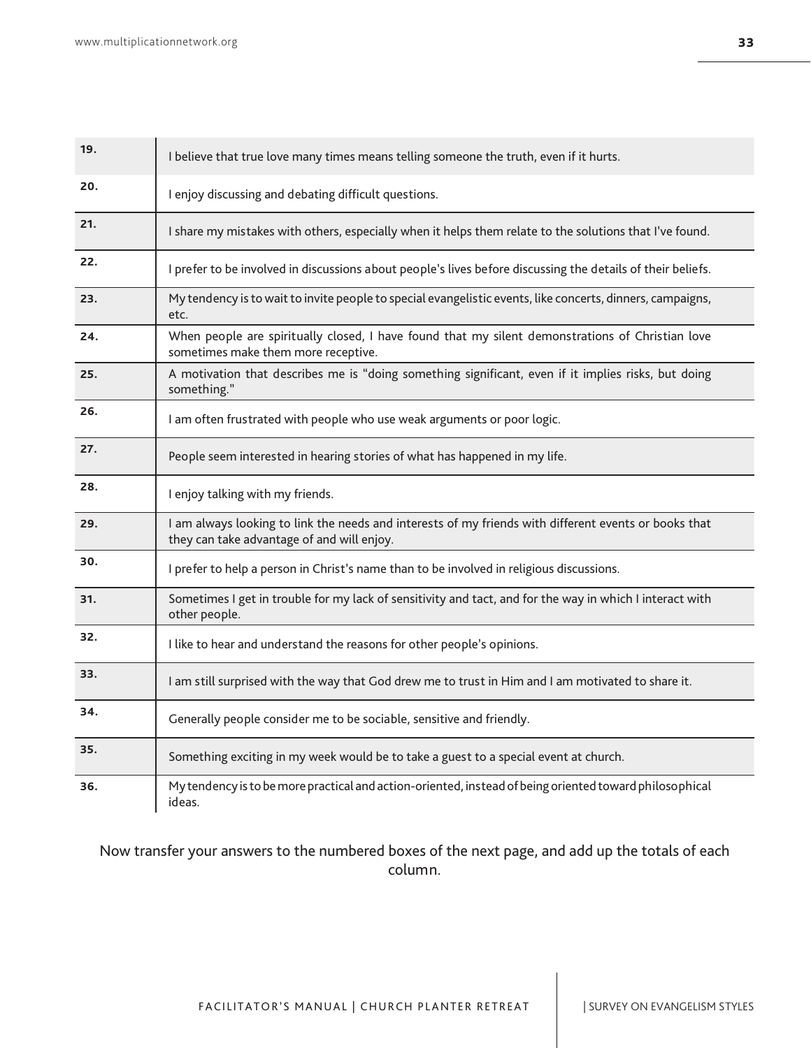| | |
|---|---|
| 19. | I believe that true love many times means telling someone the truth, even if it hurts. |
| 20. | I enjoy discussing and debating difficult questions. |
| 21. | I share my mistakes with others, especially when it helps them relate to the solutions that I've found. |
| 22. | I prefer to be involved in discussions about people's lives before discussing the details of their beliefs. |
| 23. | My tendency is to wait to invite people to special evangelistic events, like concerts, dinners, campaigns, etc. |
| 24. | When people are spiritually closed, I have found that my silent demonstrations of Christian love sometimes make them more receptive. |
| 25. | A motivation that describes me is "doing something significant, even if it implies risks, but doing something." |
| 26. | I am often frustrated with people who use weak arguments or poor logic. |
| 27. | People seem interested in hearing stories of what has happened in my life. |
| 28. | I enjoy talking with my friends. |
| 29. | I am always looking to link the needs and interests of my friends with different events or books that they can take advantage of and will enjoy. |
| 30. | I prefer to help a person in Christ's name than to be involved in religious discussions. |
| 31. | Sometimes I get in trouble for my lack of sensitivity and tact, and for the way in which I interact with other people. |
| 32. | I like to hear and understand the reasons for other people's opinions. |
| 33. | I am still surprised with the way that God drew me to trust in Him and I am motivated to share it. |
| 34. | Generally people consider me to be sociable, sensitive and friendly. |
| 35. | Something exciting in my week would be to take a guest to a special event at church. |
| 36. | My tendency is to be more practical and action-oriented, instead of being oriented toward philosophical ideas. |

Now transfer your answers to the numbered boxes of the next page, and add up the totals of each column.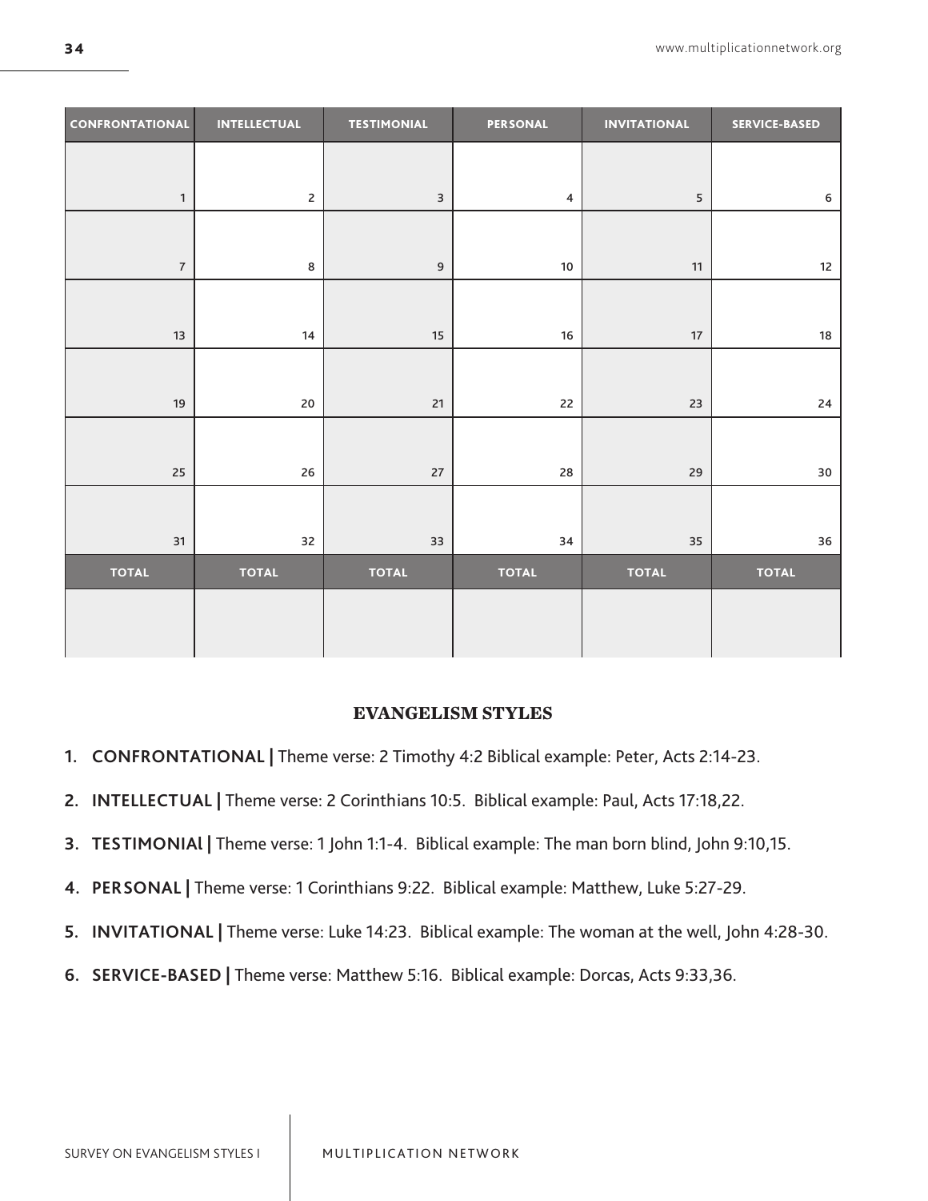| CONFRONTATIONAL | INTELLECTUAL | TESTIMONIAL | PERSONAL | INVITATIONAL | SERVICE-BASED |
|---|---|---|---|---|---|
| 1 | 2 | 3 | 4 | 5 | 6 |
| 7 | 8 | 9 | 10 | 11 | 12 |
| 13 | 14 | 15 | 16 | 17 | 18 |
| 19 | 20 | 21 | 22 | 23 | 24 |
| 25 | 26 | 27 | 28 | 29 | 30 |
| 31 | 32 | 33 | 34 | 35 | 36 |
| TOTAL | TOTAL | TOTAL | TOTAL | TOTAL | TOTAL |
| | | | | | |

## EVANGELISM STYLES

1. **CONFRONTATIONAL |** Theme verse: 2 Timothy 4:2 Biblical example: Peter, Acts 2:14-23.
2. **INTELLECTUAL |** Theme verse: 2 Corinthians 10:5. Biblical example: Paul, Acts 17:18,22.
3. **TESTIMONIAl |** Theme verse: 1 John 1:1-4. Biblical example: The man born blind, John 9:10,15.
4. **PERSONAL |** Theme verse: 1 Corinthians 9:22. Biblical example: Matthew, Luke 5:27-29.
5. **INVITATIONAL |** Theme verse: Luke 14:23. Biblical example: The woman at the well, John 4:28-30.
6. **SERVICE-BASED |** Theme verse: Matthew 5:16. Biblical example: Dorcas, Acts 9:33,36.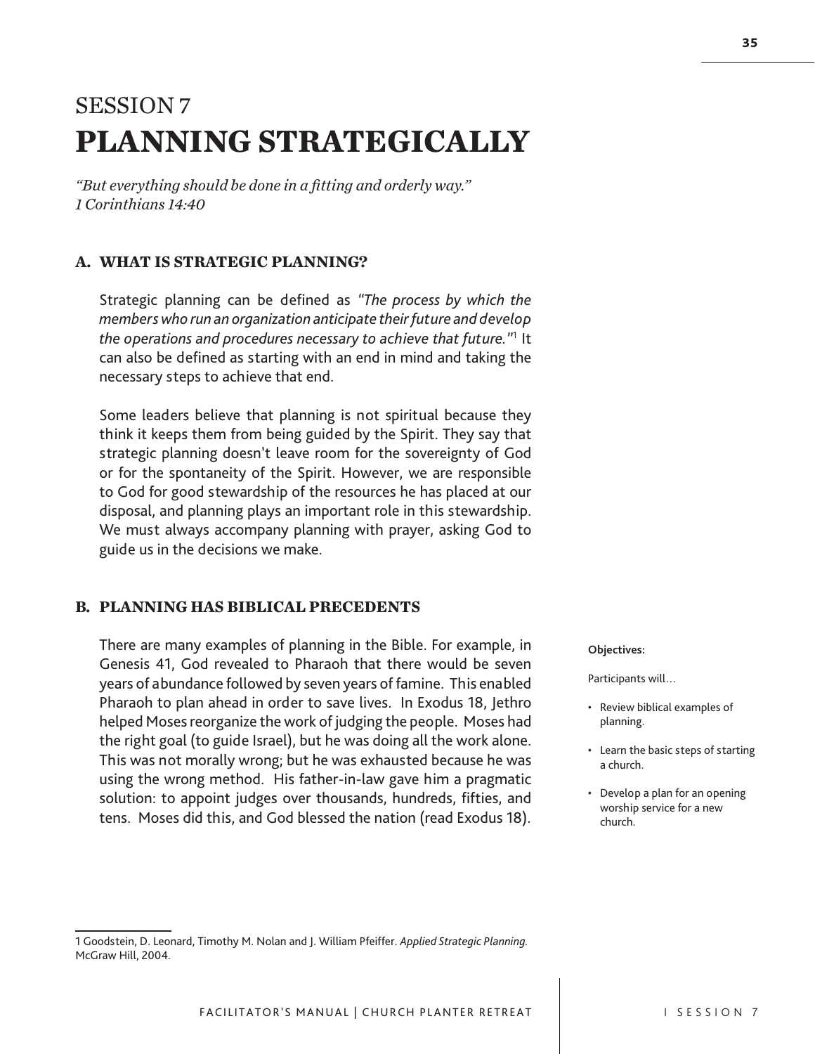# SESSION 7
# PLANNING STRATEGICALLY

*"But everything should be done in a fitting and orderly way."*
*1 Corinthians 14:40*

## A. WHAT IS STRATEGIC PLANNING?

Strategic planning can be defined as *"The process by which the members who run an organization anticipate their future and develop the operations and procedures necessary to achieve that future."*[1] It can also be defined as starting with an end in mind and taking the necessary steps to achieve that end.

Some leaders believe that planning is not spiritual because they think it keeps them from being guided by the Spirit. They say that strategic planning doesn't leave room for the sovereignty of God or for the spontaneity of the Spirit. However, we are responsible to God for good stewardship of the resources he has placed at our disposal, and planning plays an important role in this stewardship. We must always accompany planning with prayer, asking God to guide us in the decisions we make.

## B. PLANNING HAS BIBLICAL PRECEDENTS

There are many examples of planning in the Bible. For example, in Genesis 41, God revealed to Pharaoh that there would be seven years of abundance followed by seven years of famine. This enabled Pharaoh to plan ahead in order to save lives. In Exodus 18, Jethro helped Moses reorganize the work of judging the people. Moses had the right goal (to guide Israel), but he was doing all the work alone. This was not morally wrong; but he was exhausted because he was using the wrong method. His father-in-law gave him a pragmatic solution: to appoint judges over thousands, hundreds, fifties, and tens. Moses did this, and God blessed the nation (read Exodus 18).

**Objectives:**

Participants will…

- Review biblical examples of planning.
- Learn the basic steps of starting a church.
- Develop a plan for an opening worship service for a new church.

---

1 Goodstein, D. Leonard, Timothy M. Nolan and J. William Pfeiffer. *Applied Strategic Planning.* McGraw Hill, 2004.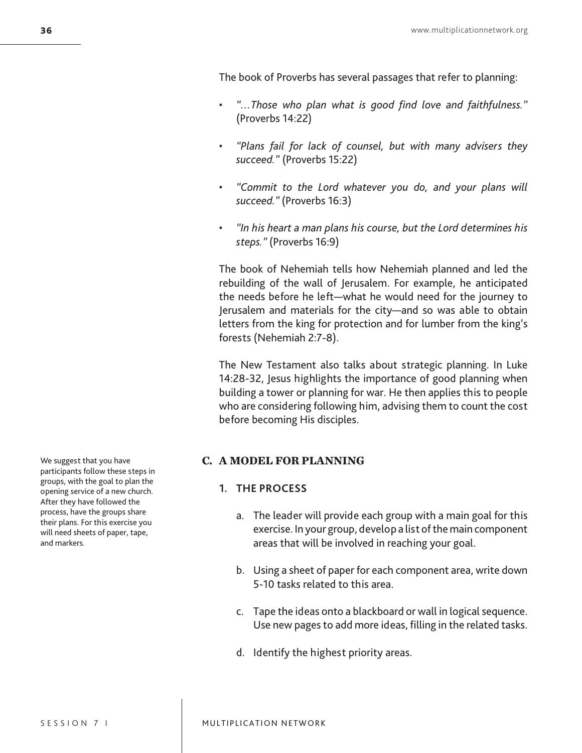The book of Proverbs has several passages that refer to planning:

- *"…Those who plan what is good find love and faithfulness."* (Proverbs 14:22)
- *"Plans fail for lack of counsel, but with many advisers they succeed."* (Proverbs 15:22)
- *"Commit to the Lord whatever you do, and your plans will succeed."* (Proverbs 16:3)
- *"In his heart a man plans his course, but the Lord determines his steps."* (Proverbs 16:9)

The book of Nehemiah tells how Nehemiah planned and led the rebuilding of the wall of Jerusalem. For example, he anticipated the needs before he left—what he would need for the journey to Jerusalem and materials for the city—and so was able to obtain letters from the king for protection and for lumber from the king's forests (Nehemiah 2:7-8).

The New Testament also talks about strategic planning. In Luke 14:28-32, Jesus highlights the importance of good planning when building a tower or planning for war. He then applies this to people who are considering following him, advising them to count the cost before becoming His disciples.

## C. A MODEL FOR PLANNING

We suggest that you have participants follow these steps in groups, with the goal to plan the opening service of a new church. After they have followed the process, have the groups share their plans. For this exercise you will need sheets of paper, tape, and markers.

### 1. THE PROCESS

a. The leader will provide each group with a main goal for this exercise. In your group, develop a list of the main component areas that will be involved in reaching your goal.

b. Using a sheet of paper for each component area, write down 5-10 tasks related to this area.

c. Tape the ideas onto a blackboard or wall in logical sequence. Use new pages to add more ideas, filling in the related tasks.

d. Identify the highest priority areas.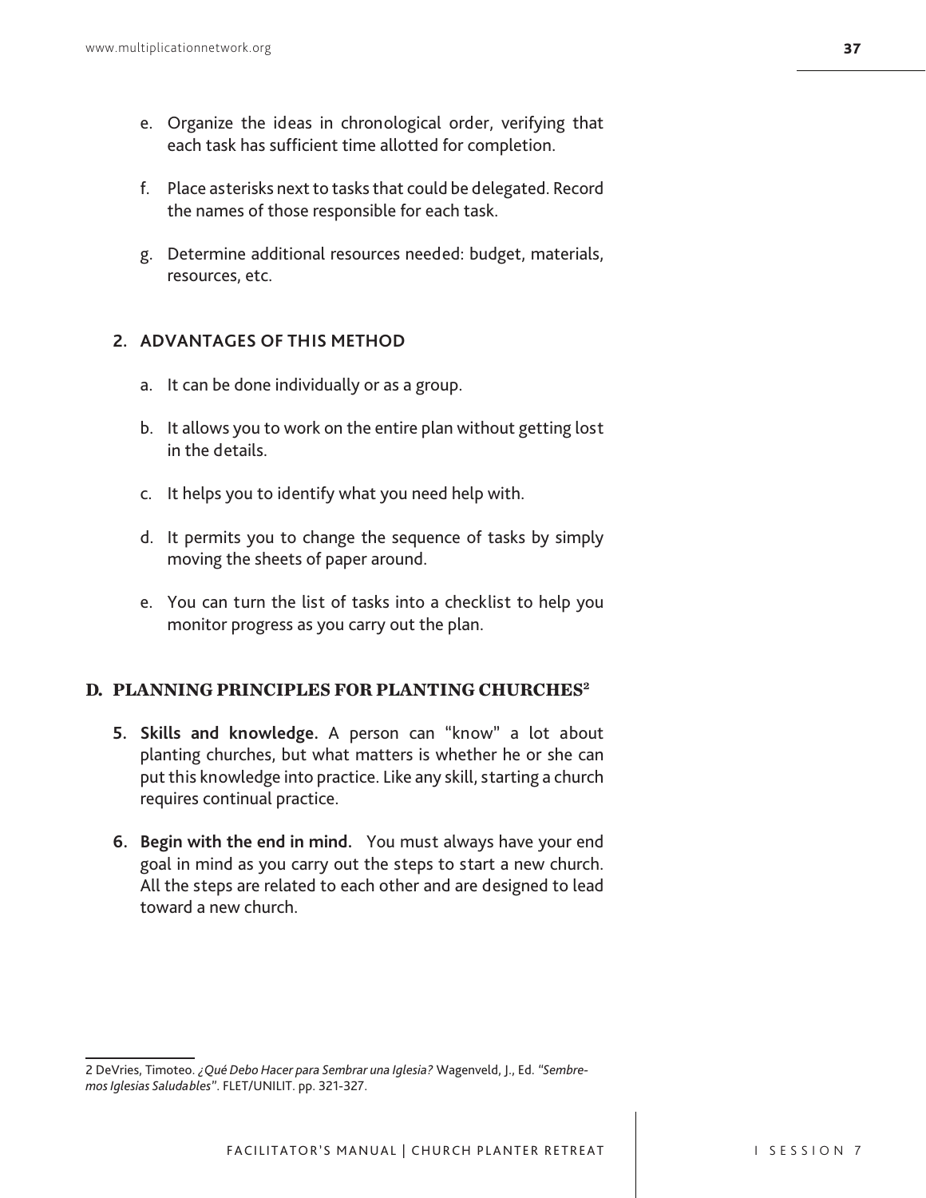e. Organize the ideas in chronological order, verifying that each task has sufficient time allotted for completion.

f. Place asterisks next to tasks that could be delegated. Record the names of those responsible for each task.

g. Determine additional resources needed: budget, materials, resources, etc.

### 2. ADVANTAGES OF THIS METHOD

a. It can be done individually or as a group.

b. It allows you to work on the entire plan without getting lost in the details.

c. It helps you to identify what you need help with.

d. It permits you to change the sequence of tasks by simply moving the sheets of paper around.

e. You can turn the list of tasks into a checklist to help you monitor progress as you carry out the plan.

## D. PLANNING PRINCIPLES FOR PLANTING CHURCHES[2]

5. **Skills and knowledge.** A person can "know" a lot about planting churches, but what matters is whether he or she can put this knowledge into practice. Like any skill, starting a church requires continual practice.

6. **Begin with the end in mind.** You must always have your end goal in mind as you carry out the steps to start a new church. All the steps are related to each other and are designed to lead toward a new church.

---

2 DeVries, Timoteo. *¿Qué Debo Hacer para Sembrar una Iglesia?* Wagenveld, J., Ed. *"Sembremos Iglesias Saludables"*. FLET/UNILIT. pp. 321-327.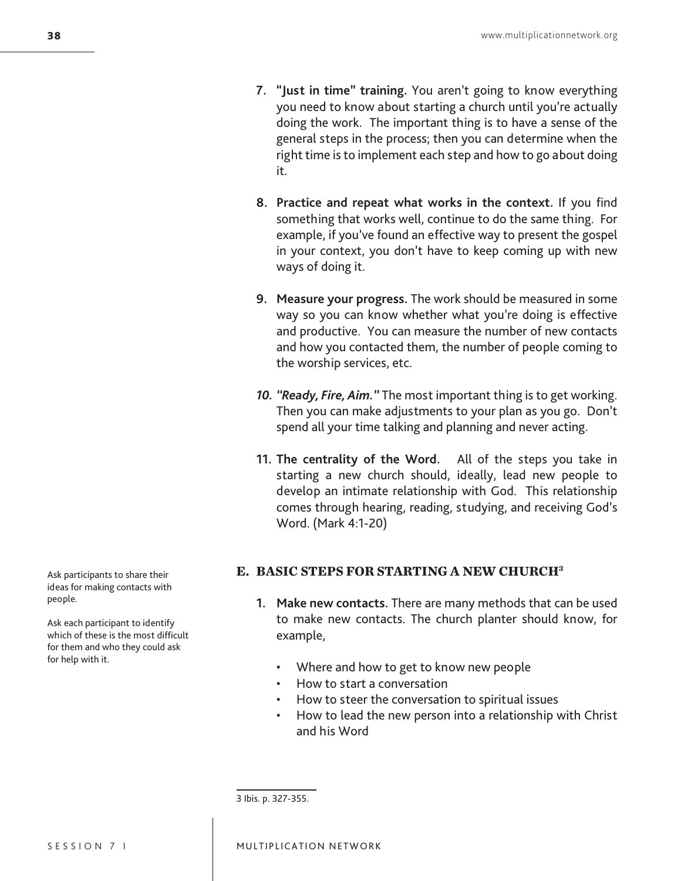7. **"Just in time" training.** You aren't going to know everything you need to know about starting a church until you're actually doing the work. The important thing is to have a sense of the general steps in the process; then you can determine when the right time is to implement each step and how to go about doing it.

8. **Practice and repeat what works in the context.** If you find something that works well, continue to do the same thing. For example, if you've found an effective way to present the gospel in your context, you don't have to keep coming up with new ways of doing it.

9. **Measure your progress.** The work should be measured in some way so you can know whether what you're doing is effective and productive. You can measure the number of new contacts and how you contacted them, the number of people coming to the worship services, etc.

10. ***"Ready, Fire, Aim."*** The most important thing is to get working. Then you can make adjustments to your plan as you go. Don't spend all your time talking and planning and never acting.

11. **The centrality of the Word.** All of the steps you take in starting a new church should, ideally, lead new people to develop an intimate relationship with God. This relationship comes through hearing, reading, studying, and receiving God's Word. (Mark 4:1-20)

## E. BASIC STEPS FOR STARTING A NEW CHURCH[3]

Ask participants to share their ideas for making contacts with people.

Ask each participant to identify which of these is the most difficult for them and who they could ask for help with it.

1. **Make new contacts.** There are many methods that can be used to make new contacts. The church planter should know, for example,

   - Where and how to get to know new people
   - How to start a conversation
   - How to steer the conversation to spiritual issues
   - How to lead the new person into a relationship with Christ and his Word

3 Ibis. p. 327-355.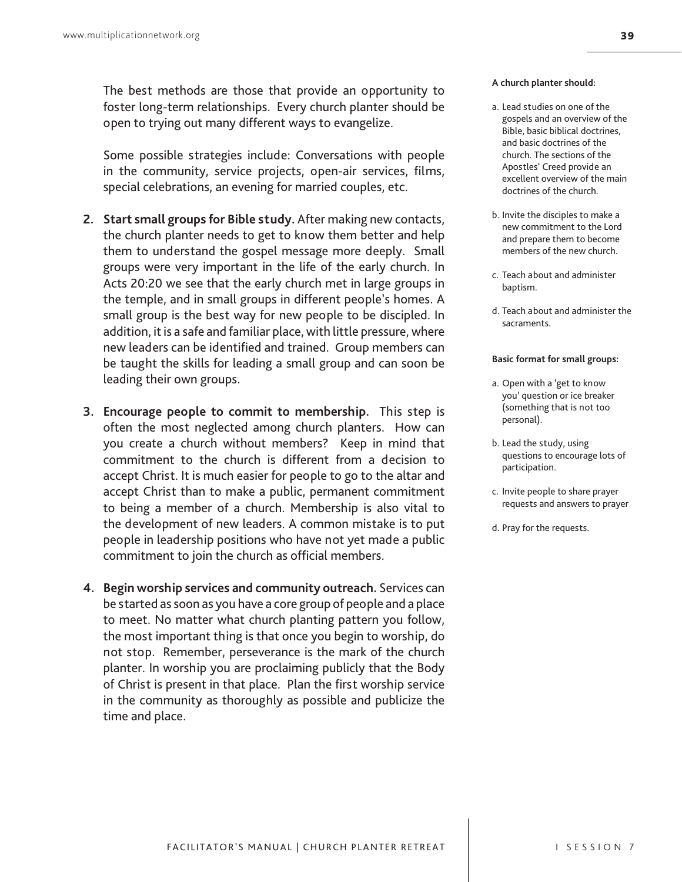The best methods are those that provide an opportunity to foster long-term relationships. Every church planter should be open to trying out many different ways to evangelize.

Some possible strategies include: Conversations with people in the community, service projects, open-air services, films, special celebrations, an evening for married couples, etc.

2. **Start small groups for Bible study.** After making new contacts, the church planter needs to get to know them better and help them to understand the gospel message more deeply. Small groups were very important in the life of the early church. In Acts 20:20 we see that the early church met in large groups in the temple, and in small groups in different people's homes. A small group is the best way for new people to be discipled. In addition, it is a safe and familiar place, with little pressure, where new leaders can be identified and trained. Group members can be taught the skills for leading a small group and can soon be leading their own groups.

3. **Encourage people to commit to membership.** This step is often the most neglected among church planters. How can you create a church without members? Keep in mind that commitment to the church is different from a decision to accept Christ. It is much easier for people to go to the altar and accept Christ than to make a public, permanent commitment to being a member of a church. Membership is also vital to the development of new leaders. A common mistake is to put people in leadership positions who have not yet made a public commitment to join the church as official members.

4. **Begin worship services and community outreach.** Services can be started as soon as you have a core group of people and a place to meet. No matter what church planting pattern you follow, the most important thing is that once you begin to worship, do not stop. Remember, perseverance is the mark of the church planter. In worship you are proclaiming publicly that the Body of Christ is present in that place. Plan the first worship service in the community as thoroughly as possible and publicize the time and place.

**A church planter should:**

a. Lead studies on one of the gospels and an overview of the Bible, basic biblical doctrines, and basic doctrines of the church. The sections of the Apostles' Creed provide an excellent overview of the main doctrines of the church.

b. Invite the disciples to make a new commitment to the Lord and prepare them to become members of the new church.

c. Teach about and administer baptism.

d. Teach about and administer the sacraments.

**Basic format for small groups:**

a. Open with a 'get to know you' question or ice breaker (something that is not too personal).

b. Lead the study, using questions to encourage lots of participation.

c. Invite people to share prayer requests and answers to prayer

d. Pray for the requests.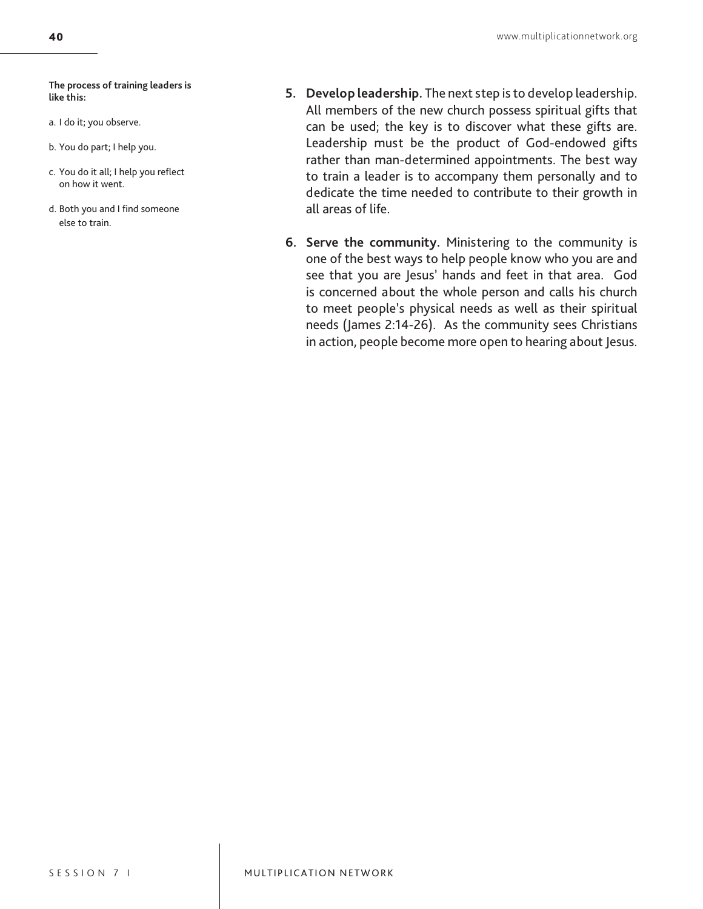**The process of training leaders is like this:**

a. I do it; you observe.

b. You do part; I help you.

c. You do it all; I help you reflect on how it went.

d. Both you and I find someone else to train.

5. **Develop leadership.** The next step is to develop leadership. All members of the new church possess spiritual gifts that can be used; the key is to discover what these gifts are. Leadership must be the product of God-endowed gifts rather than man-determined appointments. The best way to train a leader is to accompany them personally and to dedicate the time needed to contribute to their growth in all areas of life.

6. **Serve the community.** Ministering to the community is one of the best ways to help people know who you are and see that you are Jesus' hands and feet in that area. God is concerned about the whole person and calls his church to meet people's physical needs as well as their spiritual needs (James 2:14-26). As the community sees Christians in action, people become more open to hearing about Jesus.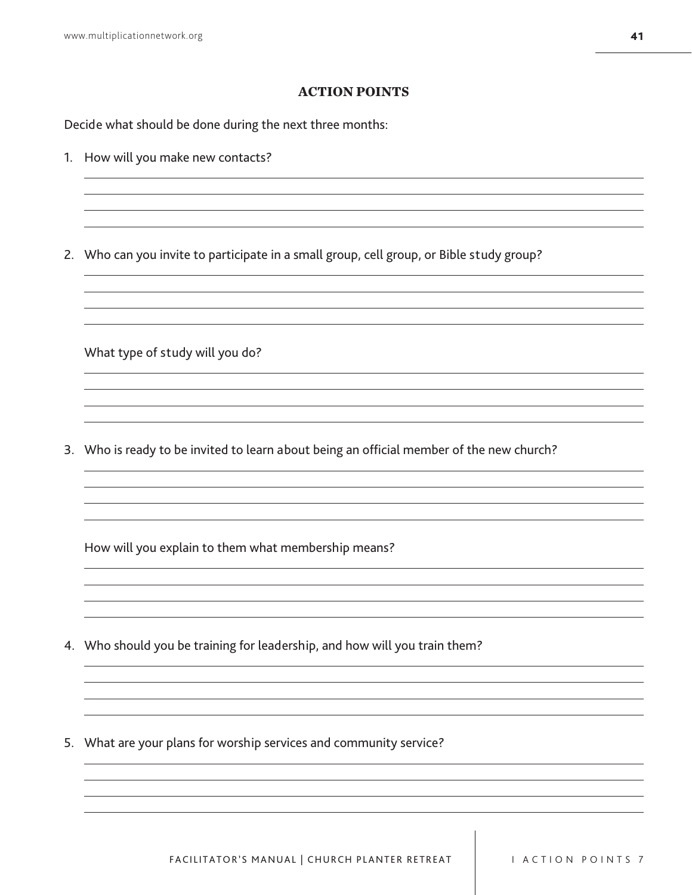## ACTION POINTS

Decide what should be done during the next three months:

1. How will you make new contacts?

2. Who can you invite to participate in a small group, cell group, or Bible study group?

   What type of study will you do?

3. Who is ready to be invited to learn about being an official member of the new church?

   How will you explain to them what membership means?

4. Who should you be training for leadership, and how will you train them?

5. What are your plans for worship services and community service?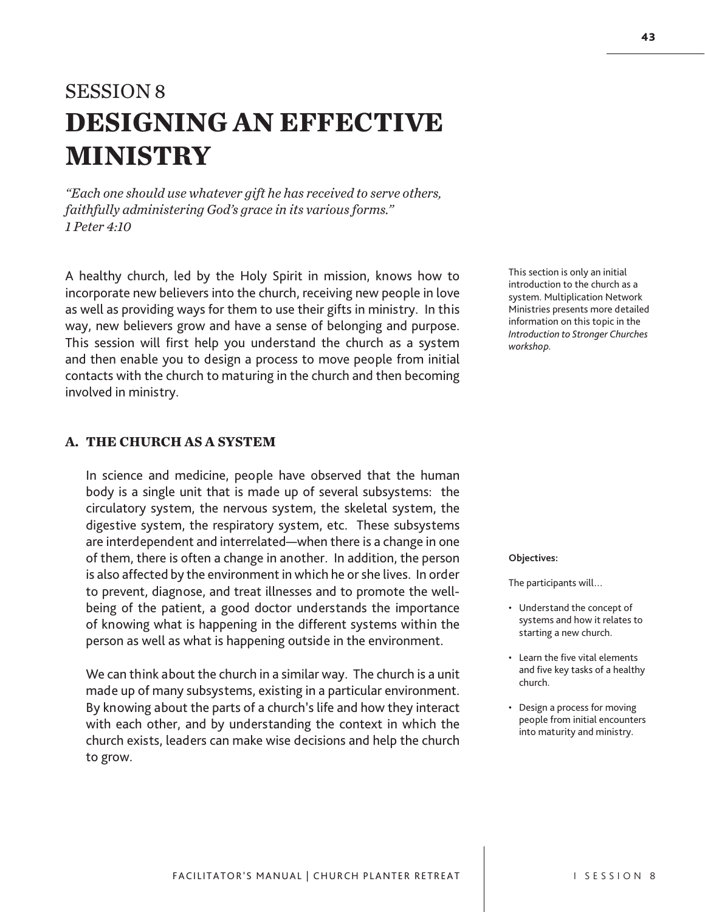# SESSION 8
# DESIGNING AN EFFECTIVE MINISTRY

*"Each one should use whatever gift he has received to serve others, faithfully administering God's grace in its various forms."*
*1 Peter 4:10*

A healthy church, led by the Holy Spirit in mission, knows how to incorporate new believers into the church, receiving new people in love as well as providing ways for them to use their gifts in ministry. In this way, new believers grow and have a sense of belonging and purpose. This session will first help you understand the church as a system and then enable you to design a process to move people from initial contacts with the church to maturing in the church and then becoming involved in ministry.

This section is only an initial introduction to the church as a system. Multiplication Network Ministries presents more detailed information on this topic in the *Introduction to Stronger Churches workshop*.

## A. THE CHURCH AS A SYSTEM

In science and medicine, people have observed that the human body is a single unit that is made up of several subsystems: the circulatory system, the nervous system, the skeletal system, the digestive system, the respiratory system, etc. These subsystems are interdependent and interrelated—when there is a change in one of them, there is often a change in another. In addition, the person is also affected by the environment in which he or she lives. In order to prevent, diagnose, and treat illnesses and to promote the well-being of the patient, a good doctor understands the importance of knowing what is happening in the different systems within the person as well as what is happening outside in the environment.

We can think about the church in a similar way. The church is a unit made up of many subsystems, existing in a particular environment. By knowing about the parts of a church's life and how they interact with each other, and by understanding the context in which the church exists, leaders can make wise decisions and help the church to grow.

**Objectives:**

The participants will…

- Understand the concept of systems and how it relates to starting a new church.
- Learn the five vital elements and five key tasks of a healthy church.
- Design a process for moving people from initial encounters into maturity and ministry.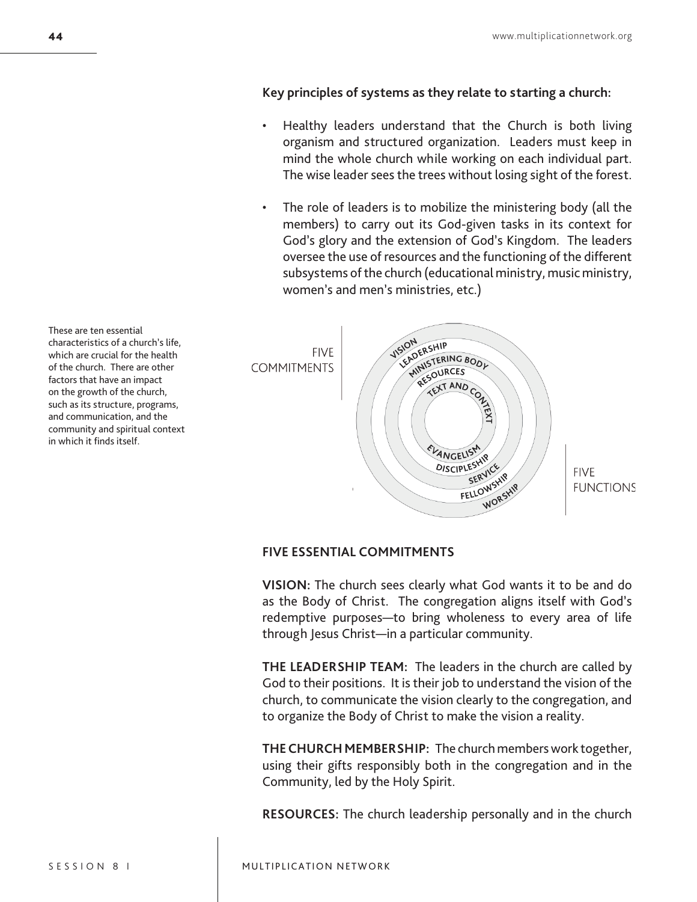**Key principles of systems as they relate to starting a church:**

- Healthy leaders understand that the Church is both living organism and structured organization. Leaders must keep in mind the whole church while working on each individual part. The wise leader sees the trees without losing sight of the forest.
- The role of leaders is to mobilize the ministering body (all the members) to carry out its God-given tasks in its context for God's glory and the extension of God's Kingdom. The leaders oversee the use of resources and the functioning of the different subsystems of the church (educational ministry, music ministry, women's and men's ministries, etc.)

These are ten essential characteristics of a church's life, which are crucial for the health of the church. There are other factors that have an impact on the growth of the church, such as its structure, programs, and communication, and the community and spiritual context in which it finds itself.

FIVE COMMITMENTS: VISION, LEADERSHIP, MINISTERING BODY, RESOURCES, TEXT AND CONTEXT

FIVE FUNCTIONS: EVANGELISM, DISCIPLESHIP, SERVICE, FELLOWSHIP, WORSHIP

**FIVE ESSENTIAL COMMITMENTS**

**VISION:** The church sees clearly what God wants it to be and do as the Body of Christ. The congregation aligns itself with God's redemptive purposes—to bring wholeness to every area of life through Jesus Christ—in a particular community.

**THE LEADERSHIP TEAM:** The leaders in the church are called by God to their positions. It is their job to understand the vision of the church, to communicate the vision clearly to the congregation, and to organize the Body of Christ to make the vision a reality.

**THE CHURCH MEMBERSHIP:** The church members work together, using their gifts responsibly both in the congregation and in the Community, led by the Holy Spirit.

**RESOURCES:** The church leadership personally and in the church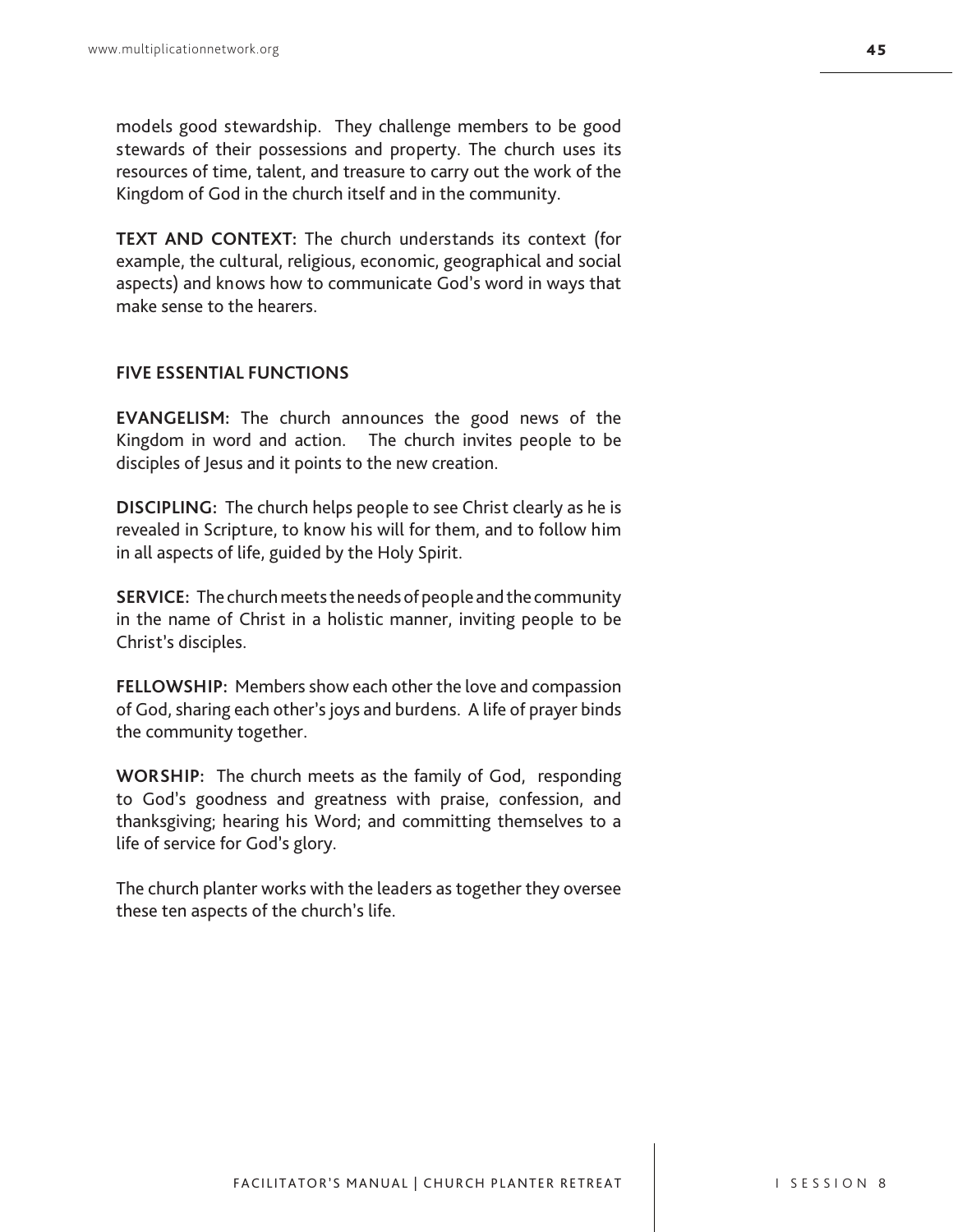models good stewardship. They challenge members to be good stewards of their possessions and property. The church uses its resources of time, talent, and treasure to carry out the work of the Kingdom of God in the church itself and in the community.

**TEXT AND CONTEXT:** The church understands its context (for example, the cultural, religious, economic, geographical and social aspects) and knows how to communicate God's word in ways that make sense to the hearers.

### FIVE ESSENTIAL FUNCTIONS

**EVANGELISM:** The church announces the good news of the Kingdom in word and action. The church invites people to be disciples of Jesus and it points to the new creation.

**DISCIPLING:** The church helps people to see Christ clearly as he is revealed in Scripture, to know his will for them, and to follow him in all aspects of life, guided by the Holy Spirit.

**SERVICE:** The church meets the needs of people and the community in the name of Christ in a holistic manner, inviting people to be Christ's disciples.

**FELLOWSHIP:** Members show each other the love and compassion of God, sharing each other's joys and burdens. A life of prayer binds the community together.

**WORSHIP:** The church meets as the family of God, responding to God's goodness and greatness with praise, confession, and thanksgiving; hearing his Word; and committing themselves to a life of service for God's glory.

The church planter works with the leaders as together they oversee these ten aspects of the church's life.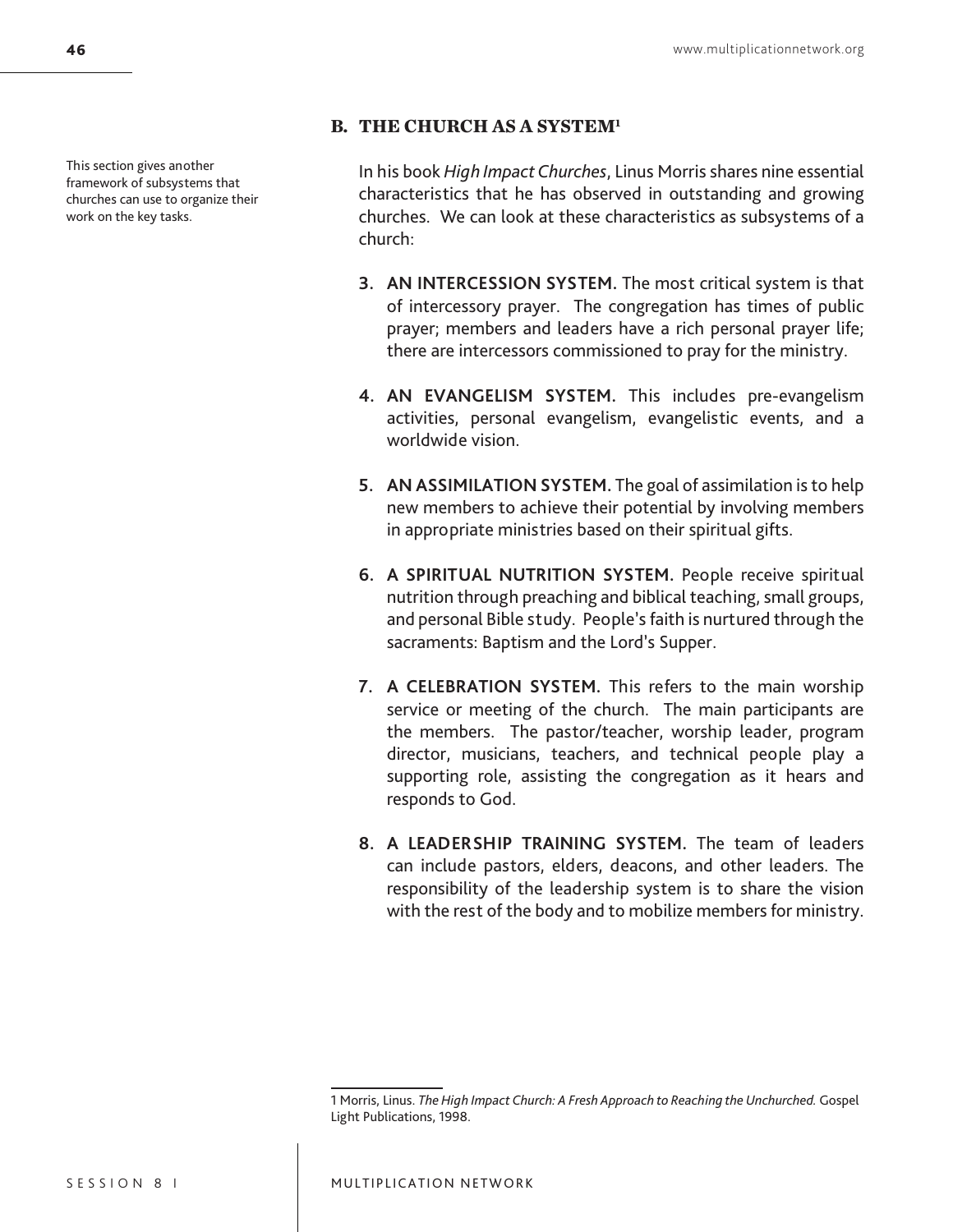This section gives another framework of subsystems that churches can use to organize their work on the key tasks.

## B. THE CHURCH AS A SYSTEM[1]

In his book *High Impact Churches*, Linus Morris shares nine essential characteristics that he has observed in outstanding and growing churches. We can look at these characteristics as subsystems of a church:

3. **AN INTERCESSION SYSTEM.** The most critical system is that of intercessory prayer. The congregation has times of public prayer; members and leaders have a rich personal prayer life; there are intercessors commissioned to pray for the ministry.

4. **AN EVANGELISM SYSTEM.** This includes pre-evangelism activities, personal evangelism, evangelistic events, and a worldwide vision.

5. **AN ASSIMILATION SYSTEM.** The goal of assimilation is to help new members to achieve their potential by involving members in appropriate ministries based on their spiritual gifts.

6. **A SPIRITUAL NUTRITION SYSTEM.** People receive spiritual nutrition through preaching and biblical teaching, small groups, and personal Bible study. People's faith is nurtured through the sacraments: Baptism and the Lord's Supper.

7. **A CELEBRATION SYSTEM.** This refers to the main worship service or meeting of the church. The main participants are the members. The pastor/teacher, worship leader, program director, musicians, teachers, and technical people play a supporting role, assisting the congregation as it hears and responds to God.

8. **A LEADERSHIP TRAINING SYSTEM.** The team of leaders can include pastors, elders, deacons, and other leaders. The responsibility of the leadership system is to share the vision with the rest of the body and to mobilize members for ministry.

---

1 Morris, Linus. *The High Impact Church: A Fresh Approach to Reaching the Unchurched.* Gospel Light Publications, 1998.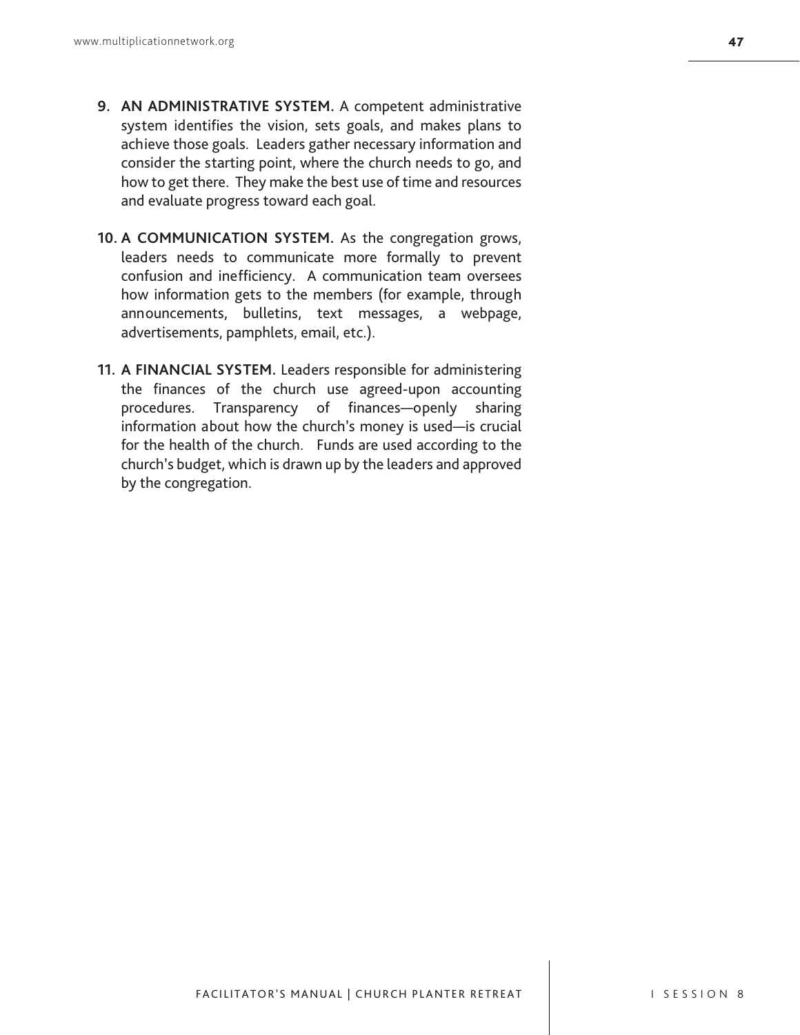9. **AN ADMINISTRATIVE SYSTEM.** A competent administrative system identifies the vision, sets goals, and makes plans to achieve those goals. Leaders gather necessary information and consider the starting point, where the church needs to go, and how to get there. They make the best use of time and resources and evaluate progress toward each goal.

10. **A COMMUNICATION SYSTEM.** As the congregation grows, leaders needs to communicate more formally to prevent confusion and inefficiency. A communication team oversees how information gets to the members (for example, through announcements, bulletins, text messages, a webpage, advertisements, pamphlets, email, etc.).

11. **A FINANCIAL SYSTEM.** Leaders responsible for administering the finances of the church use agreed-upon accounting procedures. Transparency of finances—openly sharing information about how the church's money is used—is crucial for the health of the church. Funds are used according to the church's budget, which is drawn up by the leaders and approved by the congregation.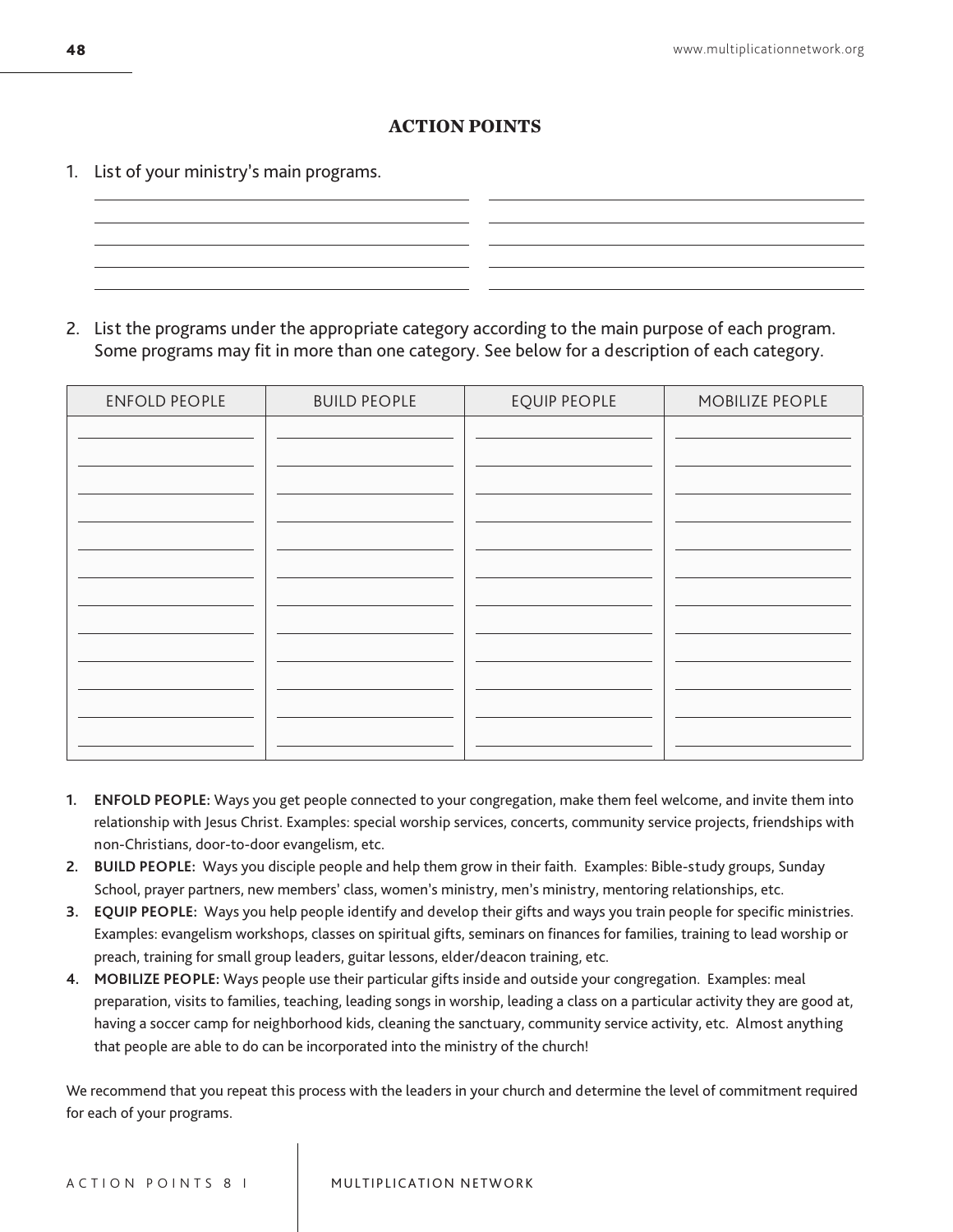## ACTION POINTS

1. List of your ministry's main programs.

2. List the programs under the appropriate category according to the main purpose of each program. Some programs may fit in more than one category. See below for a description of each category.

| ENFOLD PEOPLE | BUILD PEOPLE | EQUIP PEOPLE | MOBILIZE PEOPLE |
|---|---|---|---|
| | | | |
| | | | |
| | | | |
| | | | |
| | | | |
| | | | |
| | | | |
| | | | |
| | | | |
| | | | |
| | | | |
| | | | |

1. **ENFOLD PEOPLE:** Ways you get people connected to your congregation, make them feel welcome, and invite them into relationship with Jesus Christ. Examples: special worship services, concerts, community service projects, friendships with non-Christians, door-to-door evangelism, etc.
2. **BUILD PEOPLE:** Ways you disciple people and help them grow in their faith. Examples: Bible-study groups, Sunday School, prayer partners, new members' class, women's ministry, men's ministry, mentoring relationships, etc.
3. **EQUIP PEOPLE:** Ways you help people identify and develop their gifts and ways you train people for specific ministries. Examples: evangelism workshops, classes on spiritual gifts, seminars on finances for families, training to lead worship or preach, training for small group leaders, guitar lessons, elder/deacon training, etc.
4. **MOBILIZE PEOPLE:** Ways people use their particular gifts inside and outside your congregation. Examples: meal preparation, visits to families, teaching, leading songs in worship, leading a class on a particular activity they are good at, having a soccer camp for neighborhood kids, cleaning the sanctuary, community service activity, etc. Almost anything that people are able to do can be incorporated into the ministry of the church!

We recommend that you repeat this process with the leaders in your church and determine the level of commitment required for each of your programs.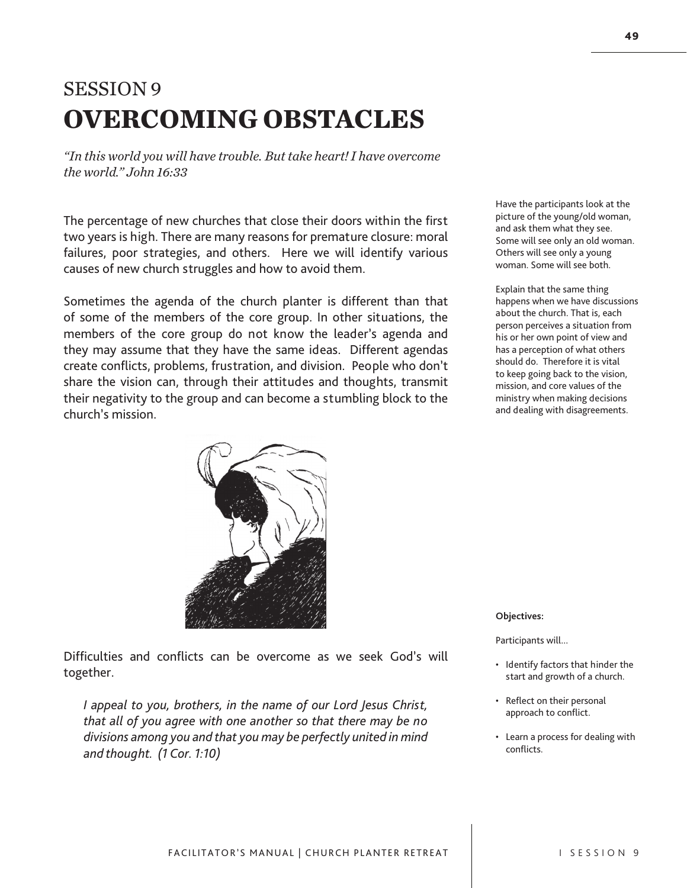# SESSION 9
# OVERCOMING OBSTACLES

*"In this world you will have trouble. But take heart! I have overcome the world." John 16:33*

The percentage of new churches that close their doors within the first two years is high. There are many reasons for premature closure: moral failures, poor strategies, and others. Here we will identify various causes of new church struggles and how to avoid them.

Sometimes the agenda of the church planter is different than that of some of the members of the core group. In other situations, the members of the core group do not know the leader's agenda and they may assume that they have the same ideas. Different agendas create conflicts, problems, frustration, and division. People who don't share the vision can, through their attitudes and thoughts, transmit their negativity to the group and can become a stumbling block to the church's mission.

Difficulties and conflicts can be overcome as we seek God's will together.

> *I appeal to you, brothers, in the name of our Lord Jesus Christ, that all of you agree with one another so that there may be no divisions among you and that you may be perfectly united in mind and thought. (1 Cor. 1:10)*

Have the participants look at the picture of the young/old woman, and ask them what they see. Some will see only an old woman. Others will see only a young woman. Some will see both.

Explain that the same thing happens when we have discussions about the church. That is, each person perceives a situation from his or her own point of view and has a perception of what others should do. Therefore it is vital to keep going back to the vision, mission, and core values of the ministry when making decisions and dealing with disagreements.

**Objectives:**

Participants will...

- Identify factors that hinder the start and growth of a church.
- Reflect on their personal approach to conflict.
- Learn a process for dealing with conflicts.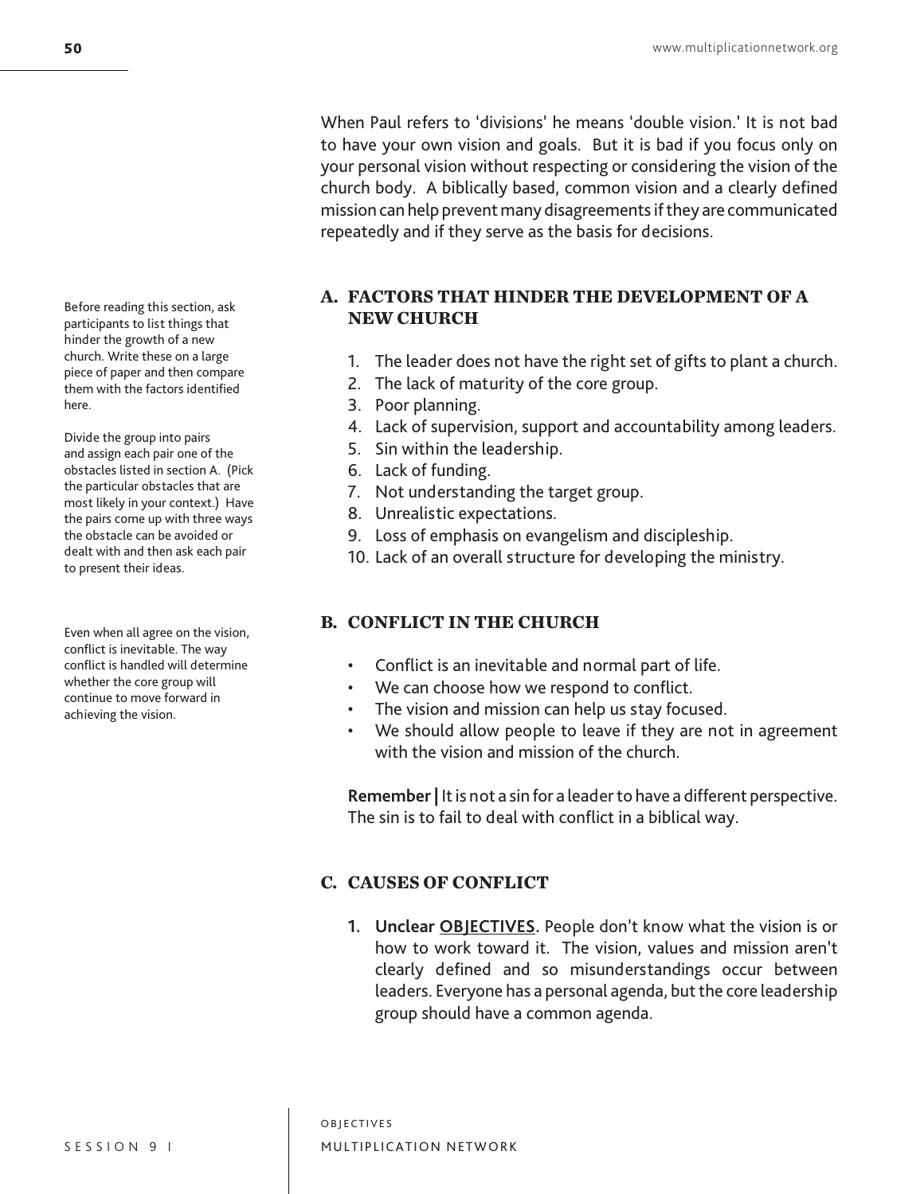When Paul refers to 'divisions' he means 'double vision.' It is not bad to have your own vision and goals. But it is bad if you focus only on your personal vision without respecting or considering the vision of the church body. A biblically based, common vision and a clearly defined mission can help prevent many disagreements if they are communicated repeatedly and if they serve as the basis for decisions.

## A. FACTORS THAT HINDER THE DEVELOPMENT OF A NEW CHURCH

Before reading this section, ask participants to list things that hinder the growth of a new church. Write these on a large piece of paper and then compare them with the factors identified here.

Divide the group into pairs and assign each pair one of the obstacles listed in section A. (Pick the particular obstacles that are most likely in your context.) Have the pairs come up with three ways the obstacle can be avoided or dealt with and then ask each pair to present their ideas.

1. The leader does not have the right set of gifts to plant a church.
2. The lack of maturity of the core group.
3. Poor planning.
4. Lack of supervision, support and accountability among leaders.
5. Sin within the leadership.
6. Lack of funding.
7. Not understanding the target group.
8. Unrealistic expectations.
9. Loss of emphasis on evangelism and discipleship.
10. Lack of an overall structure for developing the ministry.

## B. CONFLICT IN THE CHURCH

Even when all agree on the vision, conflict is inevitable. The way conflict is handled will determine whether the core group will continue to move forward in achieving the vision.

- Conflict is an inevitable and normal part of life.
- We can choose how we respond to conflict.
- The vision and mission can help us stay focused.
- We should allow people to leave if they are not in agreement with the vision and mission of the church.

**Remember |** It is not a sin for a leader to have a different perspective. The sin is to fail to deal with conflict in a biblical way.

## C. CAUSES OF CONFLICT

1. **Unclear <u>OBJECTIVES</u>.** People don't know what the vision is or how to work toward it. The vision, values and mission aren't clearly defined and so misunderstandings occur between leaders. Everyone has a personal agenda, but the core leadership group should have a common agenda.

OBJECTIVES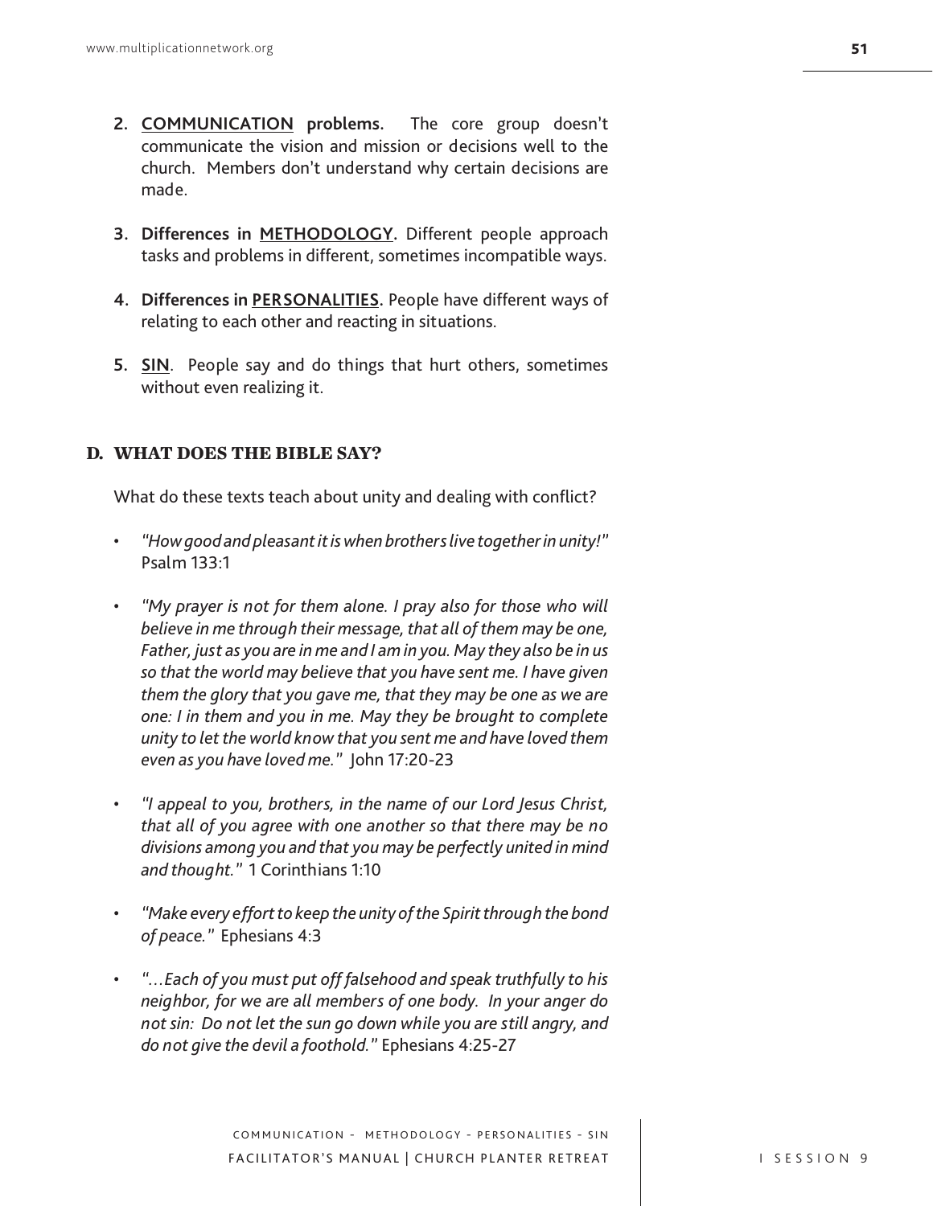2. **COMMUNICATION problems.** The core group doesn't communicate the vision and mission or decisions well to the church. Members don't understand why certain decisions are made.

3. **Differences in METHODOLOGY.** Different people approach tasks and problems in different, sometimes incompatible ways.

4. **Differences in PERSONALITIES.** People have different ways of relating to each other and reacting in situations.

5. **SIN**. People say and do things that hurt others, sometimes without even realizing it.

## D. WHAT DOES THE BIBLE SAY?

What do these texts teach about unity and dealing with conflict?

- *"How good and pleasant it is when brothers live together in unity!"* Psalm 133:1

- *"My prayer is not for them alone. I pray also for those who will believe in me through their message, that all of them may be one, Father, just as you are in me and I am in you. May they also be in us so that the world may believe that you have sent me. I have given them the glory that you gave me, that they may be one as we are one: I in them and you in me. May they be brought to complete unity to let the world know that you sent me and have loved them even as you have loved me."* John 17:20-23

- *"I appeal to you, brothers, in the name of our Lord Jesus Christ, that all of you agree with one another so that there may be no divisions among you and that you may be perfectly united in mind and thought."* 1 Corinthians 1:10

- *"Make every effort to keep the unity of the Spirit through the bond of peace."* Ephesians 4:3

- *"…Each of you must put off falsehood and speak truthfully to his neighbor, for we are all members of one body. In your anger do not sin: Do not let the sun go down while you are still angry, and do not give the devil a foothold."* Ephesians 4:25-27

COMMUNICATION - METHODOLOGY - PERSONALITIES - SIN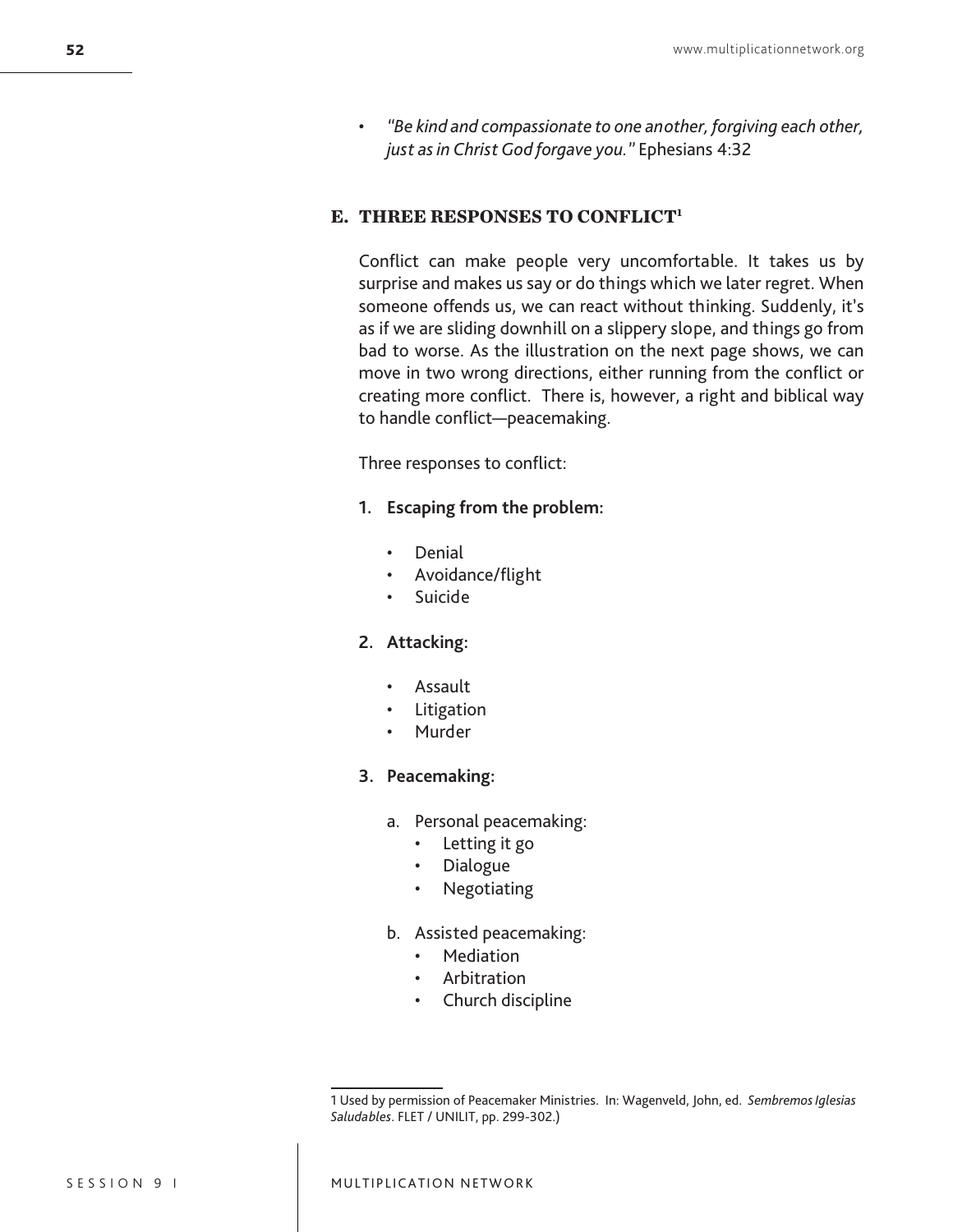- *"Be kind and compassionate to one another, forgiving each other, just as in Christ God forgave you."* Ephesians 4:32

## E. THREE RESPONSES TO CONFLICT[1]

Conflict can make people very uncomfortable. It takes us by surprise and makes us say or do things which we later regret. When someone offends us, we can react without thinking. Suddenly, it's as if we are sliding downhill on a slippery slope, and things go from bad to worse. As the illustration on the next page shows, we can move in two wrong directions, either running from the conflict or creating more conflict. There is, however, a right and biblical way to handle conflict—peacemaking.

Three responses to conflict:

1. **Escaping from the problem:**
   - Denial
   - Avoidance/flight
   - Suicide

2. **Attacking:**
   - Assault
   - Litigation
   - Murder

3. **Peacemaking:**

   a. Personal peacemaking:
      - Letting it go
      - Dialogue
      - Negotiating

   b. Assisted peacemaking:
      - Mediation
      - Arbitration
      - Church discipline

---

1 Used by permission of Peacemaker Ministries. In: Wagenveld, John, ed. *Sembremos Iglesias Saludables*. FLET / UNILIT, pp. 299-302.)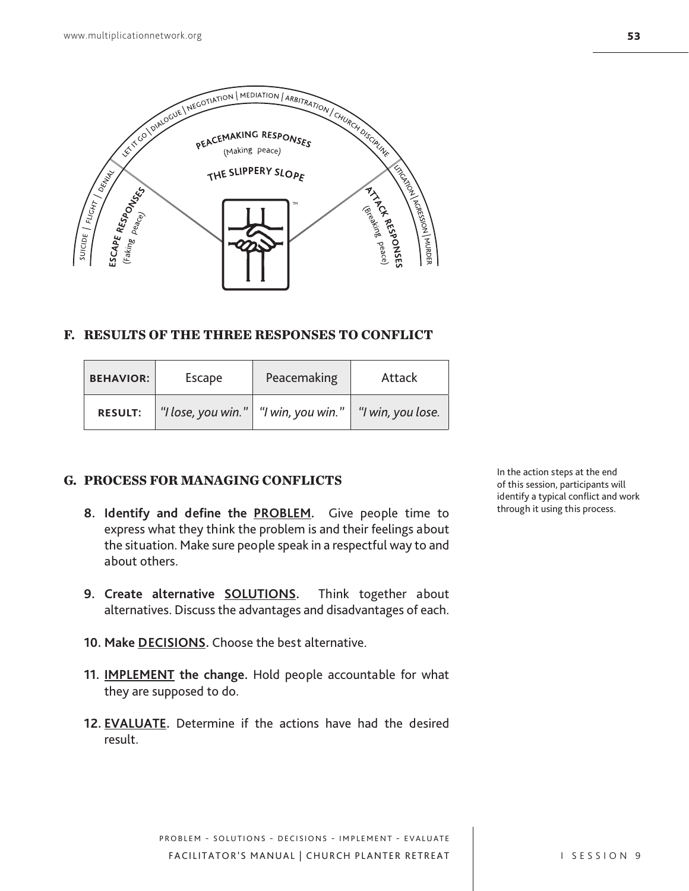SUICIDE | FLIGHT | DENIAL | LET IT GO | DIALOGUE | NEGOTIATION | MEDIATION | ARBITRATION | CHURCH DISCIPLINE | LITIGATION | AGRESSION | MURDER

**ESCAPE RESPONSES** (Faking peace)

**PEACEMAKING RESPONSES** (Making peace)

**THE SLIPPERY SLOPE**

**ATTACK RESPONSES** (Breaking peace)

## F. RESULTS OF THE THREE RESPONSES TO CONFLICT

| **BEHAVIOR:** | Escape | Peacemaking | Attack |
|---|---|---|---|
| **RESULT:** | *"I lose, you win."* | *"I win, you win."* | *"I win, you lose.* |

## G. PROCESS FOR MANAGING CONFLICTS

In the action steps at the end of this session, participants will identify a typical conflict and work through it using this process.

8. **Identify and define the PROBLEM.** Give people time to express what they think the problem is and their feelings about the situation. Make sure people speak in a respectful way to and about others.

9. **Create alternative SOLUTIONS.** Think together about alternatives. Discuss the advantages and disadvantages of each.

10. **Make DECISIONS.** Choose the best alternative.

11. **IMPLEMENT the change.** Hold people accountable for what they are supposed to do.

12. **EVALUATE.** Determine if the actions have had the desired result.

PROBLEM - SOLUTIONS - DECISIONS - IMPLEMENT - EVALUATE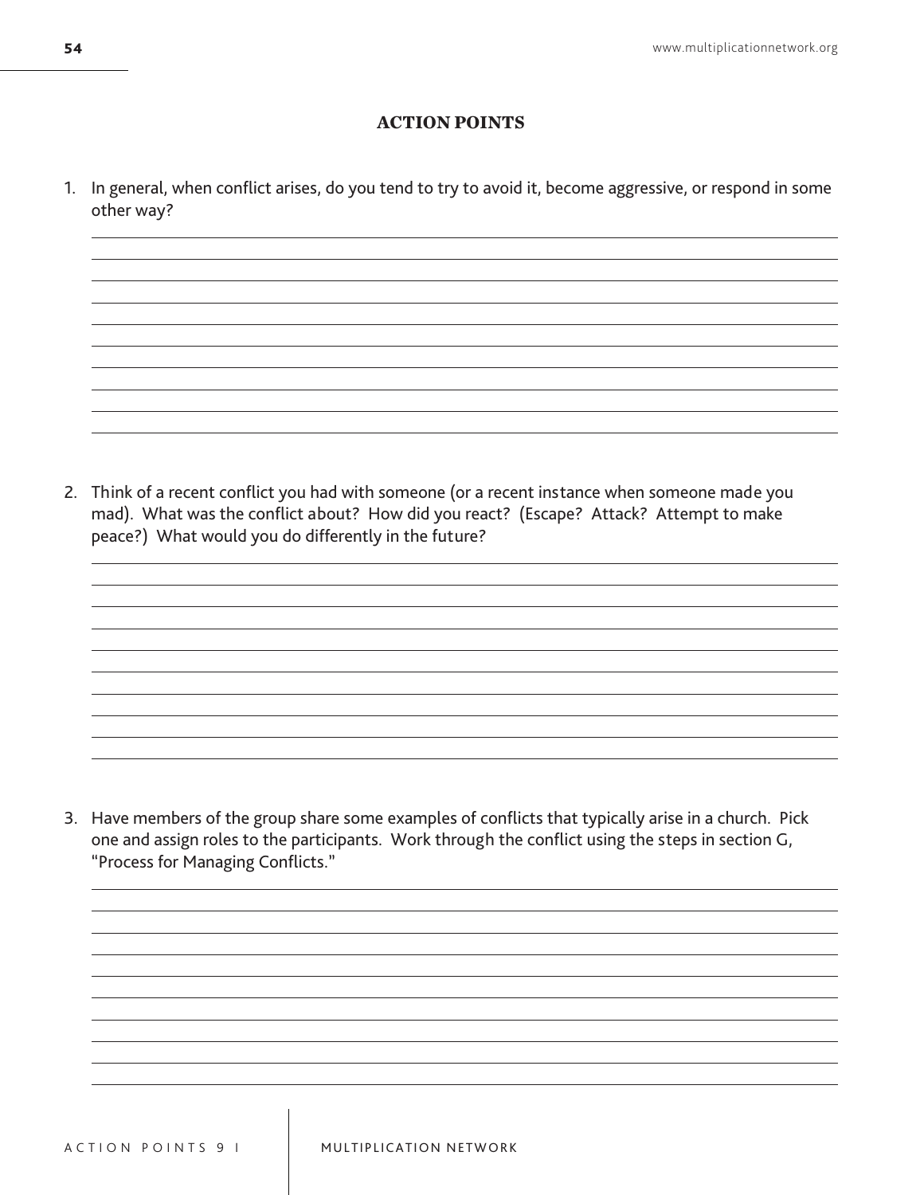## ACTION POINTS

1. In general, when conflict arises, do you tend to try to avoid it, become aggressive, or respond in some other way?

2. Think of a recent conflict you had with someone (or a recent instance when someone made you mad). What was the conflict about? How did you react? (Escape? Attack? Attempt to make peace?) What would you do differently in the future?

3. Have members of the group share some examples of conflicts that typically arise in a church. Pick one and assign roles to the participants. Work through the conflict using the steps in section G, "Process for Managing Conflicts."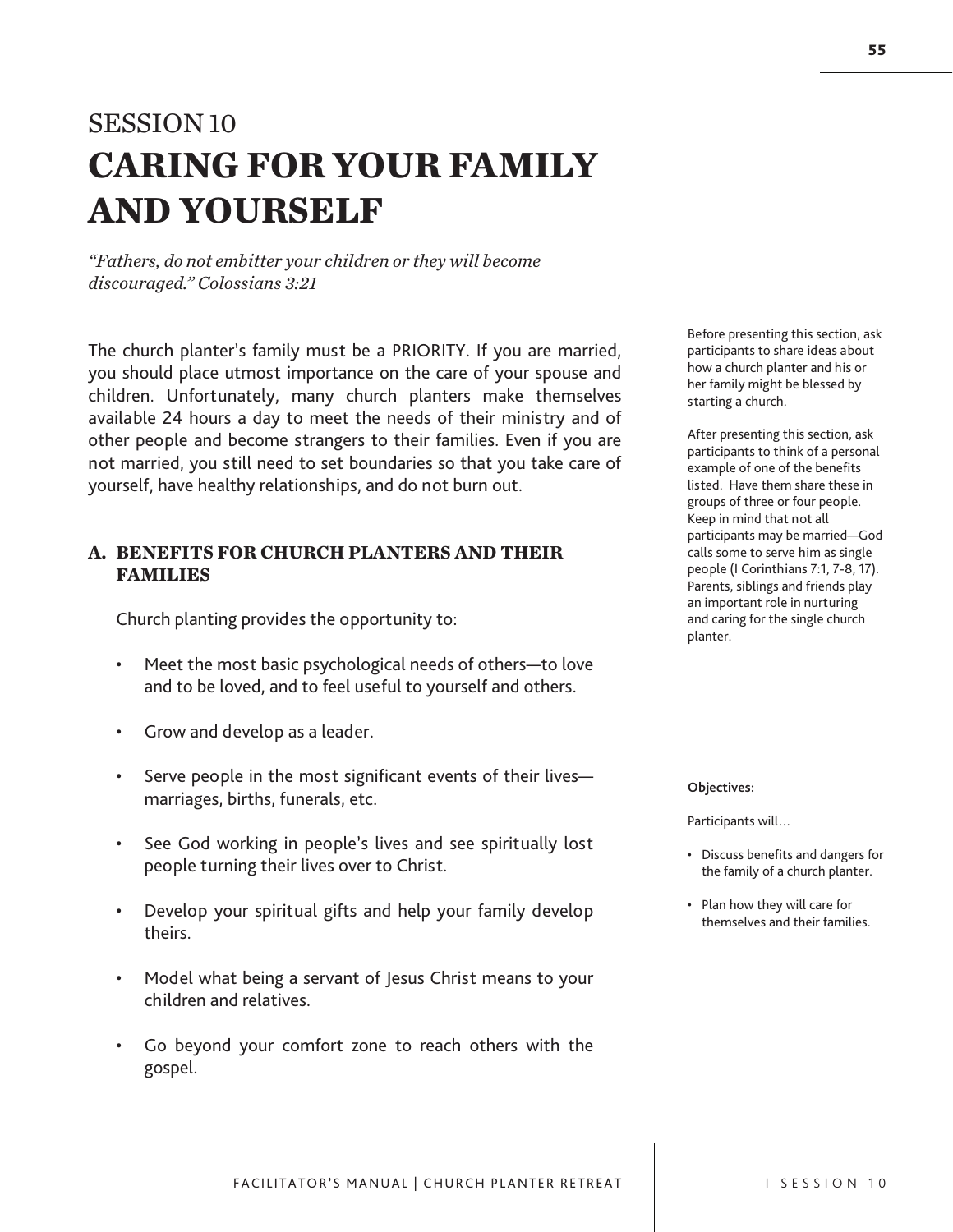SESSION 10

# CARING FOR YOUR FAMILY AND YOURSELF

*"Fathers, do not embitter your children or they will become discouraged." Colossians 3:21*

The church planter's family must be a PRIORITY. If you are married, you should place utmost importance on the care of your spouse and children. Unfortunately, many church planters make themselves available 24 hours a day to meet the needs of their ministry and of other people and become strangers to their families. Even if you are not married, you still need to set boundaries so that you take care of yourself, have healthy relationships, and do not burn out.

Before presenting this section, ask participants to share ideas about how a church planter and his or her family might be blessed by starting a church.

After presenting this section, ask participants to think of a personal example of one of the benefits listed. Have them share these in groups of three or four people. Keep in mind that not all participants may be married—God calls some to serve him as single people (I Corinthians 7:1, 7-8, 17). Parents, siblings and friends play an important role in nurturing and caring for the single church planter.

## A. BENEFITS FOR CHURCH PLANTERS AND THEIR FAMILIES

Church planting provides the opportunity to:

- Meet the most basic psychological needs of others—to love and to be loved, and to feel useful to yourself and others.
- Grow and develop as a leader.
- Serve people in the most significant events of their lives—marriages, births, funerals, etc.
- See God working in people's lives and see spiritually lost people turning their lives over to Christ.
- Develop your spiritual gifts and help your family develop theirs.
- Model what being a servant of Jesus Christ means to your children and relatives.
- Go beyond your comfort zone to reach others with the gospel.

**Objectives:**

Participants will…

- Discuss benefits and dangers for the family of a church planter.
- Plan how they will care for themselves and their families.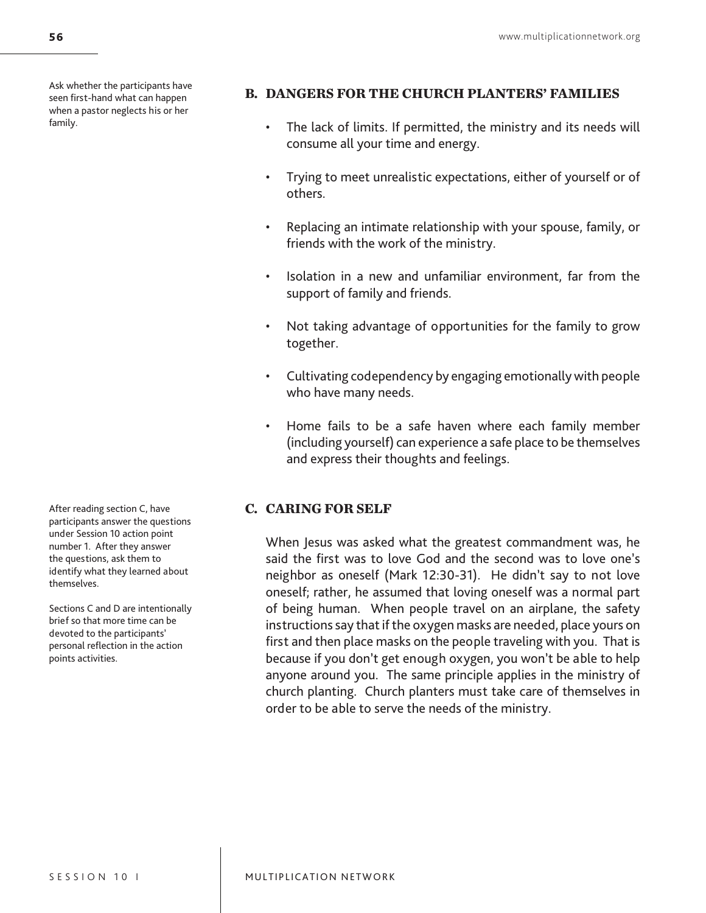Ask whether the participants have seen first-hand what can happen when a pastor neglects his or her family.

## B. DANGERS FOR THE CHURCH PLANTERS' FAMILIES

- The lack of limits. If permitted, the ministry and its needs will consume all your time and energy.
- Trying to meet unrealistic expectations, either of yourself or of others.
- Replacing an intimate relationship with your spouse, family, or friends with the work of the ministry.
- Isolation in a new and unfamiliar environment, far from the support of family and friends.
- Not taking advantage of opportunities for the family to grow together.
- Cultivating codependency by engaging emotionally with people who have many needs.
- Home fails to be a safe haven where each family member (including yourself) can experience a safe place to be themselves and express their thoughts and feelings.

After reading section C, have participants answer the questions under Session 10 action point number 1. After they answer the questions, ask them to identify what they learned about themselves.

Sections C and D are intentionally brief so that more time can be devoted to the participants' personal reflection in the action points activities.

## C. CARING FOR SELF

When Jesus was asked what the greatest commandment was, he said the first was to love God and the second was to love one's neighbor as oneself (Mark 12:30-31). He didn't say to not love oneself; rather, he assumed that loving oneself was a normal part of being human. When people travel on an airplane, the safety instructions say that if the oxygen masks are needed, place yours on first and then place masks on the people traveling with you. That is because if you don't get enough oxygen, you won't be able to help anyone around you. The same principle applies in the ministry of church planting. Church planters must take care of themselves in order to be able to serve the needs of the ministry.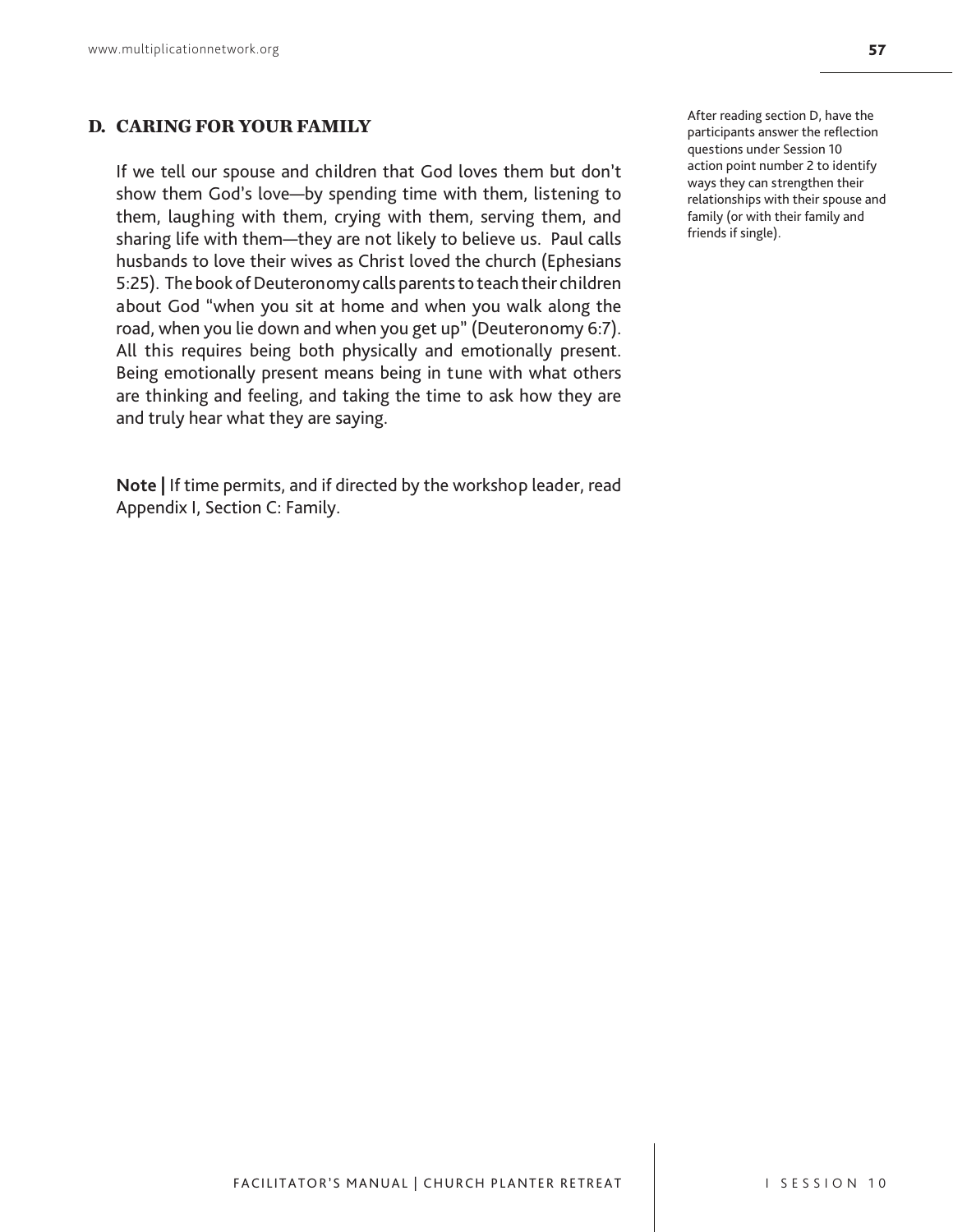## D. CARING FOR YOUR FAMILY

After reading section D, have the participants answer the reflection questions under Session 10 action point number 2 to identify ways they can strengthen their relationships with their spouse and family (or with their family and friends if single).

If we tell our spouse and children that God loves them but don't show them God's love—by spending time with them, listening to them, laughing with them, crying with them, serving them, and sharing life with them—they are not likely to believe us. Paul calls husbands to love their wives as Christ loved the church (Ephesians 5:25). The book of Deuteronomy calls parents to teach their children about God "when you sit at home and when you walk along the road, when you lie down and when you get up" (Deuteronomy 6:7). All this requires being both physically and emotionally present. Being emotionally present means being in tune with what others are thinking and feeling, and taking the time to ask how they are and truly hear what they are saying.

**Note |** If time permits, and if directed by the workshop leader, read Appendix I, Section C: Family.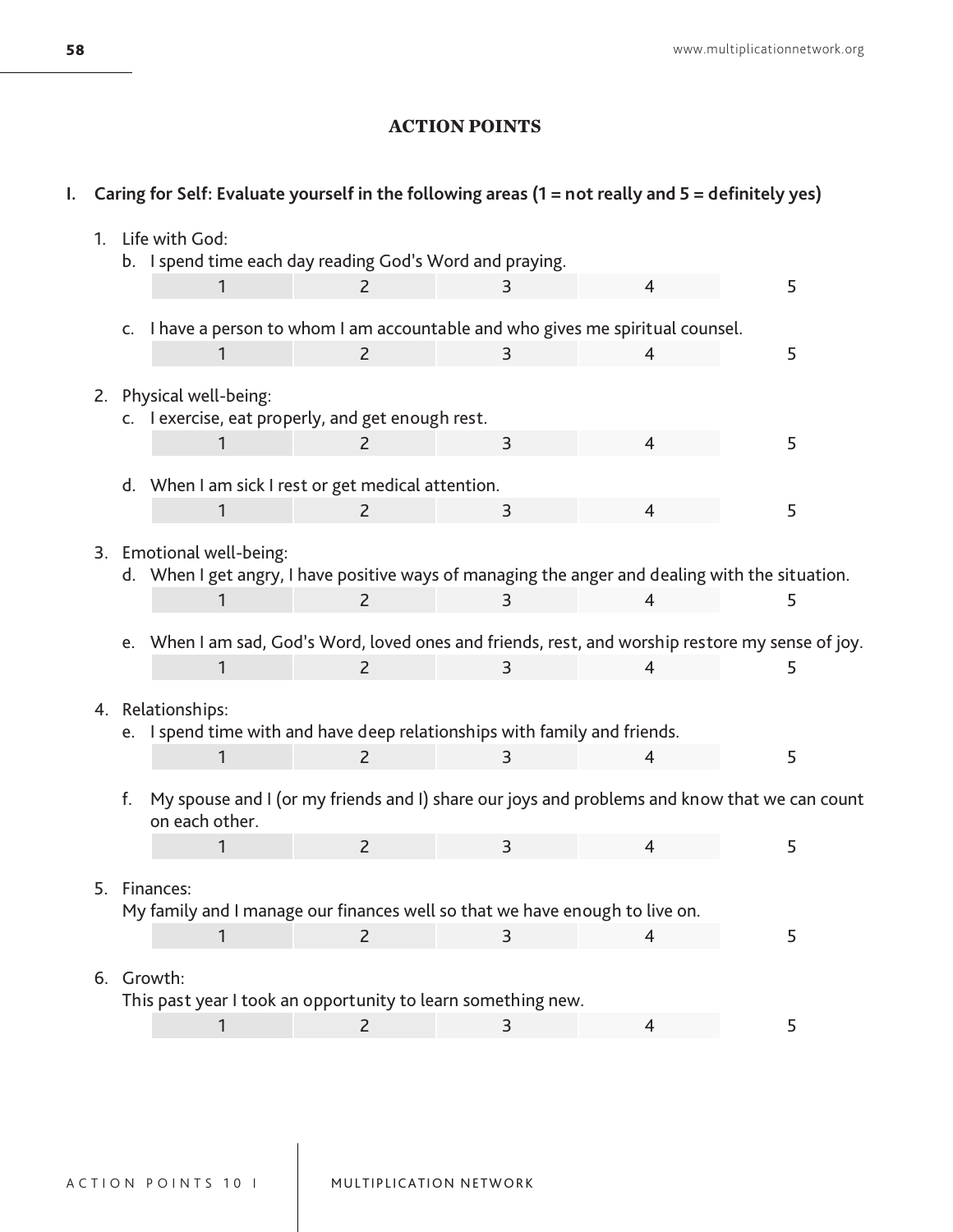## ACTION POINTS

**I. Caring for Self: Evaluate yourself in the following areas (1 = not really and 5 = definitely yes)**

1. Life with God:
   b. I spend time each day reading God's Word and praying.

| 1 | 2 | 3 | 4 | 5 |
|---|---|---|---|---|

   c. I have a person to whom I am accountable and who gives me spiritual counsel.

| 1 | 2 | 3 | 4 | 5 |
|---|---|---|---|---|

2. Physical well-being:
   c. I exercise, eat properly, and get enough rest.

| 1 | 2 | 3 | 4 | 5 |
|---|---|---|---|---|

   d. When I am sick I rest or get medical attention.

| 1 | 2 | 3 | 4 | 5 |
|---|---|---|---|---|

3. Emotional well-being:
   d. When I get angry, I have positive ways of managing the anger and dealing with the situation.

| 1 | 2 | 3 | 4 | 5 |
|---|---|---|---|---|

   e. When I am sad, God's Word, loved ones and friends, rest, and worship restore my sense of joy.

| 1 | 2 | 3 | 4 | 5 |
|---|---|---|---|---|

4. Relationships:
   e. I spend time with and have deep relationships with family and friends.

| 1 | 2 | 3 | 4 | 5 |
|---|---|---|---|---|

   f. My spouse and I (or my friends and I) share our joys and problems and know that we can count on each other.

| 1 | 2 | 3 | 4 | 5 |
|---|---|---|---|---|

5. Finances:
   My family and I manage our finances well so that we have enough to live on.

| 1 | 2 | 3 | 4 | 5 |
|---|---|---|---|---|

6. Growth:
   This past year I took an opportunity to learn something new.

| 1 | 2 | 3 | 4 | 5 |
|---|---|---|---|---|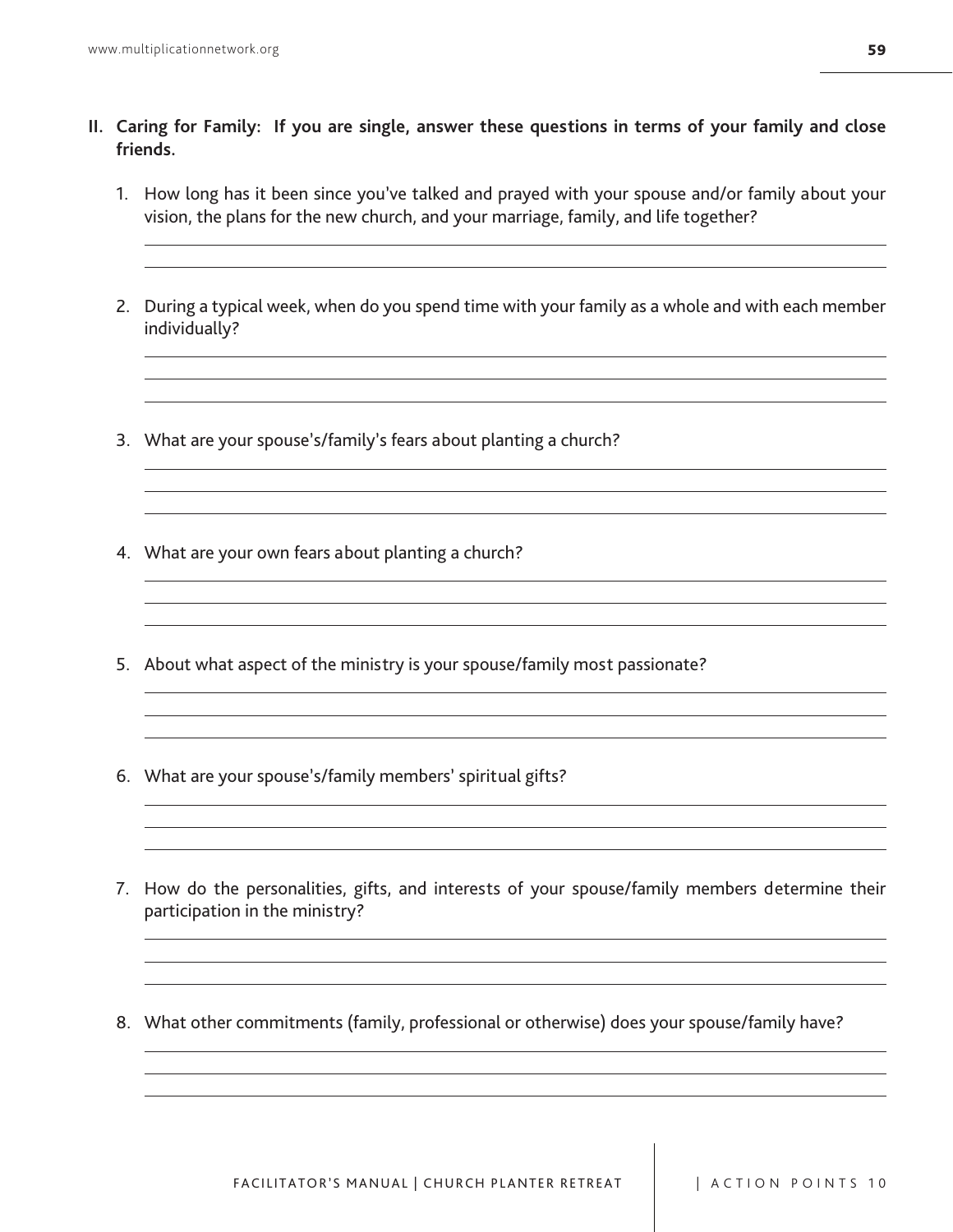**II. Caring for Family: If you are single, answer these questions in terms of your family and close friends.**

1. How long has it been since you've talked and prayed with your spouse and/or family about your vision, the plans for the new church, and your marriage, family, and life together?

2. During a typical week, when do you spend time with your family as a whole and with each member individually?

3. What are your spouse's/family's fears about planting a church?

4. What are your own fears about planting a church?

5. About what aspect of the ministry is your spouse/family most passionate?

6. What are your spouse's/family members' spiritual gifts?

7. How do the personalities, gifts, and interests of your spouse/family members determine their participation in the ministry?

8. What other commitments (family, professional or otherwise) does your spouse/family have?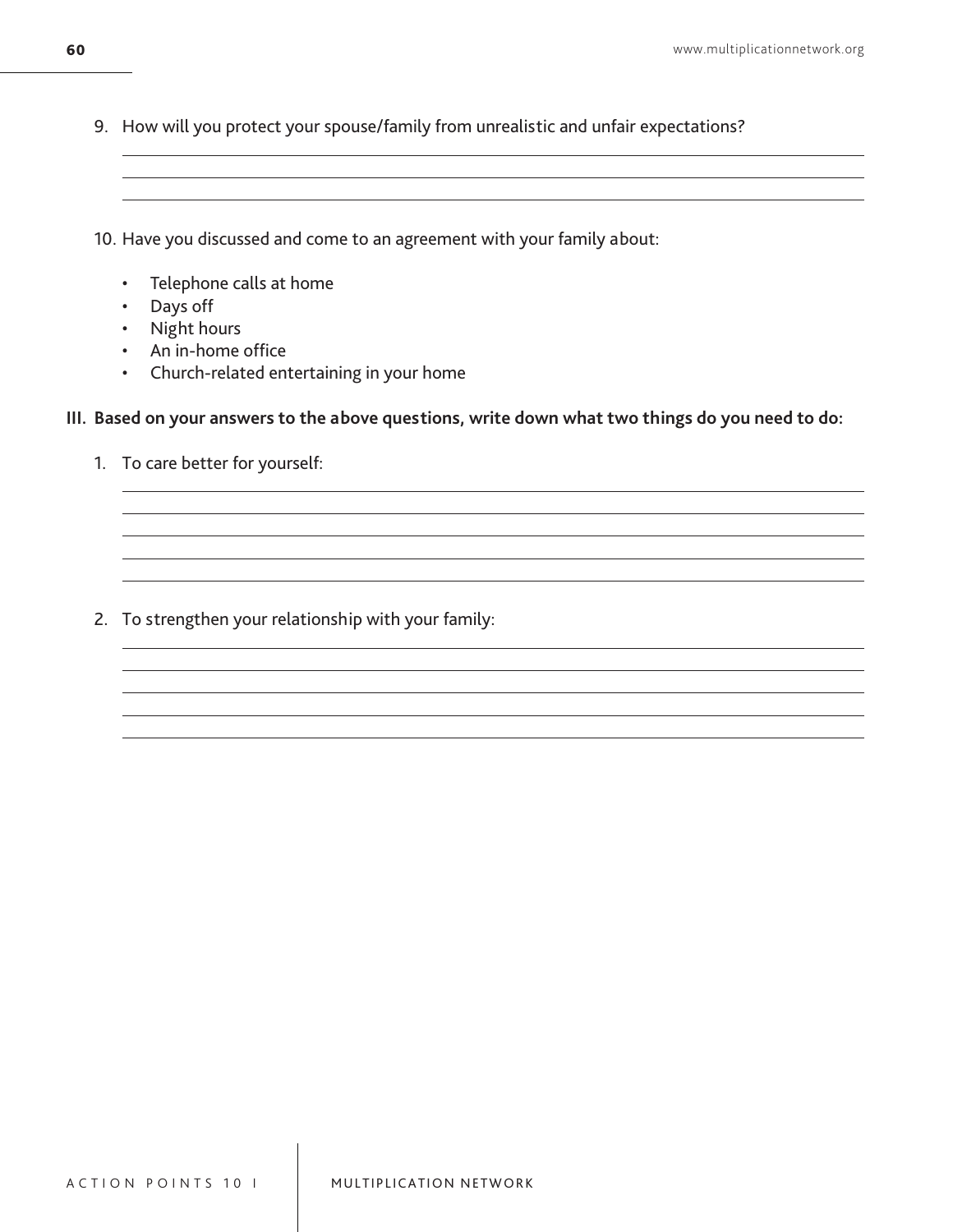9. How will you protect your spouse/family from unrealistic and unfair expectations?

10. Have you discussed and come to an agreement with your family about:

    - Telephone calls at home
    - Days off
    - Night hours
    - An in-home office
    - Church-related entertaining in your home

**III. Based on your answers to the above questions, write down what two things do you need to do:**

1. To care better for yourself:

2. To strengthen your relationship with your family: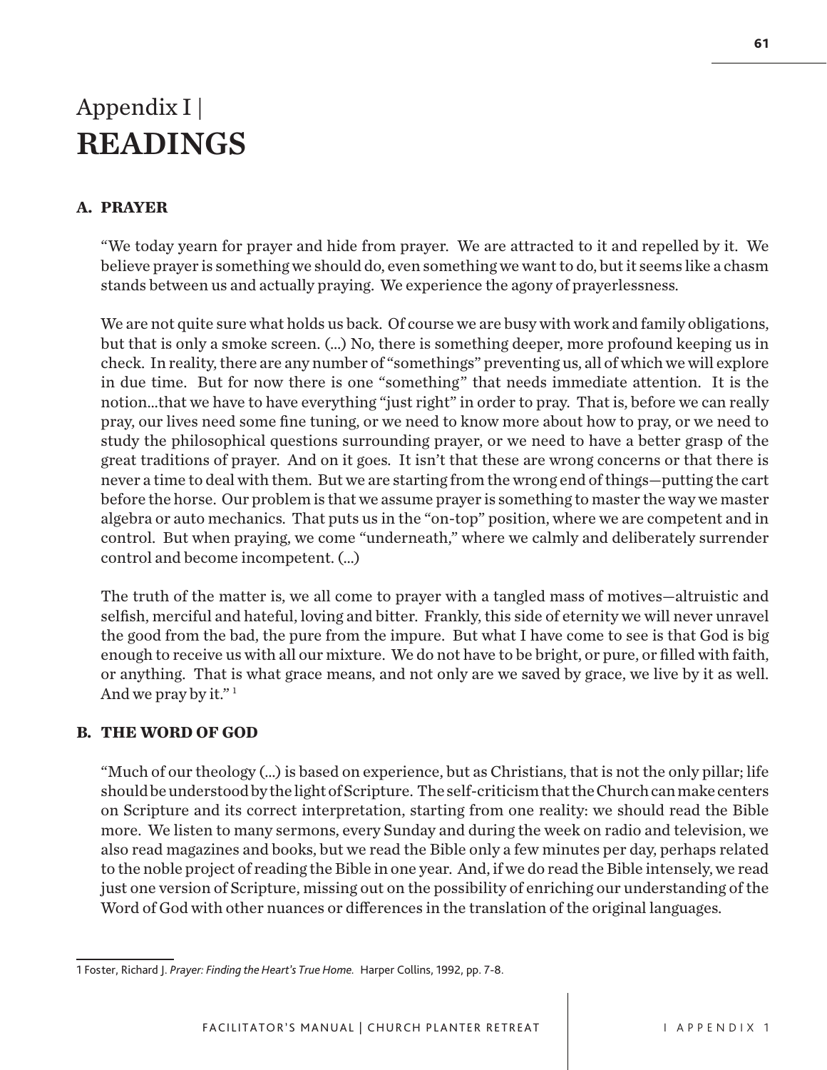# Appendix I | **READINGS**

## A. PRAYER

"We today yearn for prayer and hide from prayer. We are attracted to it and repelled by it. We believe prayer is something we should do, even something we want to do, but it seems like a chasm stands between us and actually praying. We experience the agony of prayerlessness.

We are not quite sure what holds us back. Of course we are busy with work and family obligations, but that is only a smoke screen. (...) No, there is something deeper, more profound keeping us in check. In reality, there are any number of "somethings" preventing us, all of which we will explore in due time. But for now there is one "something" that needs immediate attention. It is the notion...that we have to have everything "just right" in order to pray. That is, before we can really pray, our lives need some fine tuning, or we need to know more about how to pray, or we need to study the philosophical questions surrounding prayer, or we need to have a better grasp of the great traditions of prayer. And on it goes. It isn't that these are wrong concerns or that there is never a time to deal with them. But we are starting from the wrong end of things—putting the cart before the horse. Our problem is that we assume prayer is something to master the way we master algebra or auto mechanics. That puts us in the "on-top" position, where we are competent and in control. But when praying, we come "underneath," where we calmly and deliberately surrender control and become incompetent. (...)

The truth of the matter is, we all come to prayer with a tangled mass of motives—altruistic and selfish, merciful and hateful, loving and bitter. Frankly, this side of eternity we will never unravel the good from the bad, the pure from the impure. But what I have come to see is that God is big enough to receive us with all our mixture. We do not have to be bright, or pure, or filled with faith, or anything. That is what grace means, and not only are we saved by grace, we live by it as well. And we pray by it." [1]

## B. THE WORD OF GOD

"Much of our theology (...) is based on experience, but as Christians, that is not the only pillar; life should be understood by the light of Scripture. The self-criticism that the Church can make centers on Scripture and its correct interpretation, starting from one reality: we should read the Bible more. We listen to many sermons, every Sunday and during the week on radio and television, we also read magazines and books, but we read the Bible only a few minutes per day, perhaps related to the noble project of reading the Bible in one year. And, if we do read the Bible intensely, we read just one version of Scripture, missing out on the possibility of enriching our understanding of the Word of God with other nuances or differences in the translation of the original languages.

---

1 Foster, Richard J. *Prayer: Finding the Heart's True Home.* Harper Collins, 1992, pp. 7-8.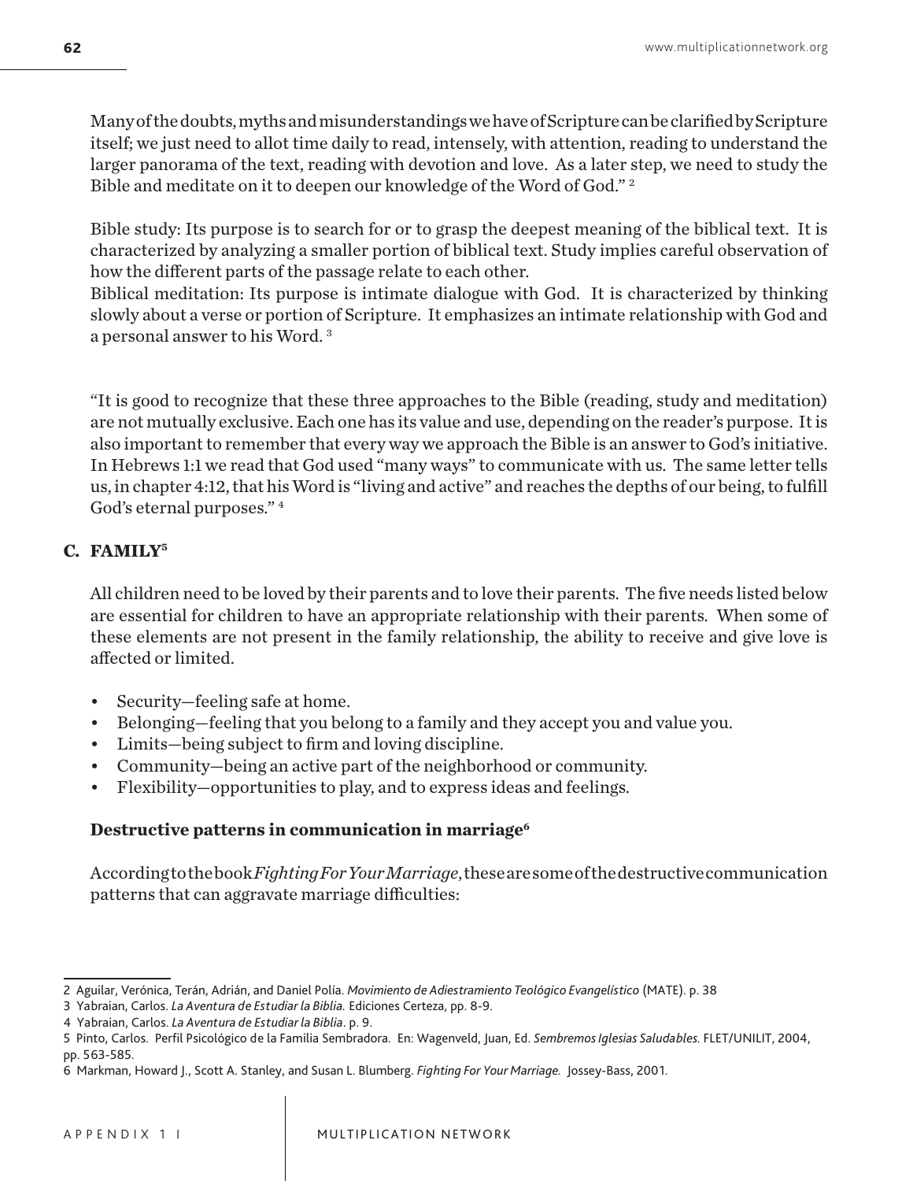Many of the doubts, myths and misunderstandings we have of Scripture can be clarified by Scripture itself; we just need to allot time daily to read, intensely, with attention, reading to understand the larger panorama of the text, reading with devotion and love. As a later step, we need to study the Bible and meditate on it to deepen our knowledge of the Word of God." [2]

Bible study: Its purpose is to search for or to grasp the deepest meaning of the biblical text. It is characterized by analyzing a smaller portion of biblical text. Study implies careful observation of how the different parts of the passage relate to each other.
Biblical meditation: Its purpose is intimate dialogue with God. It is characterized by thinking slowly about a verse or portion of Scripture. It emphasizes an intimate relationship with God and a personal answer to his Word. [3]

"It is good to recognize that these three approaches to the Bible (reading, study and meditation) are not mutually exclusive. Each one has its value and use, depending on the reader's purpose. It is also important to remember that every way we approach the Bible is an answer to God's initiative. In Hebrews 1:1 we read that God used "many ways" to communicate with us. The same letter tells us, in chapter 4:12, that his Word is "living and active" and reaches the depths of our being, to fulfill God's eternal purposes." [4]

## C. FAMILY[5]

All children need to be loved by their parents and to love their parents. The five needs listed below are essential for children to have an appropriate relationship with their parents. When some of these elements are not present in the family relationship, the ability to receive and give love is affected or limited.

- Security—feeling safe at home.
- Belonging—feeling that you belong to a family and they accept you and value you.
- Limits—being subject to firm and loving discipline.
- Community—being an active part of the neighborhood or community.
- Flexibility—opportunities to play, and to express ideas and feelings.

### Destructive patterns in communication in marriage[6]

According to the book *Fighting For Your Marriage*, these are some of the destructive communication patterns that can aggravate marriage difficulties:

---

2 Aguilar, Verónica, Terán, Adrián, and Daniel Polía. *Movimiento de Adiestramiento Teológico Evangelístico* (MATE). p. 38

3 Yabraian, Carlos. *La Aventura de Estudiar la Biblia.* Ediciones Certeza, pp. 8-9.

4 Yabraian, Carlos. *La Aventura de Estudiar la Biblia*. p. 9.

5 Pinto, Carlos. Perfil Psicológico de la Familia Sembradora. En: Wagenveld, Juan, Ed. *Sembremos Iglesias Saludables.* FLET/UNILIT, 2004, pp. 563-585.

6 Markman, Howard J., Scott A. Stanley, and Susan L. Blumberg. *Fighting For Your Marriage.* Jossey-Bass, 2001.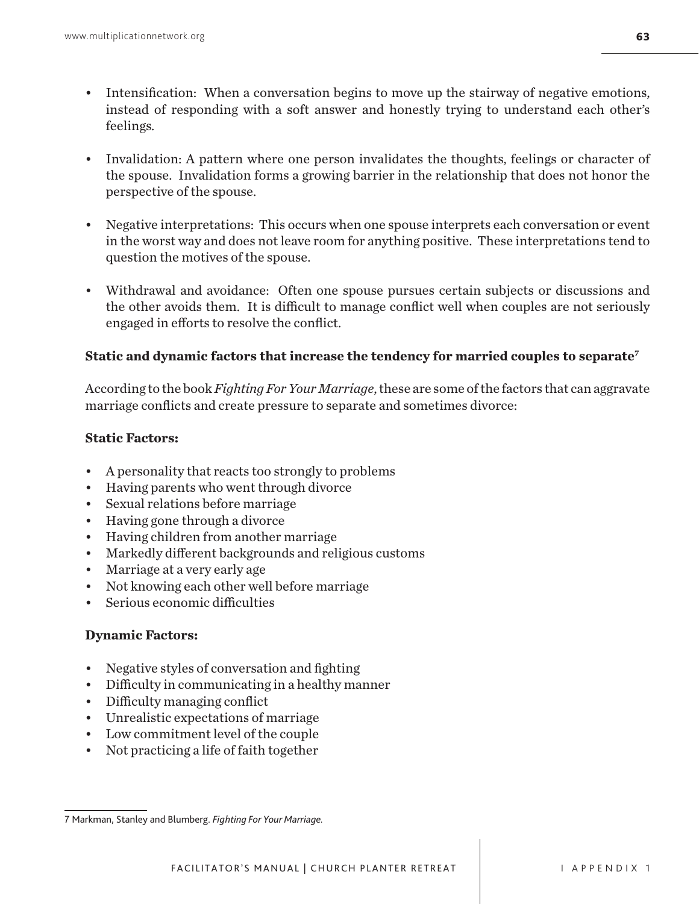- Intensification: When a conversation begins to move up the stairway of negative emotions, instead of responding with a soft answer and honestly trying to understand each other's feelings.

- Invalidation: A pattern where one person invalidates the thoughts, feelings or character of the spouse. Invalidation forms a growing barrier in the relationship that does not honor the perspective of the spouse.

- Negative interpretations: This occurs when one spouse interprets each conversation or event in the worst way and does not leave room for anything positive. These interpretations tend to question the motives of the spouse.

- Withdrawal and avoidance: Often one spouse pursues certain subjects or discussions and the other avoids them. It is difficult to manage conflict well when couples are not seriously engaged in efforts to resolve the conflict.

**Static and dynamic factors that increase the tendency for married couples to separate[7]**

According to the book *Fighting For Your Marriage*, these are some of the factors that can aggravate marriage conflicts and create pressure to separate and sometimes divorce:

**Static Factors:**

- A personality that reacts too strongly to problems
- Having parents who went through divorce
- Sexual relations before marriage
- Having gone through a divorce
- Having children from another marriage
- Markedly different backgrounds and religious customs
- Marriage at a very early age
- Not knowing each other well before marriage
- Serious economic difficulties

**Dynamic Factors:**

- Negative styles of conversation and fighting
- Difficulty in communicating in a healthy manner
- Difficulty managing conflict
- Unrealistic expectations of marriage
- Low commitment level of the couple
- Not practicing a life of faith together

---

7 Markman, Stanley and Blumberg. *Fighting For Your Marriage*.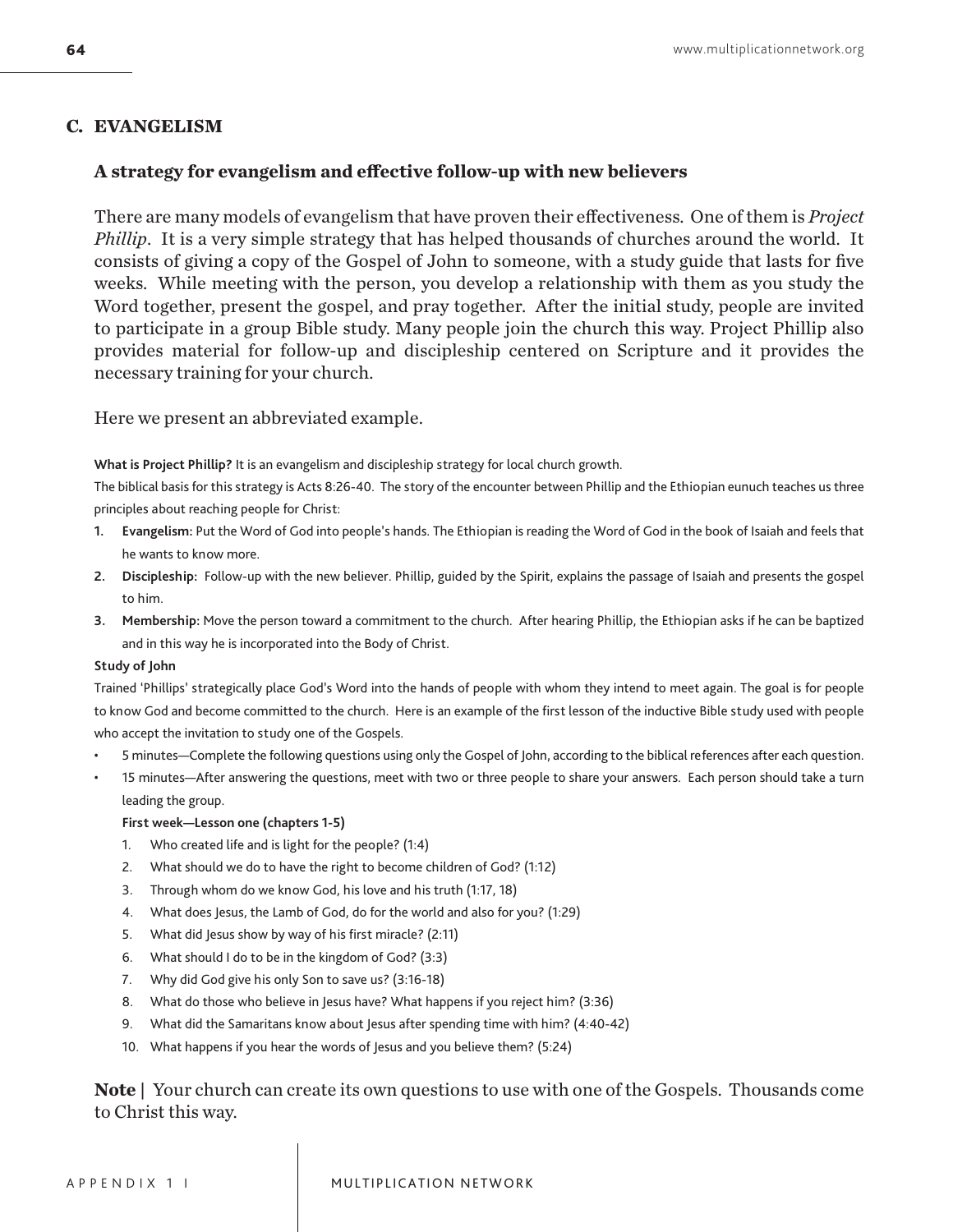## C. EVANGELISM

### A strategy for evangelism and effective follow-up with new believers

There are many models of evangelism that have proven their effectiveness. One of them is *Project Phillip*. It is a very simple strategy that has helped thousands of churches around the world. It consists of giving a copy of the Gospel of John to someone, with a study guide that lasts for five weeks. While meeting with the person, you develop a relationship with them as you study the Word together, present the gospel, and pray together. After the initial study, people are invited to participate in a group Bible study. Many people join the church this way. Project Phillip also provides material for follow-up and discipleship centered on Scripture and it provides the necessary training for your church.

Here we present an abbreviated example.

**What is Project Phillip?** It is an evangelism and discipleship strategy for local church growth.

The biblical basis for this strategy is Acts 8:26-40. The story of the encounter between Phillip and the Ethiopian eunuch teaches us three principles about reaching people for Christ:

1. **Evangelism:** Put the Word of God into people's hands. The Ethiopian is reading the Word of God in the book of Isaiah and feels that he wants to know more.
2. **Discipleship:** Follow-up with the new believer. Phillip, guided by the Spirit, explains the passage of Isaiah and presents the gospel to him.
3. **Membership:** Move the person toward a commitment to the church. After hearing Phillip, the Ethiopian asks if he can be baptized and in this way he is incorporated into the Body of Christ.

**Study of John**

Trained 'Phillips' strategically place God's Word into the hands of people with whom they intend to meet again. The goal is for people to know God and become committed to the church. Here is an example of the first lesson of the inductive Bible study used with people who accept the invitation to study one of the Gospels.

- 5 minutes—Complete the following questions using only the Gospel of John, according to the biblical references after each question.
- 15 minutes—After answering the questions, meet with two or three people to share your answers. Each person should take a turn leading the group.

  **First week—Lesson one (chapters 1-5)**

  1. Who created life and is light for the people? (1:4)
  2. What should we do to have the right to become children of God? (1:12)
  3. Through whom do we know God, his love and his truth (1:17, 18)
  4. What does Jesus, the Lamb of God, do for the world and also for you? (1:29)
  5. What did Jesus show by way of his first miracle? (2:11)
  6. What should I do to be in the kingdom of God? (3:3)
  7. Why did God give his only Son to save us? (3:16-18)
  8. What do those who believe in Jesus have? What happens if you reject him? (3:36)
  9. What did the Samaritans know about Jesus after spending time with him? (4:40-42)
  10. What happens if you hear the words of Jesus and you believe them? (5:24)

**Note |** Your church can create its own questions to use with one of the Gospels. Thousands come to Christ this way.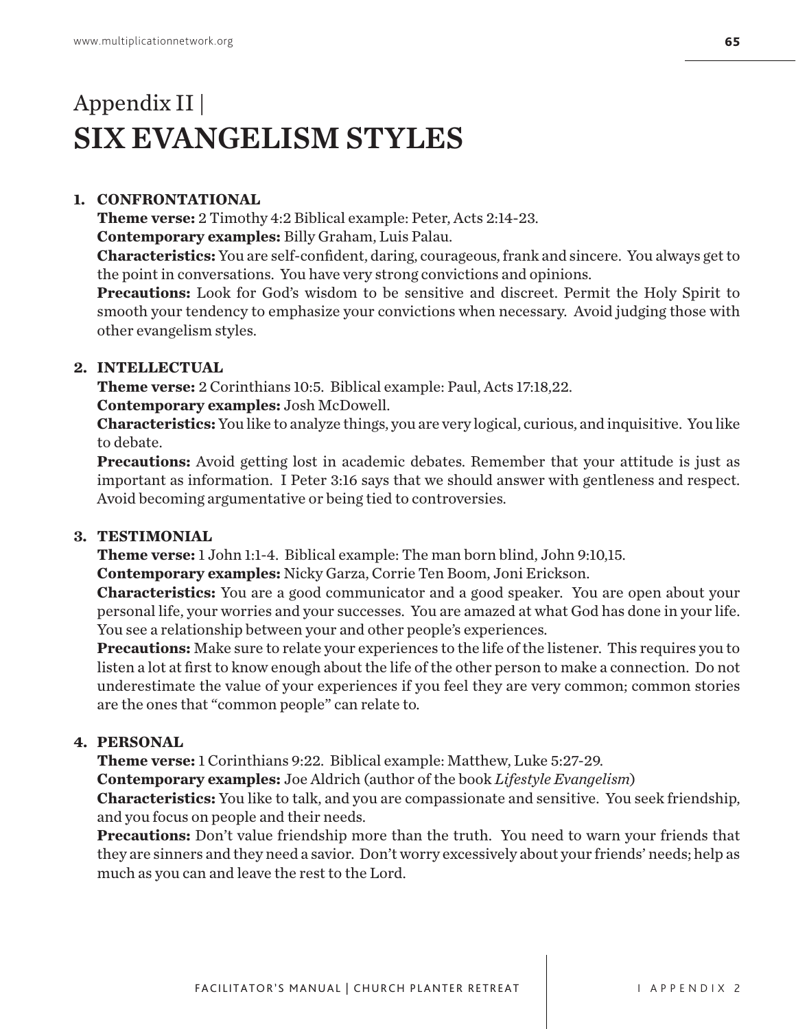# Appendix II | SIX EVANGELISM STYLES

1. **CONFRONTATIONAL**
   **Theme verse:** 2 Timothy 4:2 Biblical example: Peter, Acts 2:14-23.
   **Contemporary examples:** Billy Graham, Luis Palau.
   **Characteristics:** You are self-confident, daring, courageous, frank and sincere. You always get to the point in conversations. You have very strong convictions and opinions.
   **Precautions:** Look for God's wisdom to be sensitive and discreet. Permit the Holy Spirit to smooth your tendency to emphasize your convictions when necessary. Avoid judging those with other evangelism styles.

2. **INTELLECTUAL**
   **Theme verse:** 2 Corinthians 10:5. Biblical example: Paul, Acts 17:18,22.
   **Contemporary examples:** Josh McDowell.
   **Characteristics:** You like to analyze things, you are very logical, curious, and inquisitive. You like to debate.
   **Precautions:** Avoid getting lost in academic debates. Remember that your attitude is just as important as information. I Peter 3:16 says that we should answer with gentleness and respect. Avoid becoming argumentative or being tied to controversies.

3. **TESTIMONIAL**
   **Theme verse:** 1 John 1:1-4. Biblical example: The man born blind, John 9:10,15.
   **Contemporary examples:** Nicky Garza, Corrie Ten Boom, Joni Erickson.
   **Characteristics:** You are a good communicator and a good speaker. You are open about your personal life, your worries and your successes. You are amazed at what God has done in your life. You see a relationship between your and other people's experiences.
   **Precautions:** Make sure to relate your experiences to the life of the listener. This requires you to listen a lot at first to know enough about the life of the other person to make a connection. Do not underestimate the value of your experiences if you feel they are very common; common stories are the ones that "common people" can relate to.

4. **PERSONAL**
   **Theme verse:** 1 Corinthians 9:22. Biblical example: Matthew, Luke 5:27-29.
   **Contemporary examples:** Joe Aldrich (author of the book *Lifestyle Evangelism*)
   **Characteristics:** You like to talk, and you are compassionate and sensitive. You seek friendship, and you focus on people and their needs.
   **Precautions:** Don't value friendship more than the truth. You need to warn your friends that they are sinners and they need a savior. Don't worry excessively about your friends' needs; help as much as you can and leave the rest to the Lord.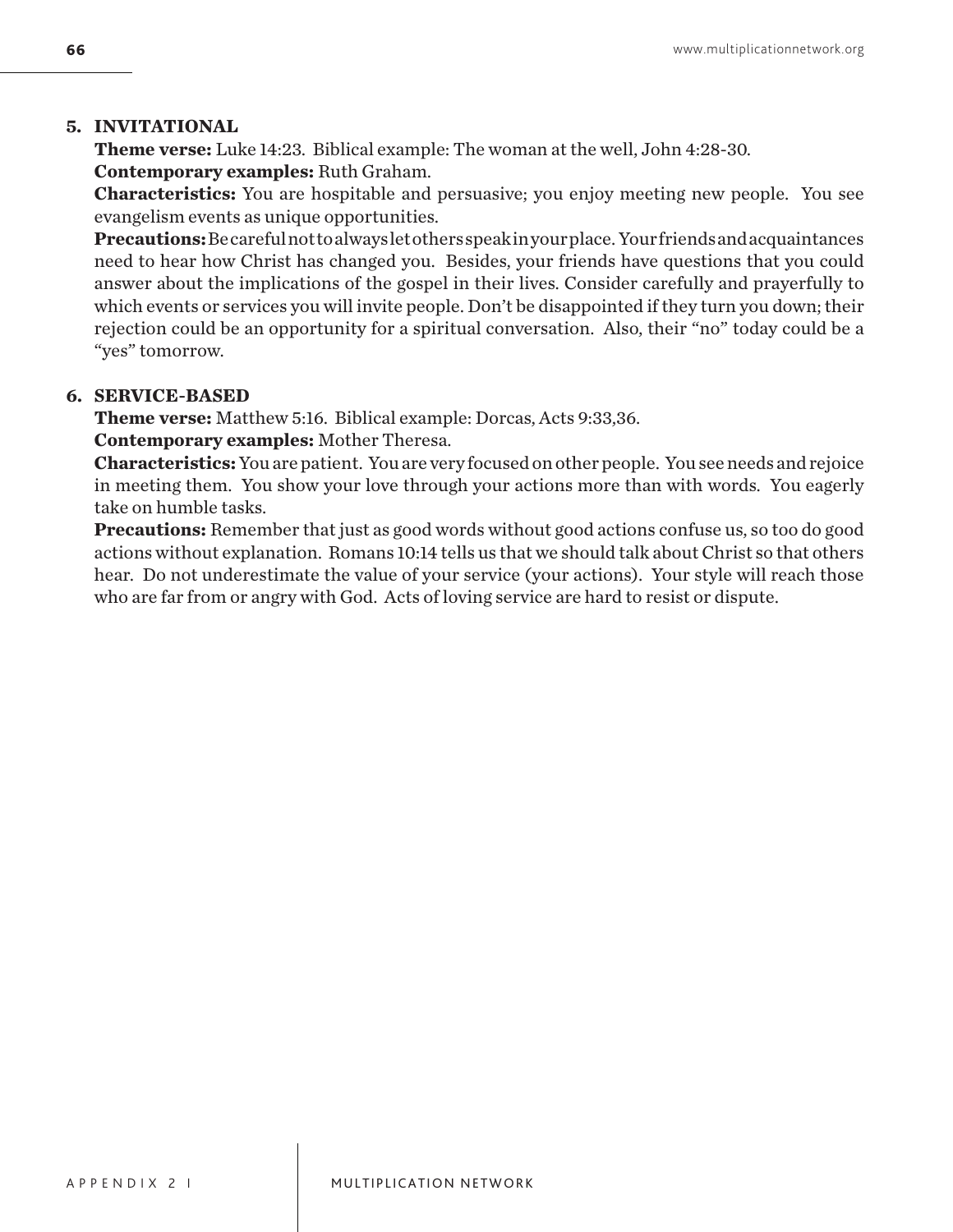**5. INVITATIONAL**

**Theme verse:** Luke 14:23. Biblical example: The woman at the well, John 4:28-30.

**Contemporary examples:** Ruth Graham.

**Characteristics:** You are hospitable and persuasive; you enjoy meeting new people. You see evangelism events as unique opportunities.

**Precautions:** Be careful not to always let others speak in your place. Your friends and acquaintances need to hear how Christ has changed you. Besides, your friends have questions that you could answer about the implications of the gospel in their lives. Consider carefully and prayerfully to which events or services you will invite people. Don't be disappointed if they turn you down; their rejection could be an opportunity for a spiritual conversation. Also, their "no" today could be a "yes" tomorrow.

**6. SERVICE-BASED**

**Theme verse:** Matthew 5:16. Biblical example: Dorcas, Acts 9:33,36.

**Contemporary examples:** Mother Theresa.

**Characteristics:** You are patient. You are very focused on other people. You see needs and rejoice in meeting them. You show your love through your actions more than with words. You eagerly take on humble tasks.

**Precautions:** Remember that just as good words without good actions confuse us, so too do good actions without explanation. Romans 10:14 tells us that we should talk about Christ so that others hear. Do not underestimate the value of your service (your actions). Your style will reach those who are far from or angry with God. Acts of loving service are hard to resist or dispute.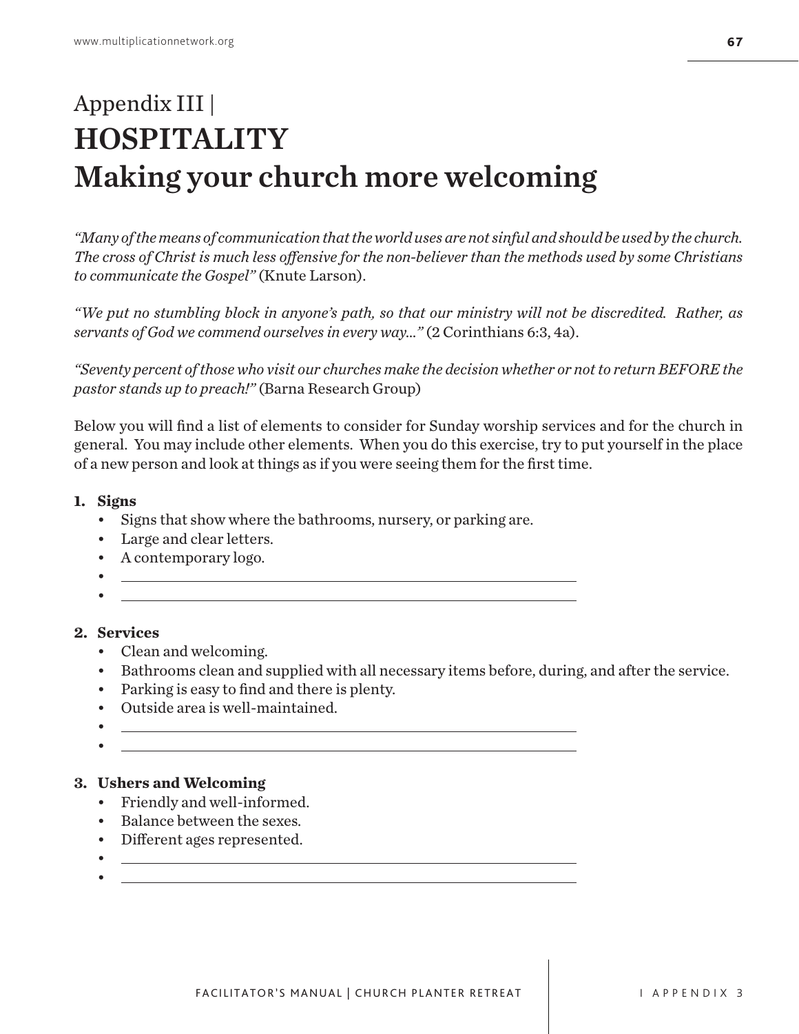# Appendix III | HOSPITALITY Making your church more welcoming

*"Many of the means of communication that the world uses are not sinful and should be used by the church. The cross of Christ is much less offensive for the non-believer than the methods used by some Christians to communicate the Gospel"* (Knute Larson).

*"We put no stumbling block in anyone's path, so that our ministry will not be discredited. Rather, as servants of God we commend ourselves in every way..."* (2 Corinthians 6:3, 4a).

*"Seventy percent of those who visit our churches make the decision whether or not to return BEFORE the pastor stands up to preach!"* (Barna Research Group)

Below you will find a list of elements to consider for Sunday worship services and for the church in general. You may include other elements. When you do this exercise, try to put yourself in the place of a new person and look at things as if you were seeing them for the first time.

1. **Signs**
   - Signs that show where the bathrooms, nursery, or parking are.
   - Large and clear letters.
   - A contemporary logo.
   - ____________________
   - ____________________

2. **Services**
   - Clean and welcoming.
   - Bathrooms clean and supplied with all necessary items before, during, and after the service.
   - Parking is easy to find and there is plenty.
   - Outside area is well-maintained.
   - ____________________
   - ____________________

3. **Ushers and Welcoming**
   - Friendly and well-informed.
   - Balance between the sexes.
   - Different ages represented.
   - ____________________
   - ____________________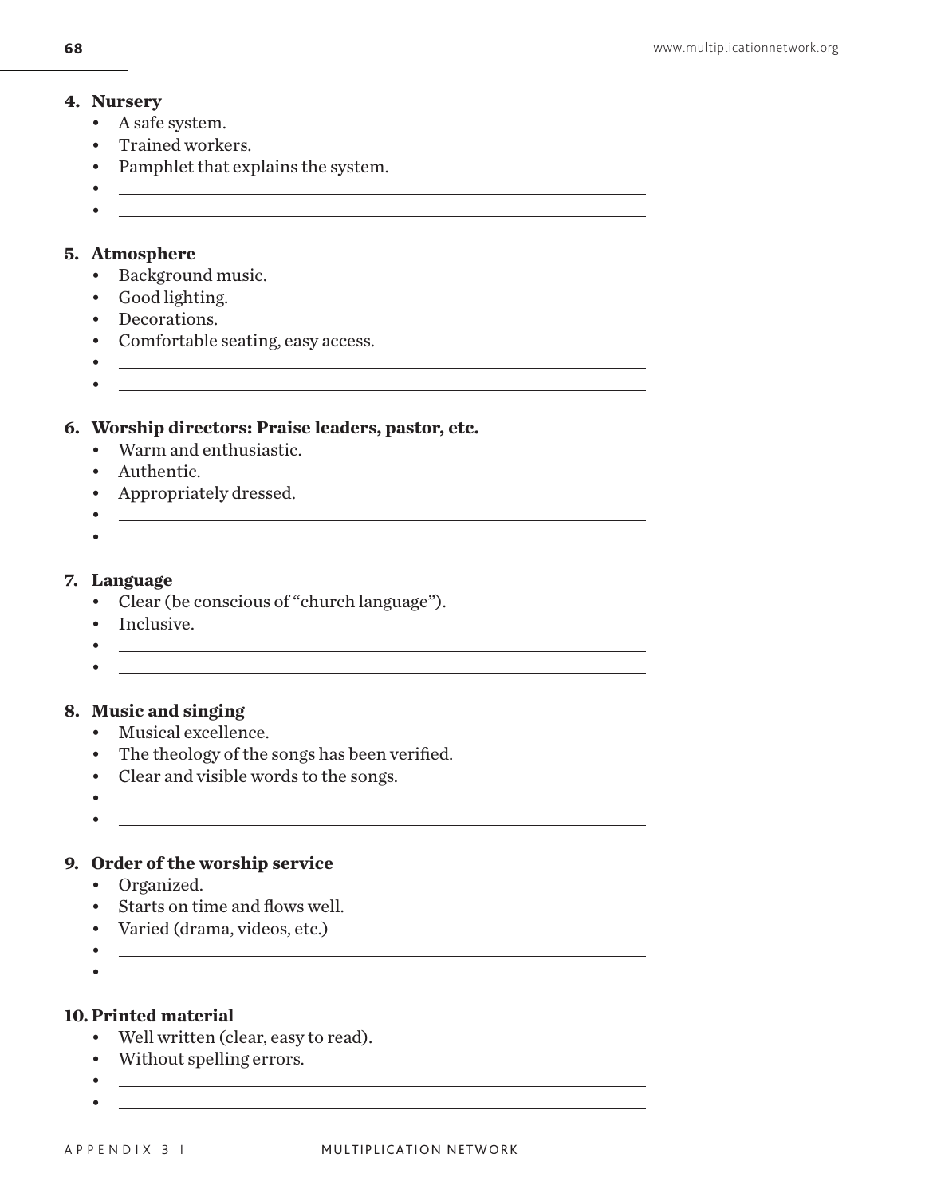4. **Nursery**
    - A safe system.
    - Trained workers.
    - Pamphlet that explains the system.
    - \_\_\_\_\_\_\_\_\_\_\_\_\_\_\_\_\_\_\_\_\_\_\_\_\_\_\_\_\_\_\_\_\_\_\_\_\_\_\_\_
    - \_\_\_\_\_\_\_\_\_\_\_\_\_\_\_\_\_\_\_\_\_\_\_\_\_\_\_\_\_\_\_\_\_\_\_\_\_\_\_\_

5. **Atmosphere**
    - Background music.
    - Good lighting.
    - Decorations.
    - Comfortable seating, easy access.
    - \_\_\_\_\_\_\_\_\_\_\_\_\_\_\_\_\_\_\_\_\_\_\_\_\_\_\_\_\_\_\_\_\_\_\_\_\_\_\_\_
    - \_\_\_\_\_\_\_\_\_\_\_\_\_\_\_\_\_\_\_\_\_\_\_\_\_\_\_\_\_\_\_\_\_\_\_\_\_\_\_\_

6. **Worship directors: Praise leaders, pastor, etc.**
    - Warm and enthusiastic.
    - Authentic.
    - Appropriately dressed.
    - \_\_\_\_\_\_\_\_\_\_\_\_\_\_\_\_\_\_\_\_\_\_\_\_\_\_\_\_\_\_\_\_\_\_\_\_\_\_\_\_
    - \_\_\_\_\_\_\_\_\_\_\_\_\_\_\_\_\_\_\_\_\_\_\_\_\_\_\_\_\_\_\_\_\_\_\_\_\_\_\_\_

7. **Language**
    - Clear (be conscious of "church language").
    - Inclusive.
    - \_\_\_\_\_\_\_\_\_\_\_\_\_\_\_\_\_\_\_\_\_\_\_\_\_\_\_\_\_\_\_\_\_\_\_\_\_\_\_\_
    - \_\_\_\_\_\_\_\_\_\_\_\_\_\_\_\_\_\_\_\_\_\_\_\_\_\_\_\_\_\_\_\_\_\_\_\_\_\_\_\_

8. **Music and singing**
    - Musical excellence.
    - The theology of the songs has been verified.
    - Clear and visible words to the songs.
    - \_\_\_\_\_\_\_\_\_\_\_\_\_\_\_\_\_\_\_\_\_\_\_\_\_\_\_\_\_\_\_\_\_\_\_\_\_\_\_\_
    - \_\_\_\_\_\_\_\_\_\_\_\_\_\_\_\_\_\_\_\_\_\_\_\_\_\_\_\_\_\_\_\_\_\_\_\_\_\_\_\_

9. **Order of the worship service**
    - Organized.
    - Starts on time and flows well.
    - Varied (drama, videos, etc.)
    - \_\_\_\_\_\_\_\_\_\_\_\_\_\_\_\_\_\_\_\_\_\_\_\_\_\_\_\_\_\_\_\_\_\_\_\_\_\_\_\_
    - \_\_\_\_\_\_\_\_\_\_\_\_\_\_\_\_\_\_\_\_\_\_\_\_\_\_\_\_\_\_\_\_\_\_\_\_\_\_\_\_

10. **Printed material**
    - Well written (clear, easy to read).
    - Without spelling errors.
    - \_\_\_\_\_\_\_\_\_\_\_\_\_\_\_\_\_\_\_\_\_\_\_\_\_\_\_\_\_\_\_\_\_\_\_\_\_\_\_\_
    - \_\_\_\_\_\_\_\_\_\_\_\_\_\_\_\_\_\_\_\_\_\_\_\_\_\_\_\_\_\_\_\_\_\_\_\_\_\_\_\_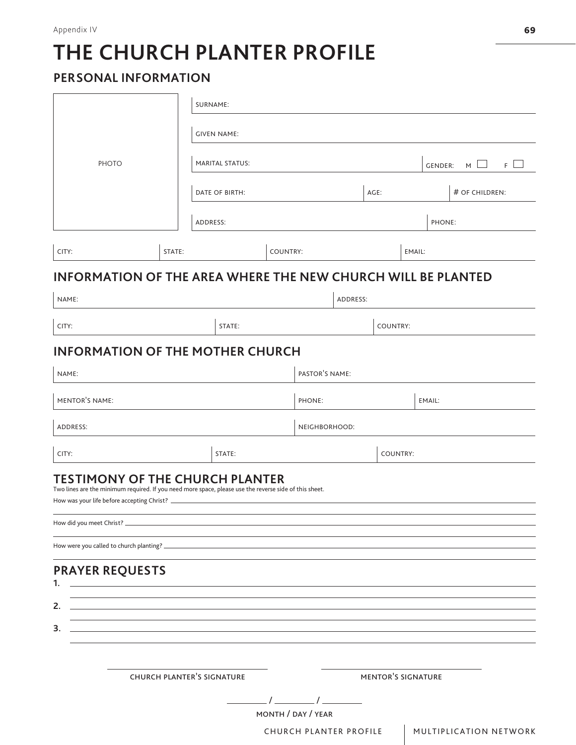Appendix IV

# THE CHURCH PLANTER PROFILE

## PERSONAL INFORMATION

PHOTO

SURNAME:

GIVEN NAME:

MARITAL STATUS: GENDER: M ☐ F ☐

DATE OF BIRTH: AGE: # OF CHILDREN:

ADDRESS: PHONE:

CITY: STATE: COUNTRY: EMAIL:

## INFORMATION OF THE AREA WHERE THE NEW CHURCH WILL BE PLANTED

NAME: ADDRESS:

CITY: STATE: COUNTRY:

## INFORMATION OF THE MOTHER CHURCH

NAME: PASTOR'S NAME:

MENTOR'S NAME: PHONE: EMAIL:

ADDRESS: NEIGHBORHOOD:

CITY: STATE: COUNTRY:

## TESTIMONY OF THE CHURCH PLANTER

Two lines are the minimum required. If you need more space, please use the reverse side of this sheet.

How was your life before accepting Christ? ____________________

How did you meet Christ? ____________________

How were you called to church planting? ____________________

## PRAYER REQUESTS

1. ____________________
2. ____________________
3. ____________________

____________________ CHURCH PLANTER'S SIGNATURE

____________________ MENTOR'S SIGNATURE

_____ / _____ / _____

MONTH / DAY / YEAR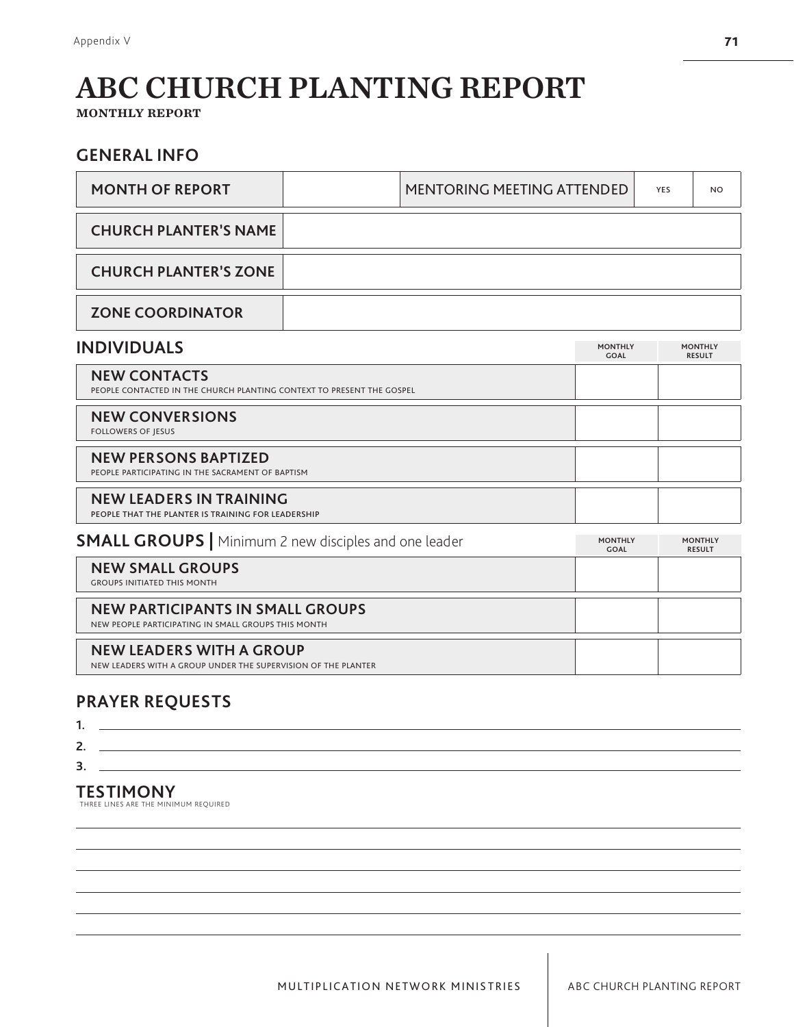# ABC CHURCH PLANTING REPORT

**MONTHLY REPORT**

## GENERAL INFO

| MONTH OF REPORT | | MENTORING MEETING ATTENDED | YES | NO |
|---|---|---|---|---|

| CHURCH PLANTER'S NAME | |
|---|---|
| CHURCH PLANTER'S ZONE | |
| ZONE COORDINATOR | |

## INDIVIDUALS

| | MONTHLY GOAL | MONTHLY RESULT |
|---|---|---|
| **NEW CONTACTS** PEOPLE CONTACTED IN THE CHURCH PLANTING CONTEXT TO PRESENT THE GOSPEL | | |
| **NEW CONVERSIONS** FOLLOWERS OF JESUS | | |
| **NEW PERSONS BAPTIZED** PEOPLE PARTICIPATING IN THE SACRAMENT OF BAPTISM | | |
| **NEW LEADERS IN TRAINING** PEOPLE THAT THE PLANTER IS TRAINING FOR LEADERSHIP | | |

## SMALL GROUPS | Minimum 2 new disciples and one leader

| | MONTHLY GOAL | MONTHLY RESULT |
|---|---|---|
| **NEW SMALL GROUPS** GROUPS INITIATED THIS MONTH | | |
| **NEW PARTICIPANTS IN SMALL GROUPS** NEW PEOPLE PARTICIPATING IN SMALL GROUPS THIS MONTH | | |
| **NEW LEADERS WITH A GROUP** NEW LEADERS WITH A GROUP UNDER THE SUPERVISION OF THE PLANTER | | |

## PRAYER REQUESTS

1. ______________________________
2. ______________________________
3. ______________________________

## TESTIMONY

THREE LINES ARE THE MINIMUM REQUIRED

______________________________

______________________________

______________________________

______________________________

______________________________

______________________________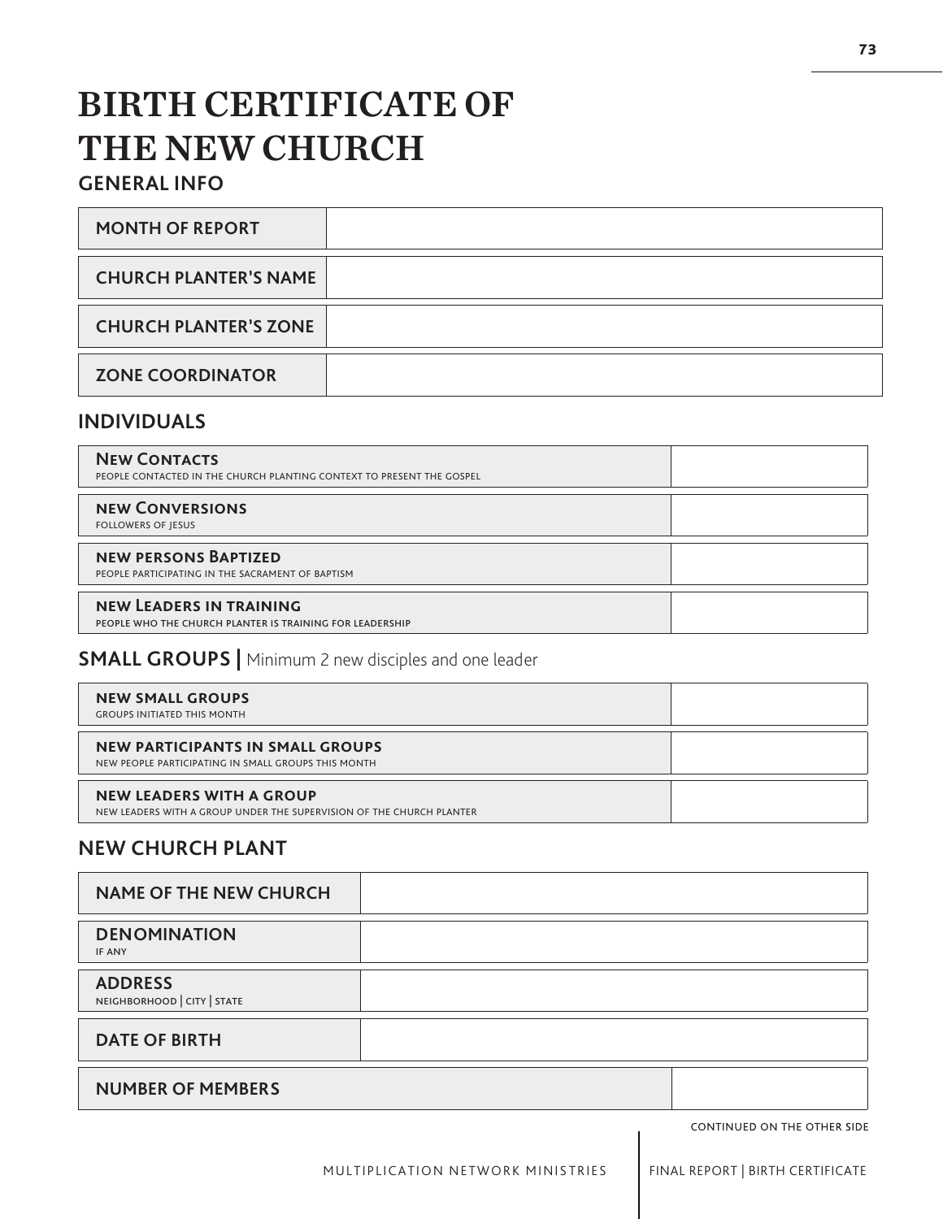# BIRTH CERTIFICATE OF THE NEW CHURCH

## GENERAL INFO

| | |
|---|---|
| MONTH OF REPORT | |
| CHURCH PLANTER'S NAME | |
| CHURCH PLANTER'S ZONE | |
| ZONE COORDINATOR | |

## INDIVIDUALS

| | |
|---|---|
| **New Contacts**<br>PEOPLE CONTACTED IN THE CHURCH PLANTING CONTEXT TO PRESENT THE GOSPEL | |
| **new Conversions**<br>FOLLOWERS OF JESUS | |
| **new persons Baptized**<br>PEOPLE PARTICIPATING IN THE SACRAMENT OF BAPTISM | |
| **new Leaders in training**<br>PEOPLE WHO THE CHURCH PLANTER IS TRAINING FOR LEADERSHIP | |

## SMALL GROUPS | Minimum 2 new disciples and one leader

| | |
|---|---|
| **NEW SMALL GROUPS**<br>GROUPS INITIATED THIS MONTH | |
| **NEW PARTICIPANTS IN SMALL GROUPS**<br>NEW PEOPLE PARTICIPATING IN SMALL GROUPS THIS MONTH | |
| **NEW LEADERS WITH A GROUP**<br>NEW LEADERS WITH A GROUP UNDER THE SUPERVISION OF THE CHURCH PLANTER | |

## NEW CHURCH PLANT

| | |
|---|---|
| NAME OF THE NEW CHURCH | |
| DENOMINATION<br>IF ANY | |
| ADDRESS<br>NEIGHBORHOOD \| CITY \| STATE | |
| DATE OF BIRTH | |
| NUMBER OF MEMBERS | |

CONTINUED ON THE OTHER SIDE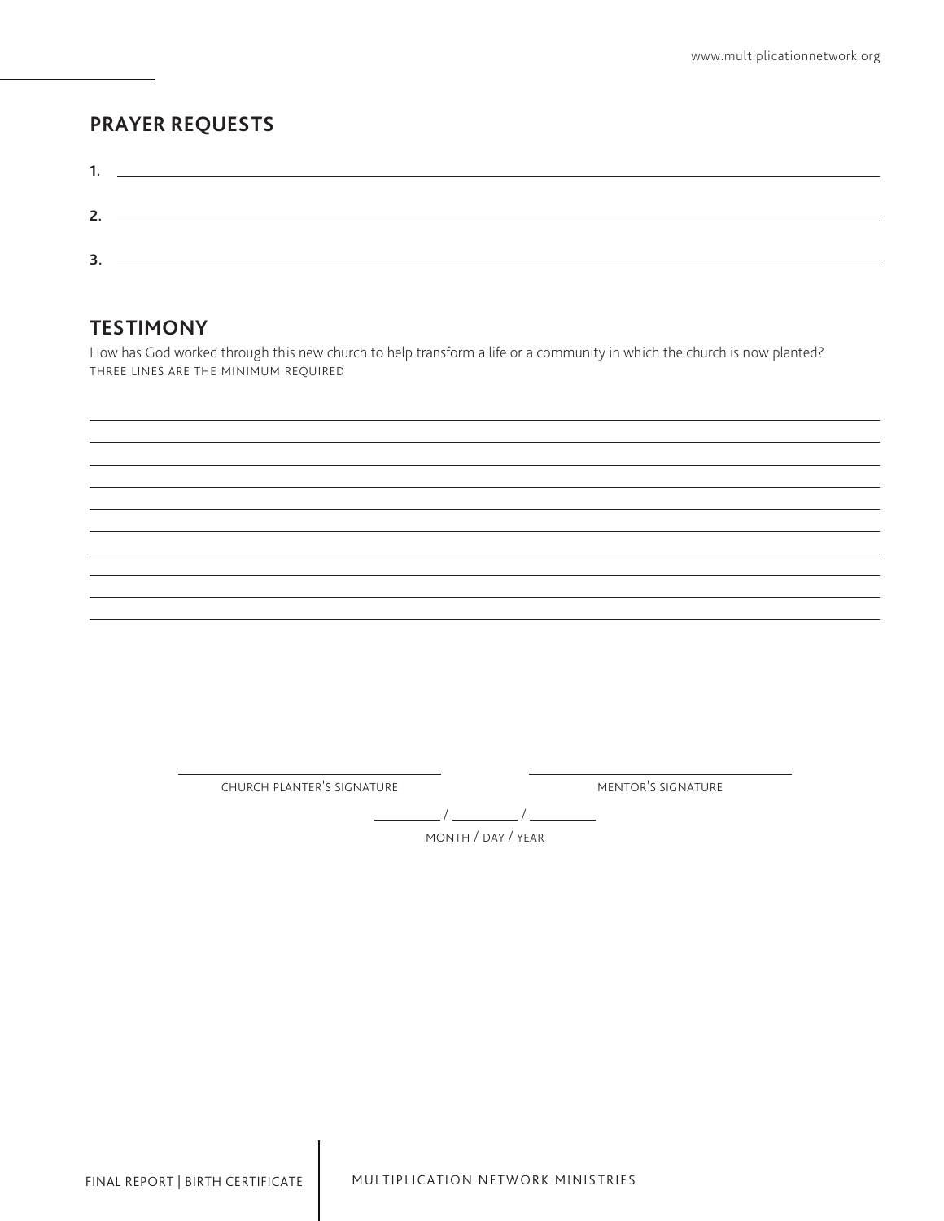## PRAYER REQUESTS

1. ______________________________________________

2. ______________________________________________

3. ______________________________________________

## TESTIMONY

How has God worked through this new church to help transform a life or a community in which the church is now planted?

THREE LINES ARE THE MINIMUM REQUIRED

______________________________________________

______________________________________________

______________________________________________

______________________________________________

______________________________________________

______________________________________________

______________________________________________

______________________________________________

______________________________________________

______________________________________________

______________________________ ______________________________

CHURCH PLANTER'S SIGNATURE MENTOR'S SIGNATURE

________ / ________ / ________

MONTH / DAY / YEAR